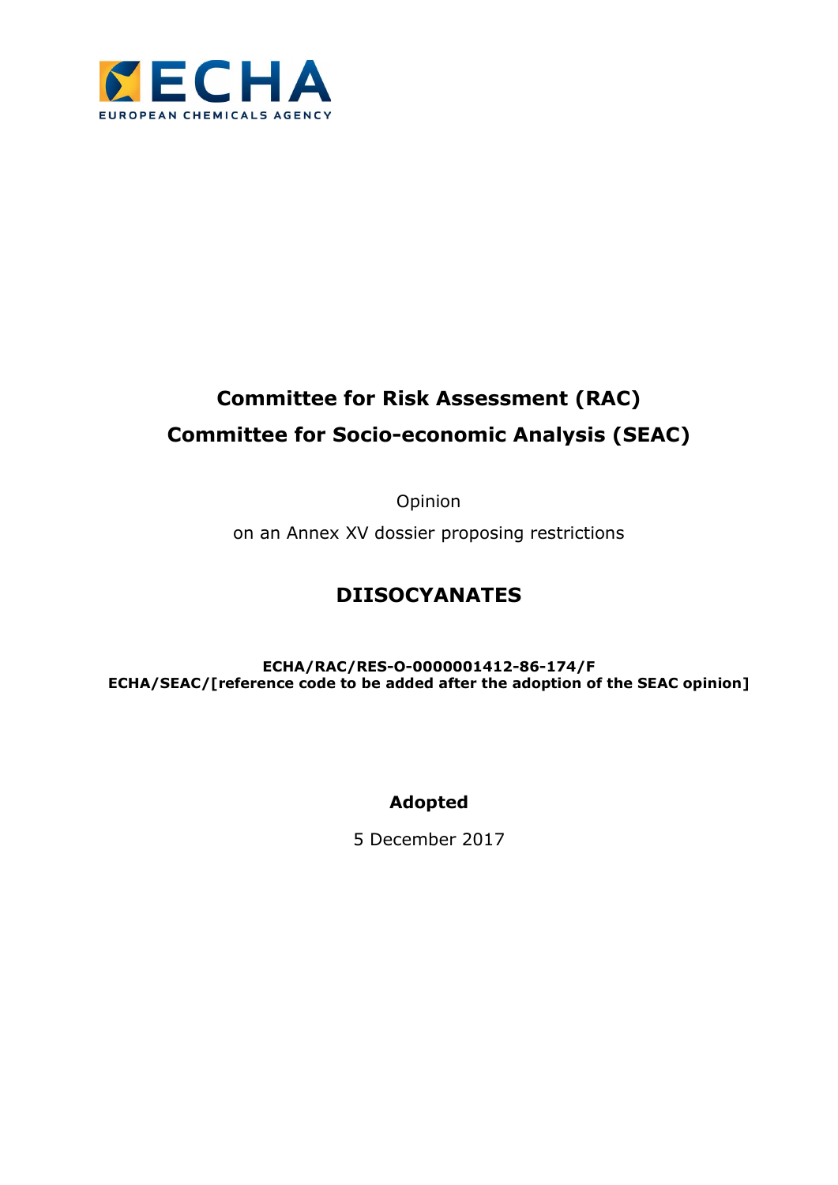ECHA

EUROPEAN CHEMICALS AGENCY

**Committee for Risk Assessment (RAC)**

**Committee for Socio-economic Analysis (SEAC)**

Opinion

on an Annex XV dossier proposing restrictions

# DIISOCYANATES

**ECHA/RAC/RES-O-0000001412-86-174/F**
**ECHA/SEAC/[reference code to be added after the adoption of the SEAC opinion]**

**Adopted**

5 December 2017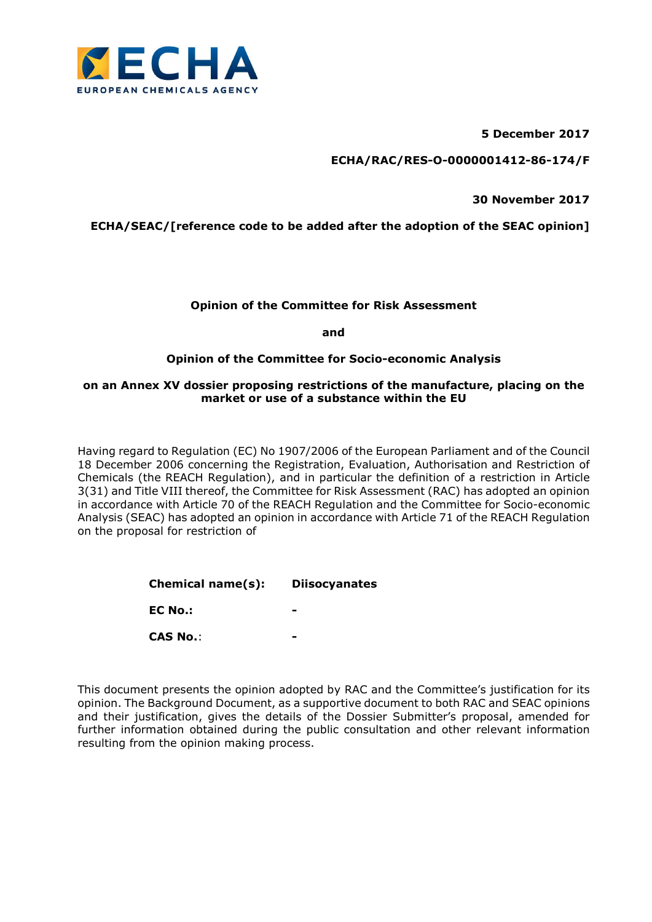**5 December 2017**

**ECHA/RAC/RES-O-0000001412-86-174/F**

**30 November 2017**

**ECHA/SEAC/[reference code to be added after the adoption of the SEAC opinion]**

**Opinion of the Committee for Risk Assessment**

**and**

**Opinion of the Committee for Socio-economic Analysis**

**on an Annex XV dossier proposing restrictions of the manufacture, placing on the market or use of a substance within the EU**

Having regard to Regulation (EC) No 1907/2006 of the European Parliament and of the Council 18 December 2006 concerning the Registration, Evaluation, Authorisation and Restriction of Chemicals (the REACH Regulation), and in particular the definition of a restriction in Article 3(31) and Title VIII thereof, the Committee for Risk Assessment (RAC) has adopted an opinion in accordance with Article 70 of the REACH Regulation and the Committee for Socio-economic Analysis (SEAC) has adopted an opinion in accordance with Article 71 of the REACH Regulation on the proposal for restriction of

| **Chemical name(s):** | **Diisocyanates** |
|---|---|
| **EC No.:** | **-** |
| **CAS No.**: | **-** |

This document presents the opinion adopted by RAC and the Committee's justification for its opinion. The Background Document, as a supportive document to both RAC and SEAC opinions and their justification, gives the details of the Dossier Submitter's proposal, amended for further information obtained during the public consultation and other relevant information resulting from the opinion making process.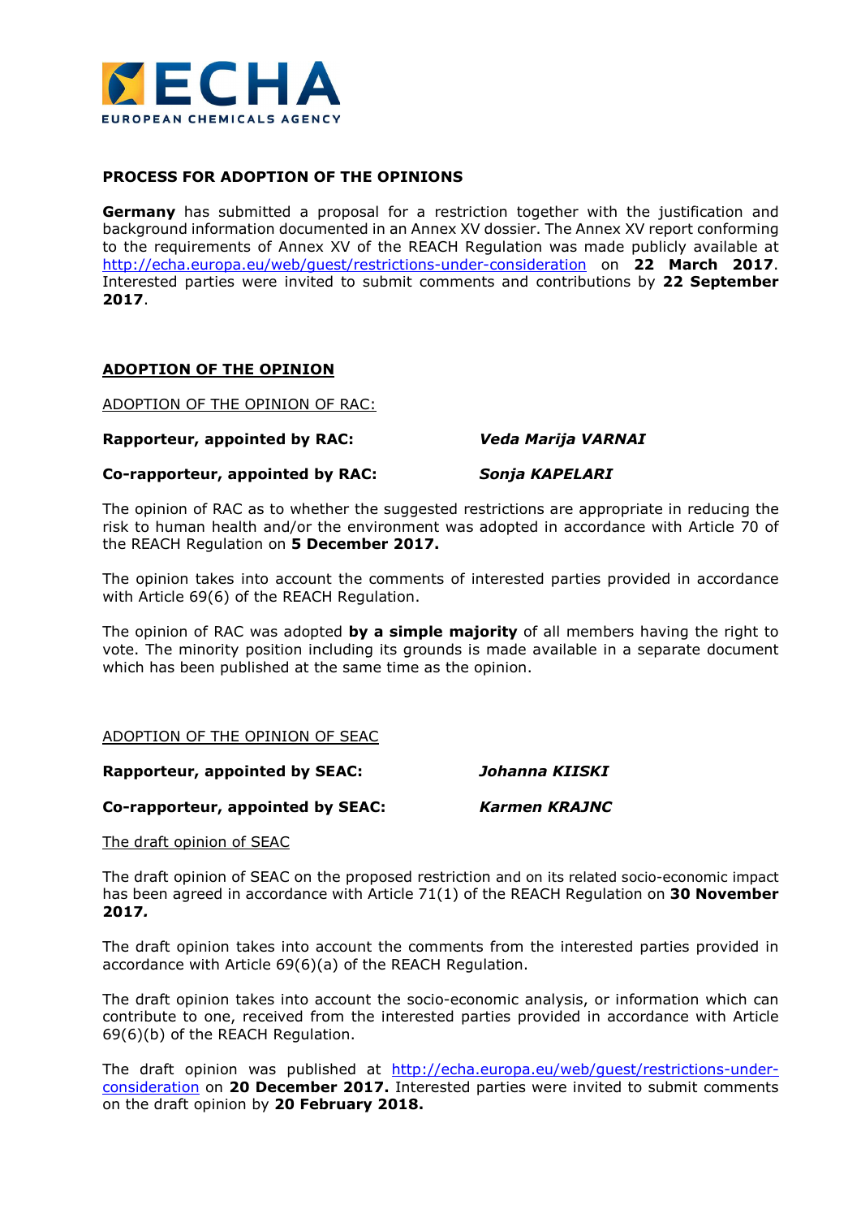## PROCESS FOR ADOPTION OF THE OPINIONS

**Germany** has submitted a proposal for a restriction together with the justification and background information documented in an Annex XV dossier. The Annex XV report conforming to the requirements of Annex XV of the REACH Regulation was made publicly available at http://echa.europa.eu/web/guest/restrictions-under-consideration on **22 March 2017**. Interested parties were invited to submit comments and contributions by **22 September 2017**.

## ADOPTION OF THE OPINION

ADOPTION OF THE OPINION OF RAC:

**Rapporteur, appointed by RAC:** ***Veda Marija VARNAI***

**Co-rapporteur, appointed by RAC:** ***Sonja KAPELARI***

The opinion of RAC as to whether the suggested restrictions are appropriate in reducing the risk to human health and/or the environment was adopted in accordance with Article 70 of the REACH Regulation on **5 December 2017.**

The opinion takes into account the comments of interested parties provided in accordance with Article 69(6) of the REACH Regulation.

The opinion of RAC was adopted **by a simple majority** of all members having the right to vote. The minority position including its grounds is made available in a separate document which has been published at the same time as the opinion.

ADOPTION OF THE OPINION OF SEAC

**Rapporteur, appointed by SEAC:** ***Johanna KIISKI***

**Co-rapporteur, appointed by SEAC:** ***Karmen KRAJNC***

The draft opinion of SEAC

The draft opinion of SEAC on the proposed restriction and on its related socio-economic impact has been agreed in accordance with Article 71(1) of the REACH Regulation on **30 November 2017.**

The draft opinion takes into account the comments from the interested parties provided in accordance with Article 69(6)(a) of the REACH Regulation.

The draft opinion takes into account the socio-economic analysis, or information which can contribute to one, received from the interested parties provided in accordance with Article 69(6)(b) of the REACH Regulation.

The draft opinion was published at http://echa.europa.eu/web/guest/restrictions-under-consideration on **20 December 2017.** Interested parties were invited to submit comments on the draft opinion by **20 February 2018.**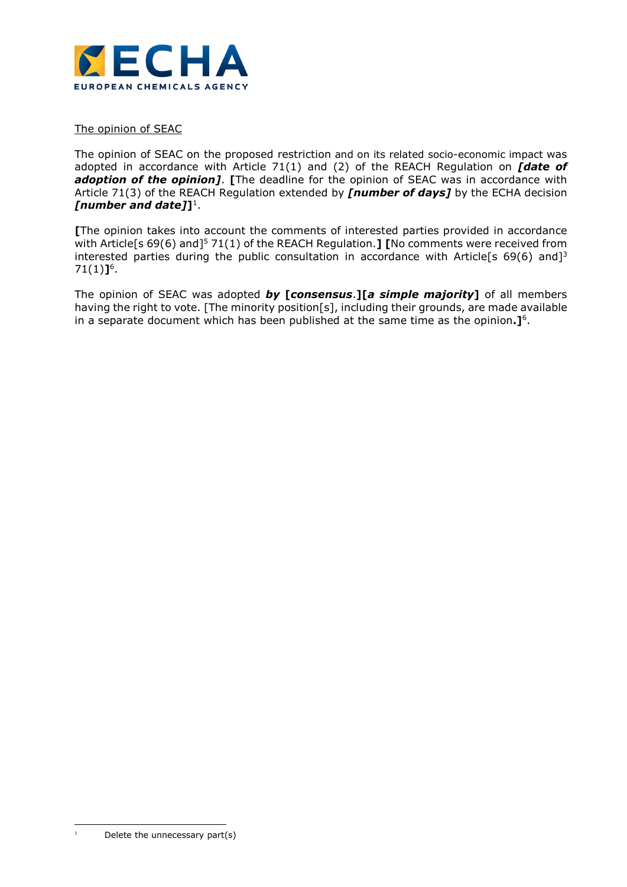The opinion of SEAC

The opinion of SEAC on the proposed restriction and on its related socio-economic impact was adopted in accordance with Article 71(1) and (2) of the REACH Regulation on ***[date of adoption of the opinion]***. **[**The deadline for the opinion of SEAC was in accordance with Article 71(3) of the REACH Regulation extended by ***[number of days]*** by the ECHA decision ***[number and date]*]**[1].

**[**The opinion takes into account the comments of interested parties provided in accordance with Article[s 69(6) and][5] 71(1) of the REACH Regulation.**]** **[**No comments were received from interested parties during the public consultation in accordance with Article[s 69(6) and][3] 71(1)**]**[6].

The opinion of SEAC was adopted ***by*** **[*consensus*.][*a simple majority*]** of all members having the right to vote. [The minority position[s], including their grounds, are made available in a separate document which has been published at the same time as the opinion**.]**[6].

---

[1] Delete the unnecessary part(s)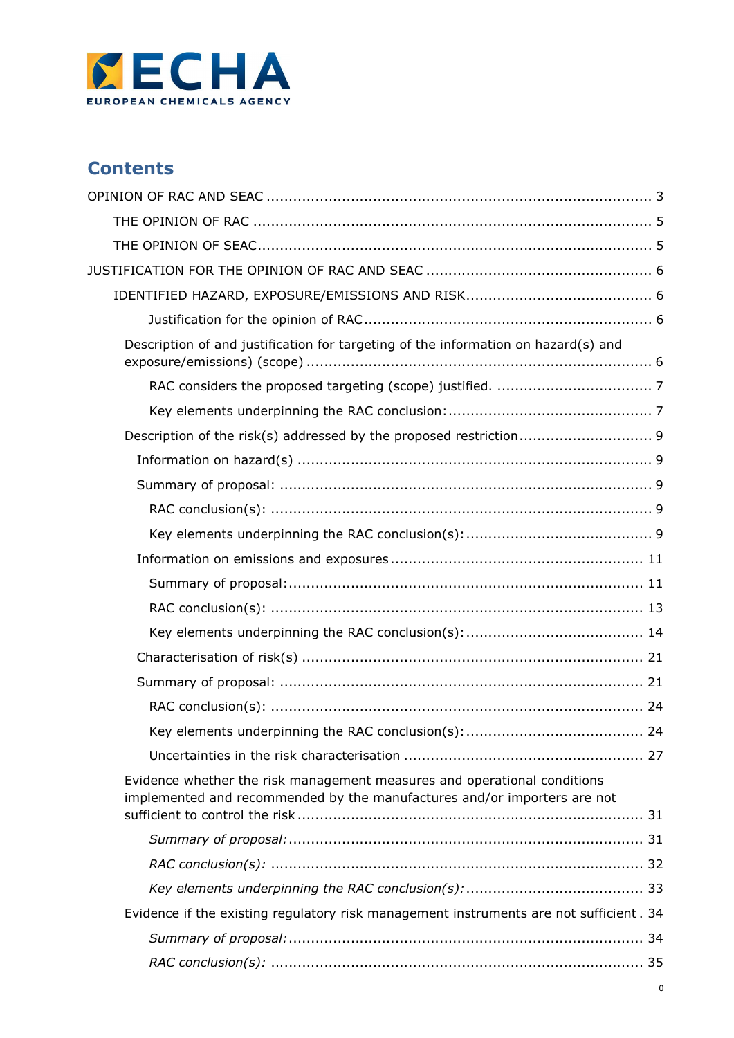# Contents

OPINION OF RAC AND SEAC ........................................................................................ 3

THE OPINION OF RAC ........................................................................................ 5

THE OPINION OF SEAC........................................................................................ 5

JUSTIFICATION FOR THE OPINION OF RAC AND SEAC ........................................... 6

IDENTIFIED HAZARD, EXPOSURE/EMISSIONS AND RISK........................................... 6

Justification for the opinion of RAC ........................................................................ 6

Description of and justification for targeting of the information on hazard(s) and exposure/emissions) (scope) ........................................................................ 6

RAC considers the proposed targeting (scope) justified. ........................................ 7

Key elements underpinning the RAC conclusion:.................................................. 7

Description of the risk(s) addressed by the proposed restriction................................ 9

Information on hazard(s) ........................................................................................ 9

Summary of proposal: ........................................................................................ 9

RAC conclusion(s): ........................................................................................ 9

Key elements underpinning the RAC conclusion(s):................................................ 9

Information on emissions and exposures ........................................................... 11

Summary of proposal:........................................................................................ 11

RAC conclusion(s): ........................................................................................ 13

Key elements underpinning the RAC conclusion(s):................................................ 14

Characterisation of risk(s) ........................................................................................ 21

Summary of proposal: ........................................................................................ 21

RAC conclusion(s): ........................................................................................ 24

Key elements underpinning the RAC conclusion(s):................................................ 24

Uncertainties in the risk characterisation ........................................................... 27

Evidence whether the risk management measures and operational conditions implemented and recommended by the manufactures and/or importers are not sufficient to control the risk ........................................................................................ 31

*Summary of proposal:* ........................................................................................ 31

*RAC conclusion(s):* ........................................................................................ 32

*Key elements underpinning the RAC conclusion(s):* ........................................ 33

Evidence if the existing regulatory risk management instruments are not sufficient . 34

*Summary of proposal:* ........................................................................................ 34

*RAC conclusion(s):* ........................................................................................ 35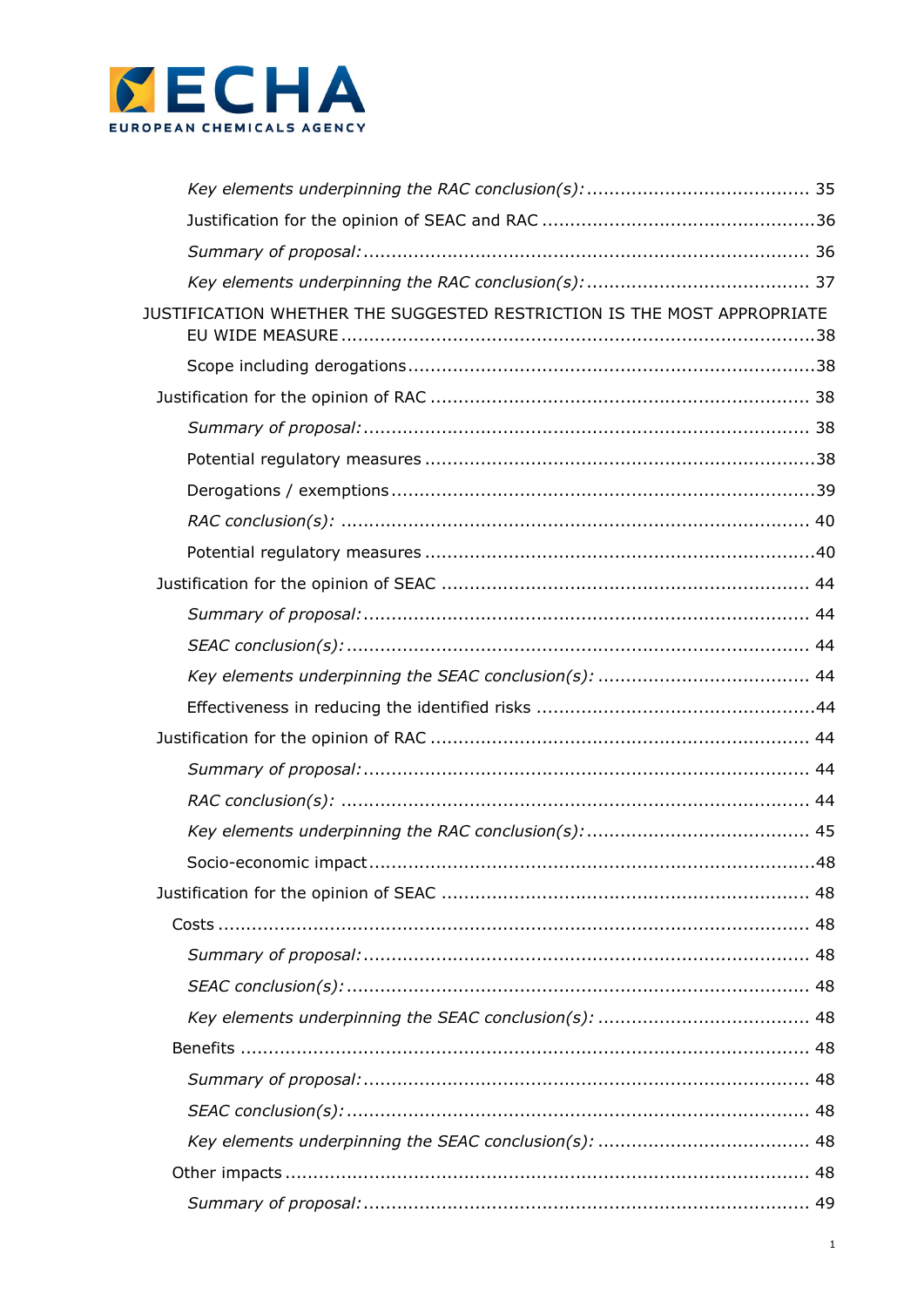*Key elements underpinning the RAC conclusion(s):* ........................................ 35

Justification for the opinion of SEAC and RAC .................................................36

*Summary of proposal:* ............................................................................... 36

*Key elements underpinning the RAC conclusion(s):* ........................................ 37

JUSTIFICATION WHETHER THE SUGGESTED RESTRICTION IS THE MOST APPROPRIATE EU WIDE MEASURE ....................................................................................38

Scope including derogations.........................................................................38

Justification for the opinion of RAC ................................................................... 38

*Summary of proposal:* ............................................................................... 38

Potential regulatory measures .....................................................................38

Derogations / exemptions...........................................................................39

*RAC conclusion(s):* .................................................................................. 40

Potential regulatory measures .....................................................................40

Justification for the opinion of SEAC ................................................................. 44

*Summary of proposal:* ............................................................................... 44

*SEAC conclusion(s):* .................................................................................. 44

*Key elements underpinning the SEAC conclusion(s):* ...................................... 44

Effectiveness in reducing the identified risks ..................................................44

Justification for the opinion of RAC ................................................................... 44

*Summary of proposal:* ............................................................................... 44

*RAC conclusion(s):* .................................................................................. 44

*Key elements underpinning the RAC conclusion(s):* ........................................ 45

Socio-economic impact...............................................................................48

Justification for the opinion of SEAC ................................................................. 48

Costs ......................................................................................................... 48

*Summary of proposal:* ............................................................................... 48

*SEAC conclusion(s):* .................................................................................. 48

*Key elements underpinning the SEAC conclusion(s):* ...................................... 48

Benefits ..................................................................................................... 48

*Summary of proposal:* ............................................................................... 48

*SEAC conclusion(s):* .................................................................................. 48

*Key elements underpinning the SEAC conclusion(s):* ...................................... 48

Other impacts ............................................................................................. 48

*Summary of proposal:* ............................................................................... 49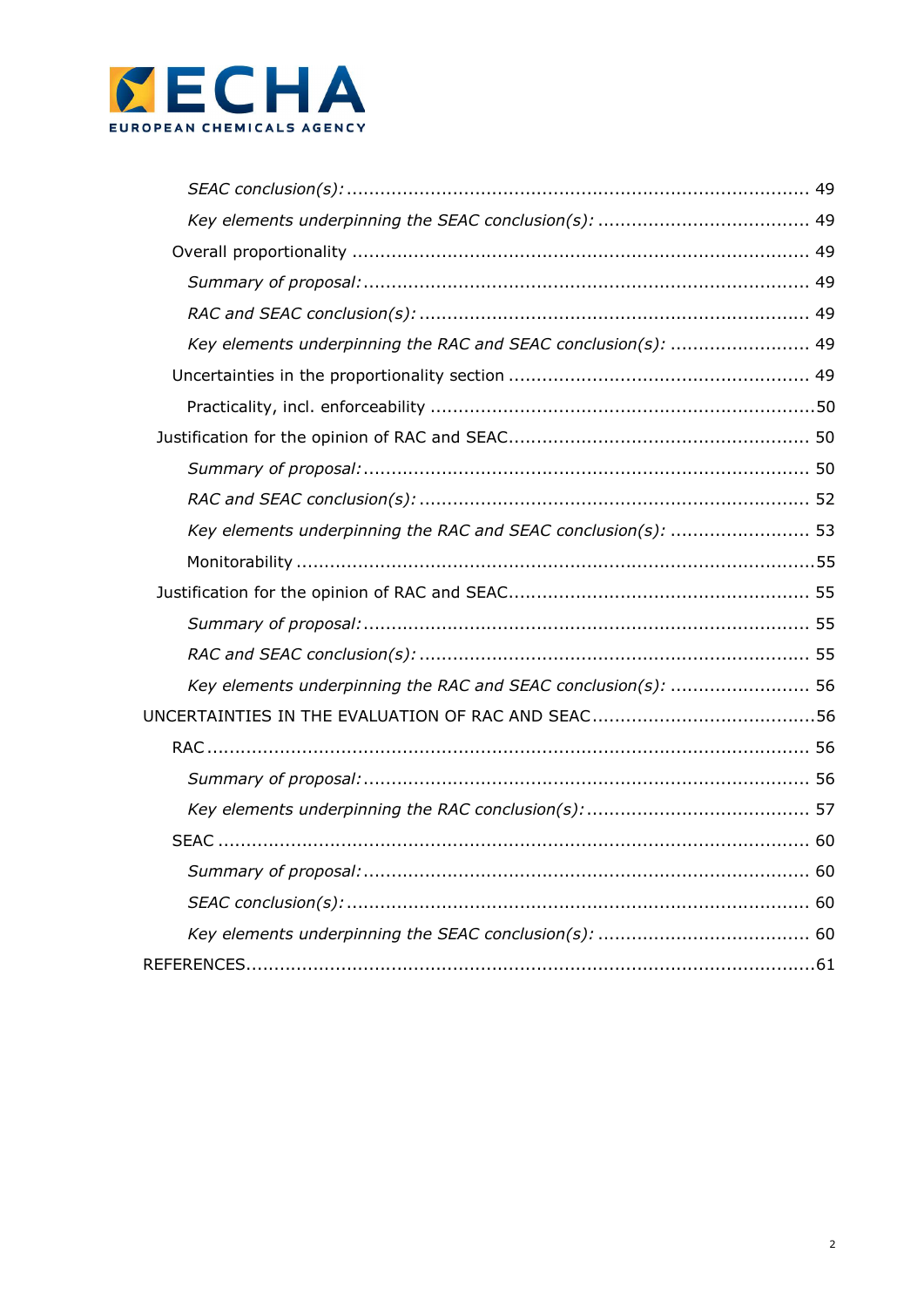*SEAC conclusion(s):* ................................................................................. 49

*Key elements underpinning the SEAC conclusion(s):* ..................................... 49

Overall proportionality ................................................................................. 49

*Summary of proposal:* ............................................................................... 49

*RAC and SEAC conclusion(s):* ..................................................................... 49

*Key elements underpinning the RAC and SEAC conclusion(s):* ......................... 49

Uncertainties in the proportionality section ...................................................... 49

Practicality, incl. enforceability .....................................................................50

Justification for the opinion of RAC and SEAC...................................................... 50

*Summary of proposal:* ............................................................................... 50

*RAC and SEAC conclusion(s):* ..................................................................... 52

*Key elements underpinning the RAC and SEAC conclusion(s):* ......................... 53

Monitorability ...........................................................................................55

Justification for the opinion of RAC and SEAC...................................................... 55

*Summary of proposal:* ............................................................................... 55

*RAC and SEAC conclusion(s):* ..................................................................... 55

*Key elements underpinning the RAC and SEAC conclusion(s):* ......................... 56

UNCERTAINTIES IN THE EVALUATION OF RAC AND SEAC........................................56

RAC ......................................................................................................... 56

*Summary of proposal:* ............................................................................... 56

*Key elements underpinning the RAC conclusion(s):* ....................................... 57

SEAC ........................................................................................................ 60

*Summary of proposal:* ............................................................................... 60

*SEAC conclusion(s):* ................................................................................. 60

*Key elements underpinning the SEAC conclusion(s):* ..................................... 60

REFERENCES....................................................................................................61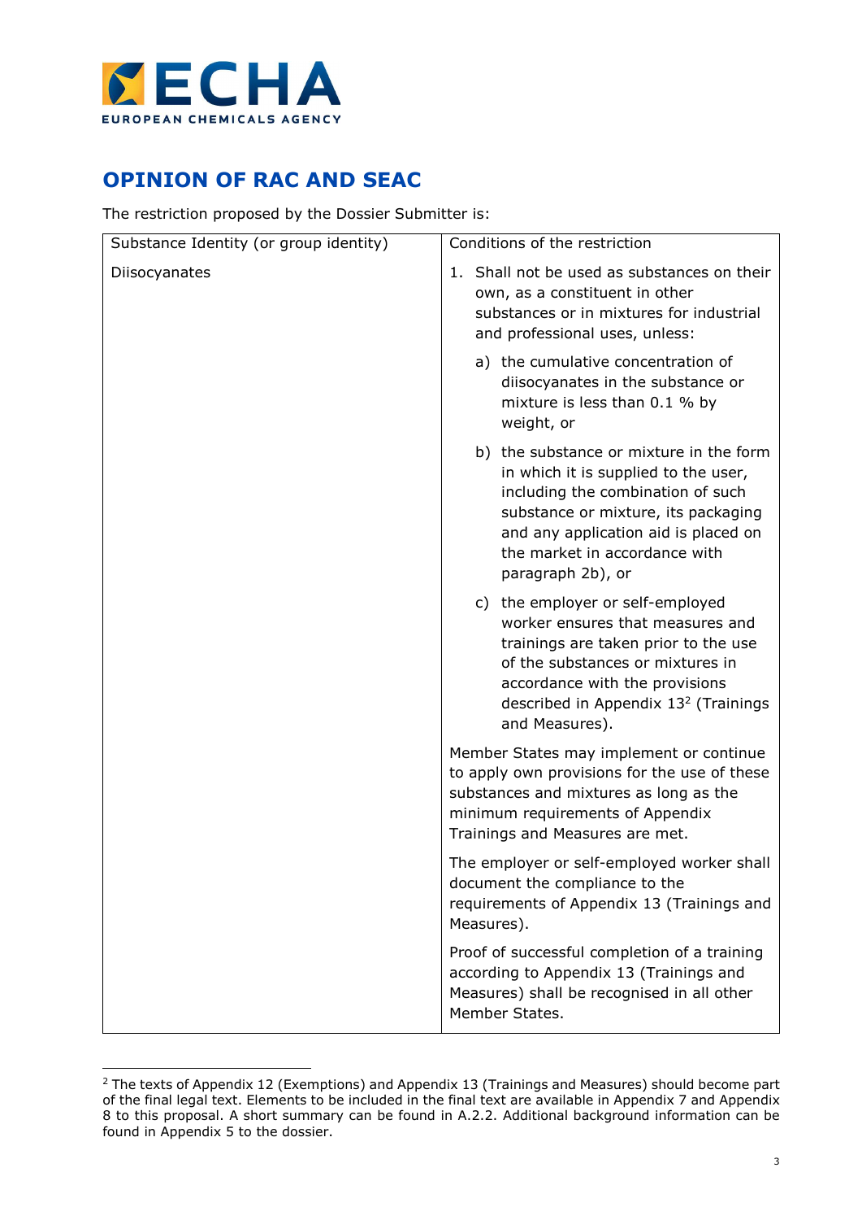# OPINION OF RAC AND SEAC

The restriction proposed by the Dossier Submitter is:

| Substance Identity (or group identity) | Conditions of the restriction |
|---|---|
| Diisocyanates | 1. Shall not be used as substances on their own, as a constituent in other substances or in mixtures for industrial and professional uses, unless:<br><br>a) the cumulative concentration of diisocyanates in the substance or mixture is less than 0.1 % by weight, or<br><br>b) the substance or mixture in the form in which it is supplied to the user, including the combination of such substance or mixture, its packaging and any application aid is placed on the market in accordance with paragraph 2b), or<br><br>c) the employer or self-employed worker ensures that measures and trainings are taken prior to the use of the substances or mixtures in accordance with the provisions described in Appendix 13[2] (Trainings and Measures).<br><br>Member States may implement or continue to apply own provisions for the use of these substances and mixtures as long as the minimum requirements of Appendix Trainings and Measures are met.<br><br>The employer or self-employed worker shall document the compliance to the requirements of Appendix 13 (Trainings and Measures).<br><br>Proof of successful completion of a training according to Appendix 13 (Trainings and Measures) shall be recognised in all other Member States. |

[2] The texts of Appendix 12 (Exemptions) and Appendix 13 (Trainings and Measures) should become part of the final legal text. Elements to be included in the final text are available in Appendix 7 and Appendix 8 to this proposal. A short summary can be found in A.2.2. Additional background information can be found in Appendix 5 to the dossier.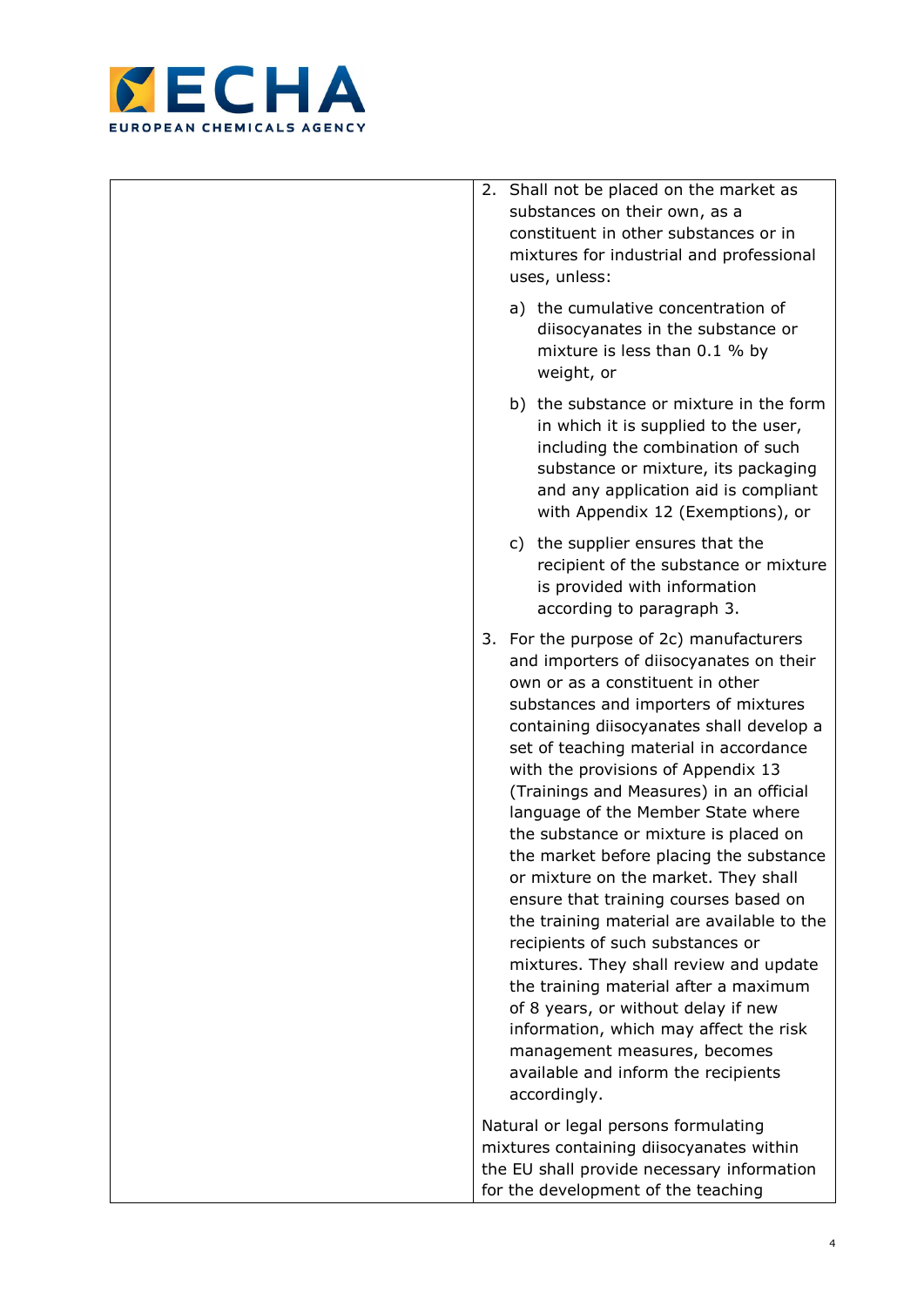|  | 2. Shall not be placed on the market as substances on their own, as a constituent in other substances or in mixtures for industrial and professional uses, unless:<br><br>a) the cumulative concentration of diisocyanates in the substance or mixture is less than 0.1 % by weight, or<br><br>b) the substance or mixture in the form in which it is supplied to the user, including the combination of such substance or mixture, its packaging and any application aid is compliant with Appendix 12 (Exemptions), or<br><br>c) the supplier ensures that the recipient of the substance or mixture is provided with information according to paragraph 3.<br><br>3. For the purpose of 2c) manufacturers and importers of diisocyanates on their own or as a constituent in other substances and importers of mixtures containing diisocyanates shall develop a set of teaching material in accordance with the provisions of Appendix 13 (Trainings and Measures) in an official language of the Member State where the substance or mixture is placed on the market before placing the substance or mixture on the market. They shall ensure that training courses based on the training material are available to the recipients of such substances or mixtures. They shall review and update the training material after a maximum of 8 years, or without delay if new information, which may affect the risk management measures, becomes available and inform the recipients accordingly.<br><br>Natural or legal persons formulating mixtures containing diisocyanates within the EU shall provide necessary information for the development of the teaching |
|---|---|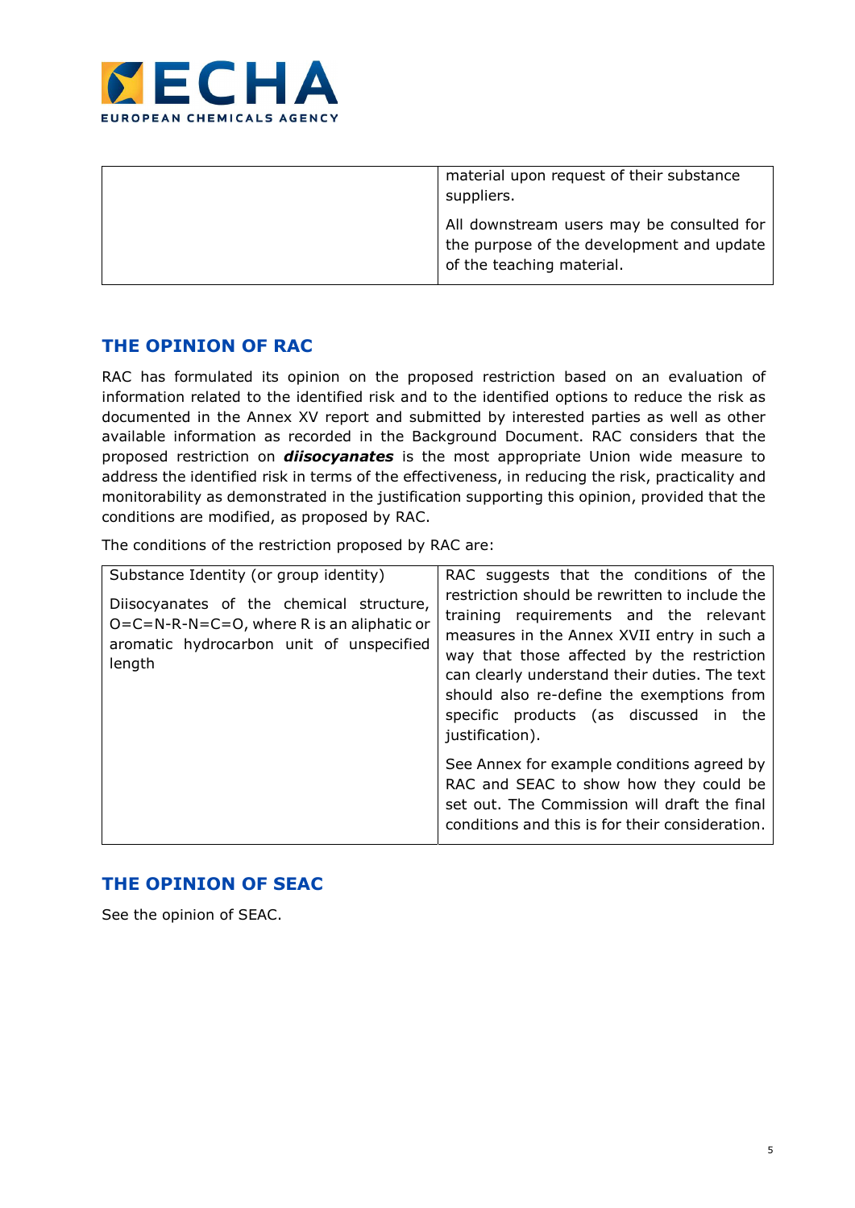|  | material upon request of their substance suppliers.<br><br>All downstream users may be consulted for the purpose of the development and update of the teaching material. |
| --- | --- |

## THE OPINION OF RAC

RAC has formulated its opinion on the proposed restriction based on an evaluation of information related to the identified risk and to the identified options to reduce the risk as documented in the Annex XV report and submitted by interested parties as well as other available information as recorded in the Background Document. RAC considers that the proposed restriction on ***diisocyanates*** is the most appropriate Union wide measure to address the identified risk in terms of the effectiveness, in reducing the risk, practicality and monitorability as demonstrated in the justification supporting this opinion, provided that the conditions are modified, as proposed by RAC.

The conditions of the restriction proposed by RAC are:

| Substance Identity (or group identity)<br><br>Diisocyanates of the chemical structure, O=C=N-R-N=C=O, where R is an aliphatic or aromatic hydrocarbon unit of unspecified length | RAC suggests that the conditions of the restriction should be rewritten to include the training requirements and the relevant measures in the Annex XVII entry in such a way that those affected by the restriction can clearly understand their duties. The text should also re-define the exemptions from specific products (as discussed in the justification).<br><br>See Annex for example conditions agreed by RAC and SEAC to show how they could be set out. The Commission will draft the final conditions and this is for their consideration. |
| --- | --- |

## THE OPINION OF SEAC

See the opinion of SEAC.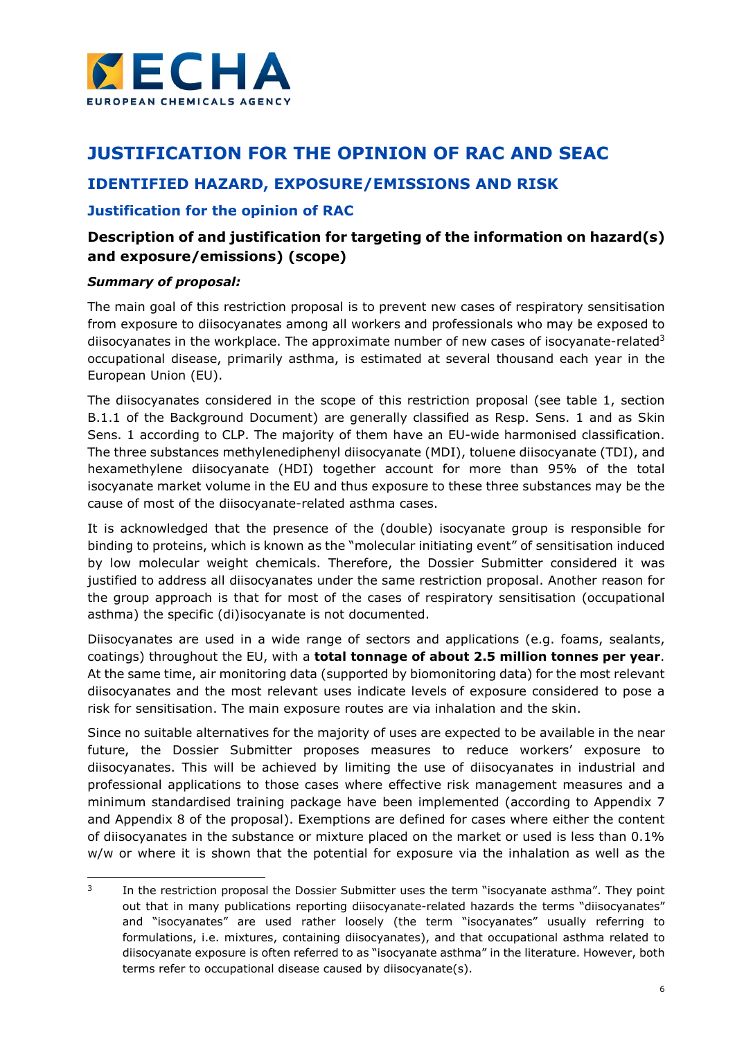# JUSTIFICATION FOR THE OPINION OF RAC AND SEAC

## IDENTIFIED HAZARD, EXPOSURE/EMISSIONS AND RISK

### Justification for the opinion of RAC

#### Description of and justification for targeting of the information on hazard(s) and exposure/emissions) (scope)

***Summary of proposal:***

The main goal of this restriction proposal is to prevent new cases of respiratory sensitisation from exposure to diisocyanates among all workers and professionals who may be exposed to diisocyanates in the workplace. The approximate number of new cases of isocyanate-related[3] occupational disease, primarily asthma, is estimated at several thousand each year in the European Union (EU).

The diisocyanates considered in the scope of this restriction proposal (see table 1, section B.1.1 of the Background Document) are generally classified as Resp. Sens. 1 and as Skin Sens. 1 according to CLP. The majority of them have an EU-wide harmonised classification. The three substances methylenediphenyl diisocyanate (MDI), toluene diisocyanate (TDI), and hexamethylene diisocyanate (HDI) together account for more than 95% of the total isocyanate market volume in the EU and thus exposure to these three substances may be the cause of most of the diisocyanate-related asthma cases.

It is acknowledged that the presence of the (double) isocyanate group is responsible for binding to proteins, which is known as the "molecular initiating event" of sensitisation induced by low molecular weight chemicals. Therefore, the Dossier Submitter considered it was justified to address all diisocyanates under the same restriction proposal. Another reason for the group approach is that for most of the cases of respiratory sensitisation (occupational asthma) the specific (di)isocyanate is not documented.

Diisocyanates are used in a wide range of sectors and applications (e.g. foams, sealants, coatings) throughout the EU, with a **total tonnage of about 2.5 million tonnes per year**. At the same time, air monitoring data (supported by biomonitoring data) for the most relevant diisocyanates and the most relevant uses indicate levels of exposure considered to pose a risk for sensitisation. The main exposure routes are via inhalation and the skin.

Since no suitable alternatives for the majority of uses are expected to be available in the near future, the Dossier Submitter proposes measures to reduce workers' exposure to diisocyanates. This will be achieved by limiting the use of diisocyanates in industrial and professional applications to those cases where effective risk management measures and a minimum standardised training package have been implemented (according to Appendix 7 and Appendix 8 of the proposal). Exemptions are defined for cases where either the content of diisocyanates in the substance or mixture placed on the market or used is less than 0.1% w/w or where it is shown that the potential for exposure via the inhalation as well as the

---

[3] In the restriction proposal the Dossier Submitter uses the term "isocyanate asthma". They point out that in many publications reporting diisocyanate-related hazards the terms "diisocyanates" and "isocyanates" are used rather loosely (the term "isocyanates" usually referring to formulations, i.e. mixtures, containing diisocyanates), and that occupational asthma related to diisocyanate exposure is often referred to as "isocyanate asthma" in the literature. However, both terms refer to occupational disease caused by diisocyanate(s).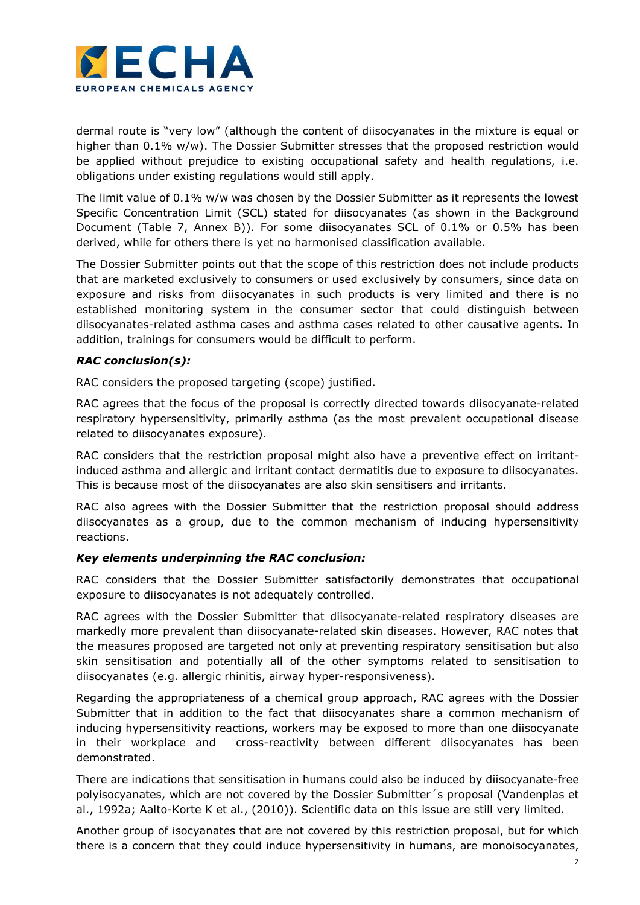dermal route is "very low" (although the content of diisocyanates in the mixture is equal or higher than 0.1% w/w). The Dossier Submitter stresses that the proposed restriction would be applied without prejudice to existing occupational safety and health regulations, i.e. obligations under existing regulations would still apply.

The limit value of 0.1% w/w was chosen by the Dossier Submitter as it represents the lowest Specific Concentration Limit (SCL) stated for diisocyanates (as shown in the Background Document (Table 7, Annex B)). For some diisocyanates SCL of 0.1% or 0.5% has been derived, while for others there is yet no harmonised classification available.

The Dossier Submitter points out that the scope of this restriction does not include products that are marketed exclusively to consumers or used exclusively by consumers, since data on exposure and risks from diisocyanates in such products is very limited and there is no established monitoring system in the consumer sector that could distinguish between diisocyanates-related asthma cases and asthma cases related to other causative agents. In addition, trainings for consumers would be difficult to perform.

***RAC conclusion(s):***

RAC considers the proposed targeting (scope) justified.

RAC agrees that the focus of the proposal is correctly directed towards diisocyanate-related respiratory hypersensitivity, primarily asthma (as the most prevalent occupational disease related to diisocyanates exposure).

RAC considers that the restriction proposal might also have a preventive effect on irritant-induced asthma and allergic and irritant contact dermatitis due to exposure to diisocyanates. This is because most of the diisocyanates are also skin sensitisers and irritants.

RAC also agrees with the Dossier Submitter that the restriction proposal should address diisocyanates as a group, due to the common mechanism of inducing hypersensitivity reactions.

***Key elements underpinning the RAC conclusion:***

RAC considers that the Dossier Submitter satisfactorily demonstrates that occupational exposure to diisocyanates is not adequately controlled.

RAC agrees with the Dossier Submitter that diisocyanate-related respiratory diseases are markedly more prevalent than diisocyanate-related skin diseases. However, RAC notes that the measures proposed are targeted not only at preventing respiratory sensitisation but also skin sensitisation and potentially all of the other symptoms related to sensitisation to diisocyanates (e.g. allergic rhinitis, airway hyper-responsiveness).

Regarding the appropriateness of a chemical group approach, RAC agrees with the Dossier Submitter that in addition to the fact that diisocyanates share a common mechanism of inducing hypersensitivity reactions, workers may be exposed to more than one diisocyanate in their workplace and cross-reactivity between different diisocyanates has been demonstrated.

There are indications that sensitisation in humans could also be induced by diisocyanate-free polyisocyanates, which are not covered by the Dossier Submitter´s proposal (Vandenplas et al., 1992a; Aalto-Korte K et al., (2010)). Scientific data on this issue are still very limited.

Another group of isocyanates that are not covered by this restriction proposal, but for which there is a concern that they could induce hypersensitivity in humans, are monoisocyanates,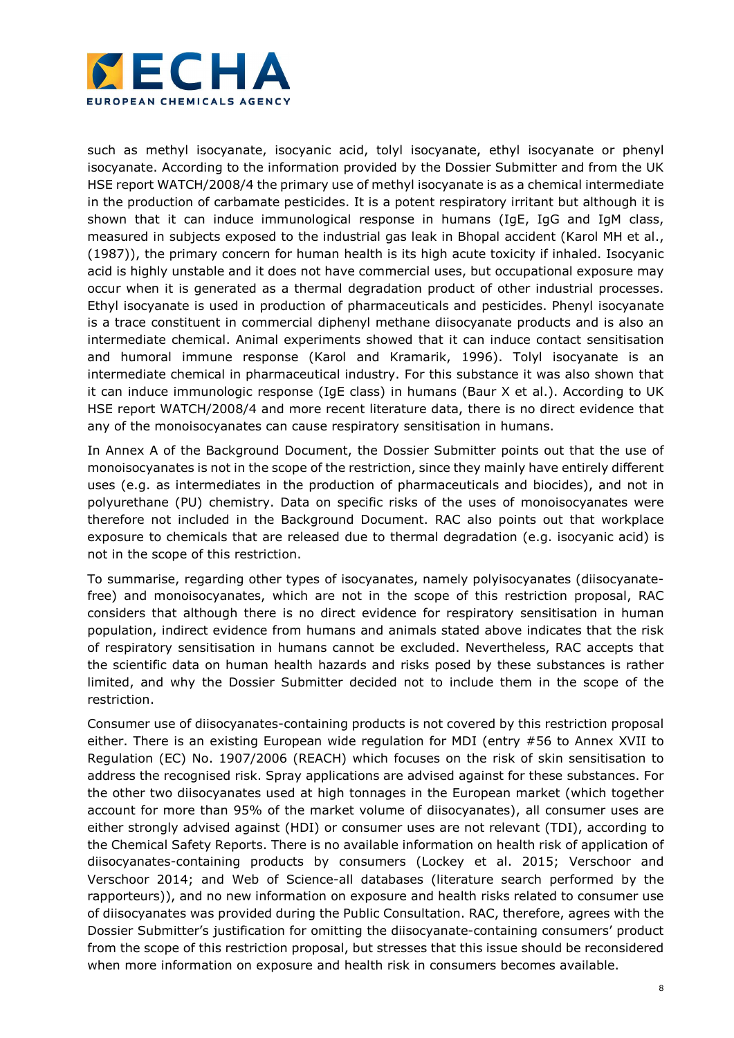such as methyl isocyanate, isocyanic acid, tolyl isocyanate, ethyl isocyanate or phenyl isocyanate. According to the information provided by the Dossier Submitter and from the UK HSE report WATCH/2008/4 the primary use of methyl isocyanate is as a chemical intermediate in the production of carbamate pesticides. It is a potent respiratory irritant but although it is shown that it can induce immunological response in humans (IgE, IgG and IgM class, measured in subjects exposed to the industrial gas leak in Bhopal accident (Karol MH et al., (1987)), the primary concern for human health is its high acute toxicity if inhaled. Isocyanic acid is highly unstable and it does not have commercial uses, but occupational exposure may occur when it is generated as a thermal degradation product of other industrial processes. Ethyl isocyanate is used in production of pharmaceuticals and pesticides. Phenyl isocyanate is a trace constituent in commercial diphenyl methane diisocyanate products and is also an intermediate chemical. Animal experiments showed that it can induce contact sensitisation and humoral immune response (Karol and Kramarik, 1996). Tolyl isocyanate is an intermediate chemical in pharmaceutical industry. For this substance it was also shown that it can induce immunologic response (IgE class) in humans (Baur X et al.). According to UK HSE report WATCH/2008/4 and more recent literature data, there is no direct evidence that any of the monoisocyanates can cause respiratory sensitisation in humans.

In Annex A of the Background Document, the Dossier Submitter points out that the use of monoisocyanates is not in the scope of the restriction, since they mainly have entirely different uses (e.g. as intermediates in the production of pharmaceuticals and biocides), and not in polyurethane (PU) chemistry. Data on specific risks of the uses of monoisocyanates were therefore not included in the Background Document. RAC also points out that workplace exposure to chemicals that are released due to thermal degradation (e.g. isocyanic acid) is not in the scope of this restriction.

To summarise, regarding other types of isocyanates, namely polyisocyanates (diisocyanate-free) and monoisocyanates, which are not in the scope of this restriction proposal, RAC considers that although there is no direct evidence for respiratory sensitisation in human population, indirect evidence from humans and animals stated above indicates that the risk of respiratory sensitisation in humans cannot be excluded. Nevertheless, RAC accepts that the scientific data on human health hazards and risks posed by these substances is rather limited, and why the Dossier Submitter decided not to include them in the scope of the restriction.

Consumer use of diisocyanates-containing products is not covered by this restriction proposal either. There is an existing European wide regulation for MDI (entry #56 to Annex XVII to Regulation (EC) No. 1907/2006 (REACH) which focuses on the risk of skin sensitisation to address the recognised risk. Spray applications are advised against for these substances. For the other two diisocyanates used at high tonnages in the European market (which together account for more than 95% of the market volume of diisocyanates), all consumer uses are either strongly advised against (HDI) or consumer uses are not relevant (TDI), according to the Chemical Safety Reports. There is no available information on health risk of application of diisocyanates-containing products by consumers (Lockey et al. 2015; Verschoor and Verschoor 2014; and Web of Science-all databases (literature search performed by the rapporteurs)), and no new information on exposure and health risks related to consumer use of diisocyanates was provided during the Public Consultation. RAC, therefore, agrees with the Dossier Submitter's justification for omitting the diisocyanate-containing consumers' product from the scope of this restriction proposal, but stresses that this issue should be reconsidered when more information on exposure and health risk in consumers becomes available.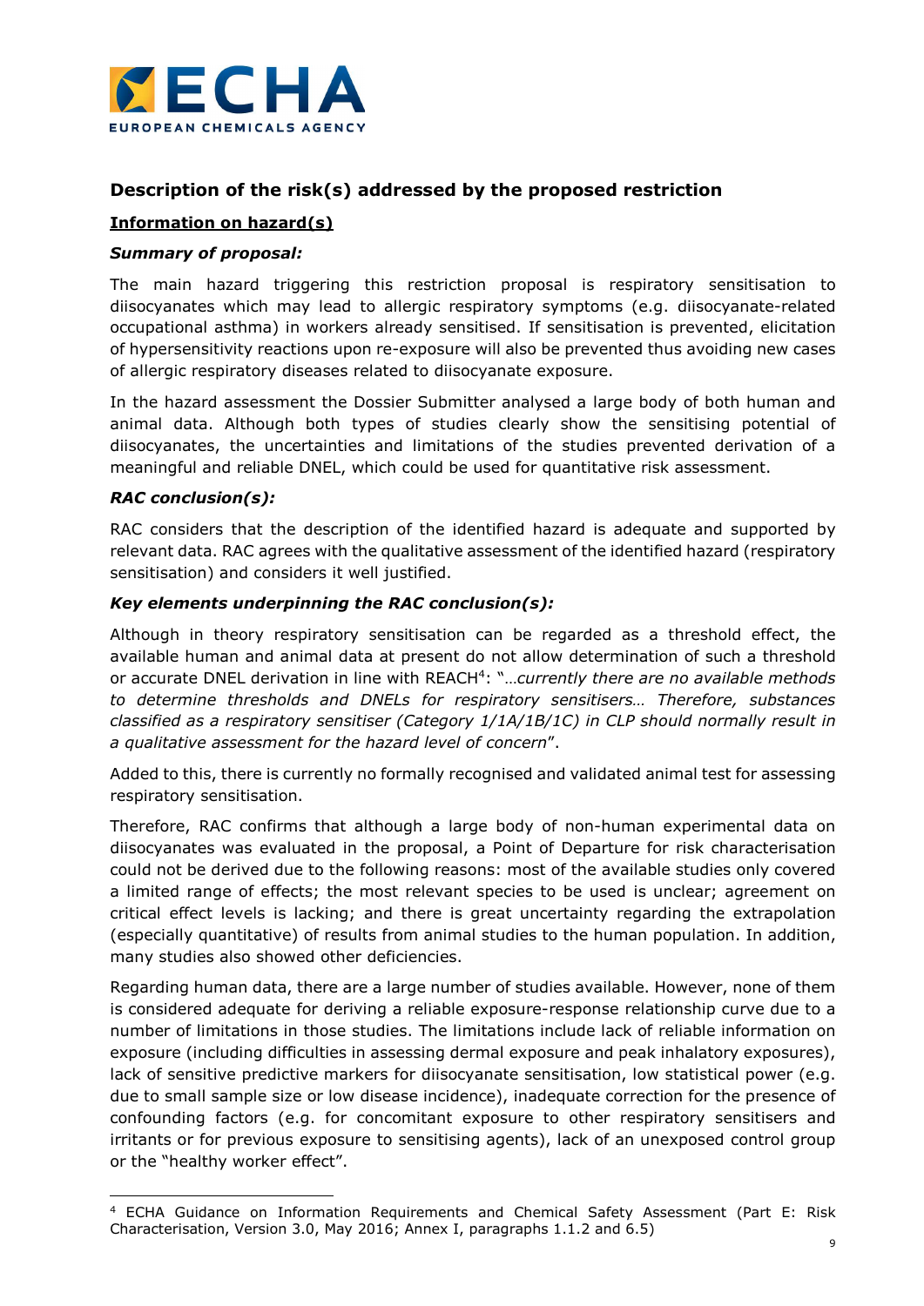## Description of the risk(s) addressed by the proposed restriction

### Information on hazard(s)

***Summary of proposal:***

The main hazard triggering this restriction proposal is respiratory sensitisation to diisocyanates which may lead to allergic respiratory symptoms (e.g. diisocyanate-related occupational asthma) in workers already sensitised. If sensitisation is prevented, elicitation of hypersensitivity reactions upon re-exposure will also be prevented thus avoiding new cases of allergic respiratory diseases related to diisocyanate exposure.

In the hazard assessment the Dossier Submitter analysed a large body of both human and animal data. Although both types of studies clearly show the sensitising potential of diisocyanates, the uncertainties and limitations of the studies prevented derivation of a meaningful and reliable DNEL, which could be used for quantitative risk assessment.

***RAC conclusion(s):***

RAC considers that the description of the identified hazard is adequate and supported by relevant data. RAC agrees with the qualitative assessment of the identified hazard (respiratory sensitisation) and considers it well justified.

***Key elements underpinning the RAC conclusion(s):***

Although in theory respiratory sensitisation can be regarded as a threshold effect, the available human and animal data at present do not allow determination of such a threshold or accurate DNEL derivation in line with REACH[4]: "*…currently there are no available methods to determine thresholds and DNELs for respiratory sensitisers… Therefore, substances classified as a respiratory sensitiser (Category 1/1A/1B/1C) in CLP should normally result in a qualitative assessment for the hazard level of concern*".

Added to this, there is currently no formally recognised and validated animal test for assessing respiratory sensitisation.

Therefore, RAC confirms that although a large body of non-human experimental data on diisocyanates was evaluated in the proposal, a Point of Departure for risk characterisation could not be derived due to the following reasons: most of the available studies only covered a limited range of effects; the most relevant species to be used is unclear; agreement on critical effect levels is lacking; and there is great uncertainty regarding the extrapolation (especially quantitative) of results from animal studies to the human population. In addition, many studies also showed other deficiencies.

Regarding human data, there are a large number of studies available. However, none of them is considered adequate for deriving a reliable exposure-response relationship curve due to a number of limitations in those studies. The limitations include lack of reliable information on exposure (including difficulties in assessing dermal exposure and peak inhalatory exposures), lack of sensitive predictive markers for diisocyanate sensitisation, low statistical power (e.g. due to small sample size or low disease incidence), inadequate correction for the presence of confounding factors (e.g. for concomitant exposure to other respiratory sensitisers and irritants or for previous exposure to sensitising agents), lack of an unexposed control group or the "healthy worker effect".

---

[4] ECHA Guidance on Information Requirements and Chemical Safety Assessment (Part E: Risk Characterisation, Version 3.0, May 2016; Annex I, paragraphs 1.1.2 and 6.5)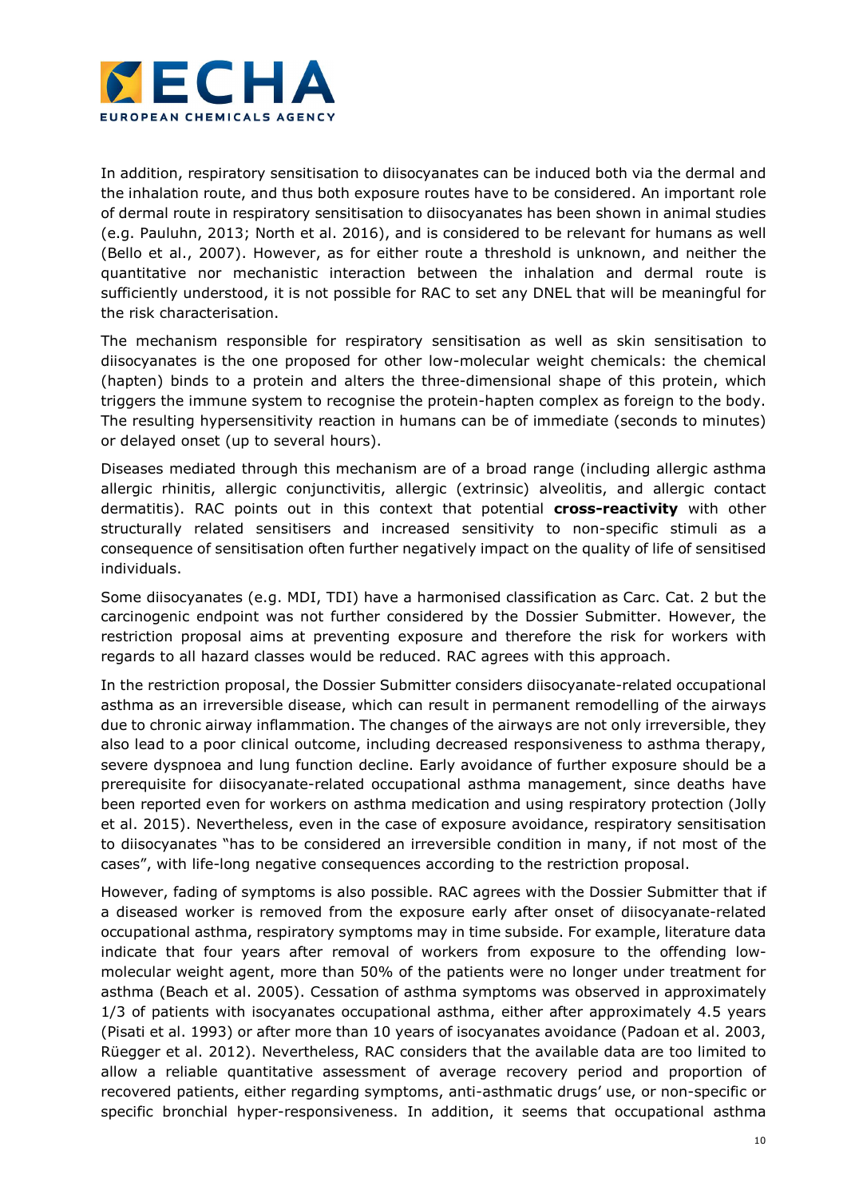In addition, respiratory sensitisation to diisocyanates can be induced both via the dermal and the inhalation route, and thus both exposure routes have to be considered. An important role of dermal route in respiratory sensitisation to diisocyanates has been shown in animal studies (e.g. Pauluhn, 2013; North et al. 2016), and is considered to be relevant for humans as well (Bello et al., 2007). However, as for either route a threshold is unknown, and neither the quantitative nor mechanistic interaction between the inhalation and dermal route is sufficiently understood, it is not possible for RAC to set any DNEL that will be meaningful for the risk characterisation.

The mechanism responsible for respiratory sensitisation as well as skin sensitisation to diisocyanates is the one proposed for other low-molecular weight chemicals: the chemical (hapten) binds to a protein and alters the three-dimensional shape of this protein, which triggers the immune system to recognise the protein-hapten complex as foreign to the body. The resulting hypersensitivity reaction in humans can be of immediate (seconds to minutes) or delayed onset (up to several hours).

Diseases mediated through this mechanism are of a broad range (including allergic asthma allergic rhinitis, allergic conjunctivitis, allergic (extrinsic) alveolitis, and allergic contact dermatitis). RAC points out in this context that potential **cross-reactivity** with other structurally related sensitisers and increased sensitivity to non-specific stimuli as a consequence of sensitisation often further negatively impact on the quality of life of sensitised individuals.

Some diisocyanates (e.g. MDI, TDI) have a harmonised classification as Carc. Cat. 2 but the carcinogenic endpoint was not further considered by the Dossier Submitter. However, the restriction proposal aims at preventing exposure and therefore the risk for workers with regards to all hazard classes would be reduced. RAC agrees with this approach.

In the restriction proposal, the Dossier Submitter considers diisocyanate-related occupational asthma as an irreversible disease, which can result in permanent remodelling of the airways due to chronic airway inflammation. The changes of the airways are not only irreversible, they also lead to a poor clinical outcome, including decreased responsiveness to asthma therapy, severe dyspnoea and lung function decline. Early avoidance of further exposure should be a prerequisite for diisocyanate-related occupational asthma management, since deaths have been reported even for workers on asthma medication and using respiratory protection (Jolly et al. 2015). Nevertheless, even in the case of exposure avoidance, respiratory sensitisation to diisocyanates "has to be considered an irreversible condition in many, if not most of the cases", with life-long negative consequences according to the restriction proposal.

However, fading of symptoms is also possible. RAC agrees with the Dossier Submitter that if a diseased worker is removed from the exposure early after onset of diisocyanate-related occupational asthma, respiratory symptoms may in time subside. For example, literature data indicate that four years after removal of workers from exposure to the offending low-molecular weight agent, more than 50% of the patients were no longer under treatment for asthma (Beach et al. 2005). Cessation of asthma symptoms was observed in approximately 1/3 of patients with isocyanates occupational asthma, either after approximately 4.5 years (Pisati et al. 1993) or after more than 10 years of isocyanates avoidance (Padoan et al. 2003, Rüegger et al. 2012). Nevertheless, RAC considers that the available data are too limited to allow a reliable quantitative assessment of average recovery period and proportion of recovered patients, either regarding symptoms, anti-asthmatic drugs' use, or non-specific or specific bronchial hyper-responsiveness. In addition, it seems that occupational asthma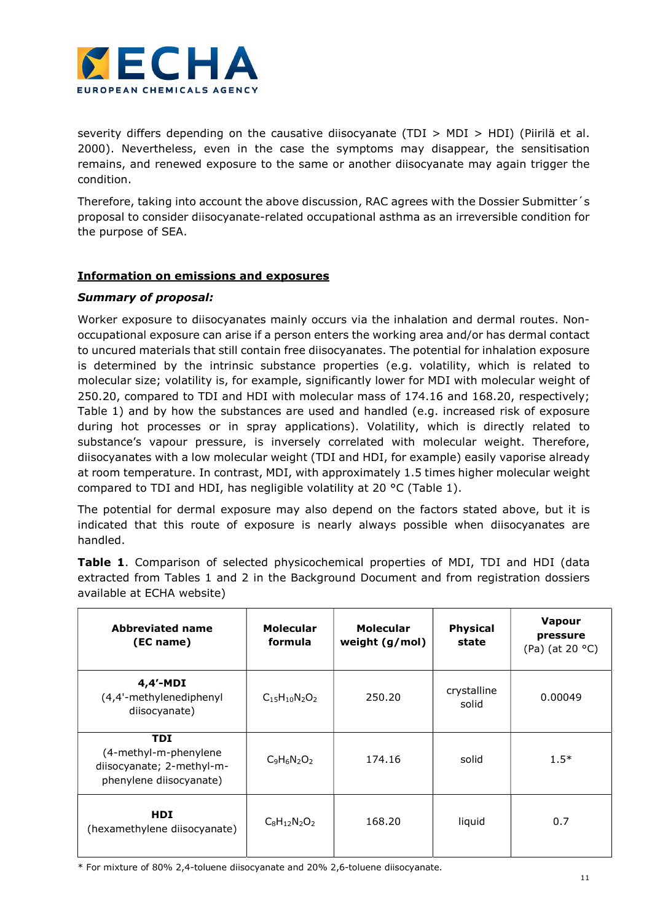severity differs depending on the causative diisocyanate (TDI > MDI > HDI) (Piirilä et al. 2000). Nevertheless, even in the case the symptoms may disappear, the sensitisation remains, and renewed exposure to the same or another diisocyanate may again trigger the condition.

Therefore, taking into account the above discussion, RAC agrees with the Dossier Submitter´s proposal to consider diisocyanate-related occupational asthma as an irreversible condition for the purpose of SEA.

**Information on emissions and exposures**

***Summary of proposal:***

Worker exposure to diisocyanates mainly occurs via the inhalation and dermal routes. Non-occupational exposure can arise if a person enters the working area and/or has dermal contact to uncured materials that still contain free diisocyanates. The potential for inhalation exposure is determined by the intrinsic substance properties (e.g. volatility, which is related to molecular size; volatility is, for example, significantly lower for MDI with molecular weight of 250.20, compared to TDI and HDI with molecular mass of 174.16 and 168.20, respectively; Table 1) and by how the substances are used and handled (e.g. increased risk of exposure during hot processes or in spray applications). Volatility, which is directly related to substance's vapour pressure, is inversely correlated with molecular weight. Therefore, diisocyanates with a low molecular weight (TDI and HDI, for example) easily vaporise already at room temperature. In contrast, MDI, with approximately 1.5 times higher molecular weight compared to TDI and HDI, has negligible volatility at 20 °C (Table 1).

The potential for dermal exposure may also depend on the factors stated above, but it is indicated that this route of exposure is nearly always possible when diisocyanates are handled.

**Table 1**. Comparison of selected physicochemical properties of MDI, TDI and HDI (data extracted from Tables 1 and 2 in the Background Document and from registration dossiers available at ECHA website)

| Abbreviated name (EC name) | Molecular formula | Molecular weight (g/mol) | Physical state | Vapour pressure (Pa) (at 20 °C) |
|---|---|---|---|---|
| **4,4'-MDI** (4,4'-methylenediphenyl diisocyanate) | $C_{15}H_{10}N_2O_2$ | 250.20 | crystalline solid | 0.00049 |
| **TDI** (4-methyl-m-phenylene diisocyanate; 2-methyl-m-phenylene diisocyanate) | $C_9H_6N_2O_2$ | 174.16 | solid | 1.5* |
| **HDI** (hexamethylene diisocyanate) | $C_8H_{12}N_2O_2$ | 168.20 | liquid | 0.7 |

\* For mixture of 80% 2,4-toluene diisocyanate and 20% 2,6-toluene diisocyanate.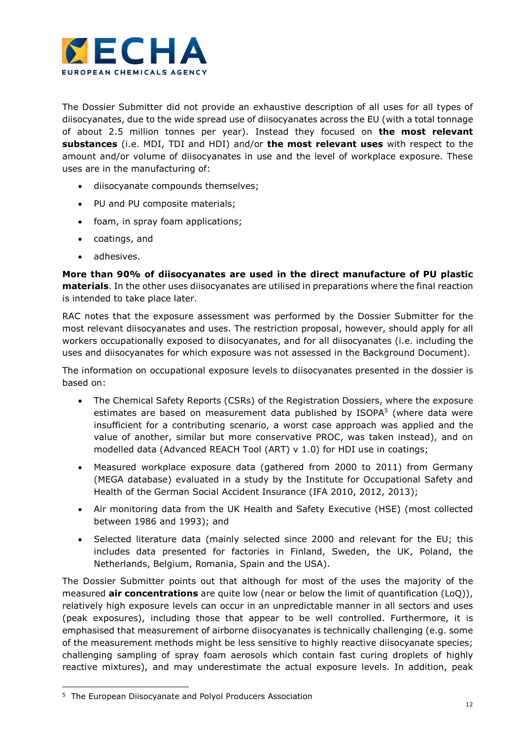The Dossier Submitter did not provide an exhaustive description of all uses for all types of diisocyanates, due to the wide spread use of diisocyanates across the EU (with a total tonnage of about 2.5 million tonnes per year). Instead they focused on **the most relevant substances** (i.e. MDI, TDI and HDI) and/or **the most relevant uses** with respect to the amount and/or volume of diisocyanates in use and the level of workplace exposure. These uses are in the manufacturing of:

- diisocyanate compounds themselves;
- PU and PU composite materials;
- foam, in spray foam applications;
- coatings, and
- adhesives.

**More than 90% of diisocyanates are used in the direct manufacture of PU plastic materials**. In the other uses diisocyanates are utilised in preparations where the final reaction is intended to take place later.

RAC notes that the exposure assessment was performed by the Dossier Submitter for the most relevant diisocyanates and uses. The restriction proposal, however, should apply for all workers occupationally exposed to diisocyanates, and for all diisocyanates (i.e. including the uses and diisocyanates for which exposure was not assessed in the Background Document).

The information on occupational exposure levels to diisocyanates presented in the dossier is based on:

- The Chemical Safety Reports (CSRs) of the Registration Dossiers, where the exposure estimates are based on measurement data published by ISOPA[5] (where data were insufficient for a contributing scenario, a worst case approach was applied and the value of another, similar but more conservative PROC, was taken instead), and on modelled data (Advanced REACH Tool (ART) v 1.0) for HDI use in coatings;
- Measured workplace exposure data (gathered from 2000 to 2011) from Germany (MEGA database) evaluated in a study by the Institute for Occupational Safety and Health of the German Social Accident Insurance (IFA 2010, 2012, 2013);
- Air monitoring data from the UK Health and Safety Executive (HSE) (most collected between 1986 and 1993); and
- Selected literature data (mainly selected since 2000 and relevant for the EU; this includes data presented for factories in Finland, Sweden, the UK, Poland, the Netherlands, Belgium, Romania, Spain and the USA).

The Dossier Submitter points out that although for most of the uses the majority of the measured **air concentrations** are quite low (near or below the limit of quantification (LoQ)), relatively high exposure levels can occur in an unpredictable manner in all sectors and uses (peak exposures), including those that appear to be well controlled. Furthermore, it is emphasised that measurement of airborne diisocyanates is technically challenging (e.g. some of the measurement methods might be less sensitive to highly reactive diisocyanate species; challenging sampling of spray foam aerosols which contain fast curing droplets of highly reactive mixtures), and may underestimate the actual exposure levels. In addition, peak

[5] The European Diisocyanate and Polyol Producers Association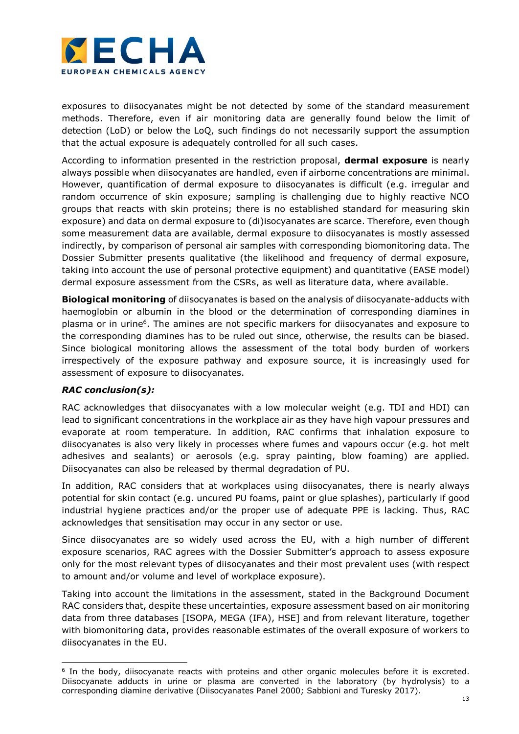exposures to diisocyanates might be not detected by some of the standard measurement methods. Therefore, even if air monitoring data are generally found below the limit of detection (LoD) or below the LoQ, such findings do not necessarily support the assumption that the actual exposure is adequately controlled for all such cases.

According to information presented in the restriction proposal, **dermal exposure** is nearly always possible when diisocyanates are handled, even if airborne concentrations are minimal. However, quantification of dermal exposure to diisocyanates is difficult (e.g. irregular and random occurrence of skin exposure; sampling is challenging due to highly reactive NCO groups that reacts with skin proteins; there is no established standard for measuring skin exposure) and data on dermal exposure to (di)isocyanates are scarce. Therefore, even though some measurement data are available, dermal exposure to diisocyanates is mostly assessed indirectly, by comparison of personal air samples with corresponding biomonitoring data. The Dossier Submitter presents qualitative (the likelihood and frequency of dermal exposure, taking into account the use of personal protective equipment) and quantitative (EASE model) dermal exposure assessment from the CSRs, as well as literature data, where available.

**Biological monitoring** of diisocyanates is based on the analysis of diisocyanate-adducts with haemoglobin or albumin in the blood or the determination of corresponding diamines in plasma or in urine[6]. The amines are not specific markers for diisocyanates and exposure to the corresponding diamines has to be ruled out since, otherwise, the results can be biased. Since biological monitoring allows the assessment of the total body burden of workers irrespectively of the exposure pathway and exposure source, it is increasingly used for assessment of exposure to diisocyanates.

***RAC conclusion(s):***

RAC acknowledges that diisocyanates with a low molecular weight (e.g. TDI and HDI) can lead to significant concentrations in the workplace air as they have high vapour pressures and evaporate at room temperature. In addition, RAC confirms that inhalation exposure to diisocyanates is also very likely in processes where fumes and vapours occur (e.g. hot melt adhesives and sealants) or aerosols (e.g. spray painting, blow foaming) are applied. Diisocyanates can also be released by thermal degradation of PU.

In addition, RAC considers that at workplaces using diisocyanates, there is nearly always potential for skin contact (e.g. uncured PU foams, paint or glue splashes), particularly if good industrial hygiene practices and/or the proper use of adequate PPE is lacking. Thus, RAC acknowledges that sensitisation may occur in any sector or use.

Since diisocyanates are so widely used across the EU, with a high number of different exposure scenarios, RAC agrees with the Dossier Submitter's approach to assess exposure only for the most relevant types of diisocyanates and their most prevalent uses (with respect to amount and/or volume and level of workplace exposure).

Taking into account the limitations in the assessment, stated in the Background Document RAC considers that, despite these uncertainties, exposure assessment based on air monitoring data from three databases [ISOPA, MEGA (IFA), HSE] and from relevant literature, together with biomonitoring data, provides reasonable estimates of the overall exposure of workers to diisocyanates in the EU.

---

[6] In the body, diisocyanate reacts with proteins and other organic molecules before it is excreted. Diisocyanate adducts in urine or plasma are converted in the laboratory (by hydrolysis) to a corresponding diamine derivative (Diisocyanates Panel 2000; Sabbioni and Turesky 2017).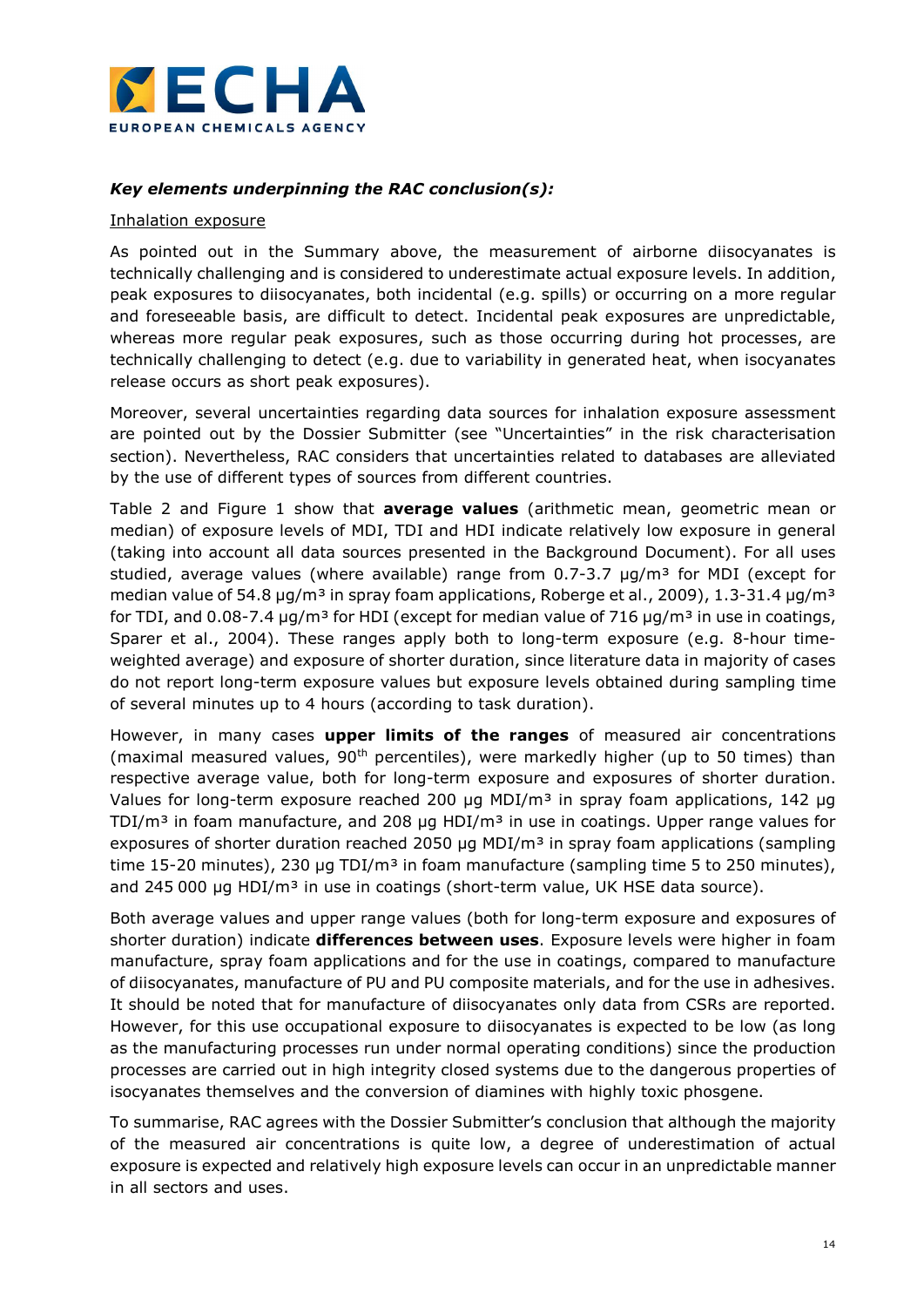### *Key elements underpinning the RAC conclusion(s):*

Inhalation exposure

As pointed out in the Summary above, the measurement of airborne diisocyanates is technically challenging and is considered to underestimate actual exposure levels. In addition, peak exposures to diisocyanates, both incidental (e.g. spills) or occurring on a more regular and foreseeable basis, are difficult to detect. Incidental peak exposures are unpredictable, whereas more regular peak exposures, such as those occurring during hot processes, are technically challenging to detect (e.g. due to variability in generated heat, when isocyanates release occurs as short peak exposures).

Moreover, several uncertainties regarding data sources for inhalation exposure assessment are pointed out by the Dossier Submitter (see "Uncertainties" in the risk characterisation section). Nevertheless, RAC considers that uncertainties related to databases are alleviated by the use of different types of sources from different countries.

Table 2 and Figure 1 show that **average values** (arithmetic mean, geometric mean or median) of exposure levels of MDI, TDI and HDI indicate relatively low exposure in general (taking into account all data sources presented in the Background Document). For all uses studied, average values (where available) range from 0.7-3.7 µg/m³ for MDI (except for median value of 54.8 µg/m³ in spray foam applications, Roberge et al., 2009), 1.3-31.4 µg/m³ for TDI, and 0.08-7.4 µg/m³ for HDI (except for median value of 716 µg/m³ in use in coatings, Sparer et al., 2004). These ranges apply both to long-term exposure (e.g. 8-hour time-weighted average) and exposure of shorter duration, since literature data in majority of cases do not report long-term exposure values but exposure levels obtained during sampling time of several minutes up to 4 hours (according to task duration).

However, in many cases **upper limits of the ranges** of measured air concentrations (maximal measured values, 90th percentiles), were markedly higher (up to 50 times) than respective average value, both for long-term exposure and exposures of shorter duration. Values for long-term exposure reached 200 µg MDI/m³ in spray foam applications, 142 µg TDI/m³ in foam manufacture, and 208 µg HDI/m³ in use in coatings. Upper range values for exposures of shorter duration reached 2050 µg MDI/m³ in spray foam applications (sampling time 15-20 minutes), 230 µg TDI/m³ in foam manufacture (sampling time 5 to 250 minutes), and 245 000 µg HDI/m³ in use in coatings (short-term value, UK HSE data source).

Both average values and upper range values (both for long-term exposure and exposures of shorter duration) indicate **differences between uses**. Exposure levels were higher in foam manufacture, spray foam applications and for the use in coatings, compared to manufacture of diisocyanates, manufacture of PU and PU composite materials, and for the use in adhesives. It should be noted that for manufacture of diisocyanates only data from CSRs are reported. However, for this use occupational exposure to diisocyanates is expected to be low (as long as the manufacturing processes run under normal operating conditions) since the production processes are carried out in high integrity closed systems due to the dangerous properties of isocyanates themselves and the conversion of diamines with highly toxic phosgene.

To summarise, RAC agrees with the Dossier Submitter's conclusion that although the majority of the measured air concentrations is quite low, a degree of underestimation of actual exposure is expected and relatively high exposure levels can occur in an unpredictable manner in all sectors and uses.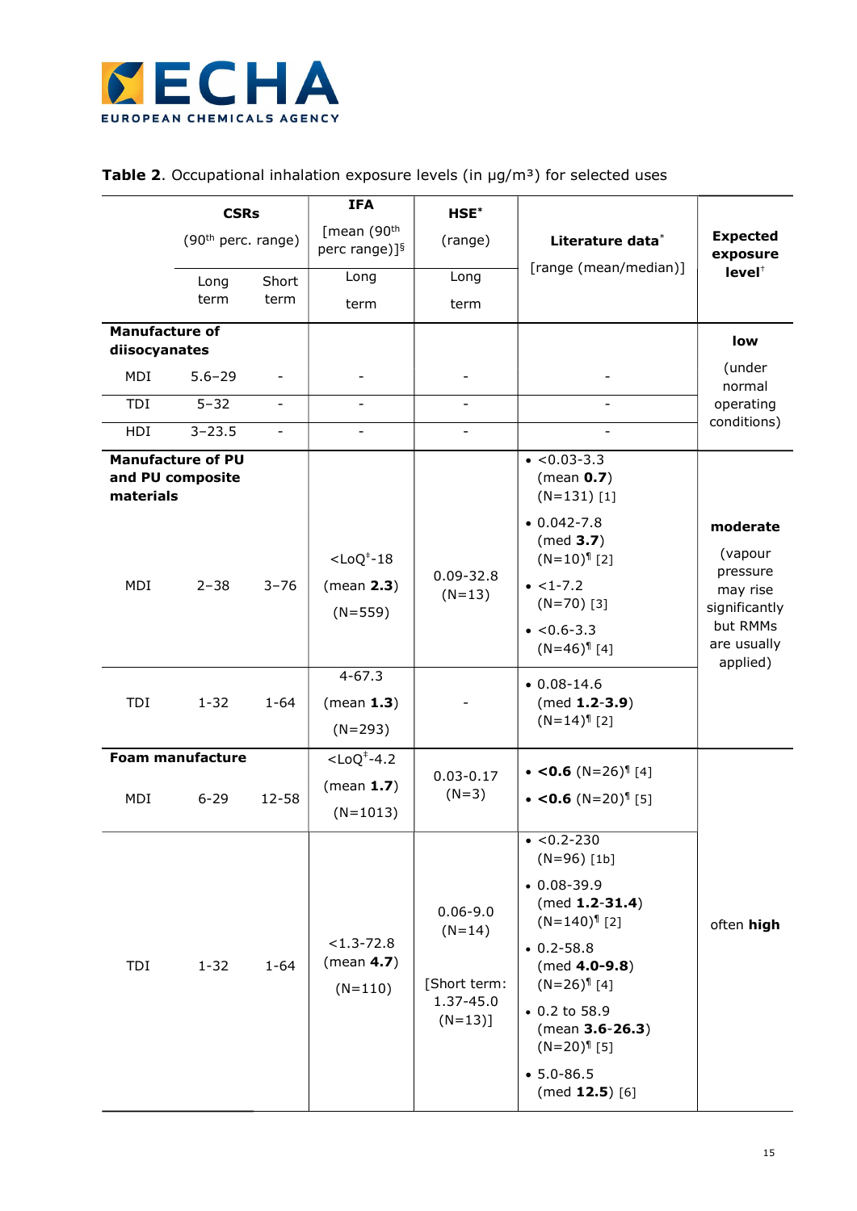**Table 2**. Occupational inhalation exposure levels (in µg/m³) for selected uses

| | CSRs (90th perc. range) | | IFA [mean (90th perc range)]§ | HSE* (range) | Literature data* [range (mean/median)] | Expected exposure level† |
|---|---|---|---|---|---|---|
| | Long term | Short term | Long term | Long term | | |
| **Manufacture of diisocyanates** | | | | | | **low** (under normal operating conditions) |
| MDI | 5.6–29 | - | - | - | - | |
| TDI | 5–32 | - | - | - | - | |
| HDI | 3–23.5 | - | - | - | - | |
| **Manufacture of PU and PU composite materials** | | | | | | **moderate** (vapour pressure may rise significantly but RMMs are usually applied) |
| MDI | 2–38 | 3–76 | <LoQ‡-18 (mean **2.3**) (N=559) | 0.09-32.8 (N=13) | • <0.03-3.3 (mean **0.7**) (N=131) [1] • 0.042-7.8 (med **3.7**) (N=10)¶ [2] • <1-7.2 (N=70) [3] • <0.6-3.3 (N=46)¶ [4] | |
| TDI | 1-32 | 1-64 | 4-67.3 (mean **1.3**) (N=293) | - | • 0.08-14.6 (med **1.2-3.9**) (N=14)¶ [2] | |
| **Foam manufacture** | | | | | | often **high** |
| MDI | 6-29 | 12-58 | <LoQ‡-4.2 (mean **1.7**) (N=1013) | 0.03-0.17 (N=3) | • **<0.6** (N=26)¶ [4] • **<0.6** (N=20)¶ [5] | |
| TDI | 1-32 | 1-64 | <1.3-72.8 (mean **4.7**) (N=110) | 0.06-9.0 (N=14) [Short term: 1.37-45.0 (N=13)] | • <0.2-230 (N=96) [1b] • 0.08-39.9 (med **1.2-31.4**) (N=140)¶ [2] • 0.2-58.8 (med **4.0-9.8**) (N=26)¶ [4] • 0.2 to 58.9 (mean **3.6-26.3**) (N=20)¶ [5] • 5.0-86.5 (med **12.5**) [6] | |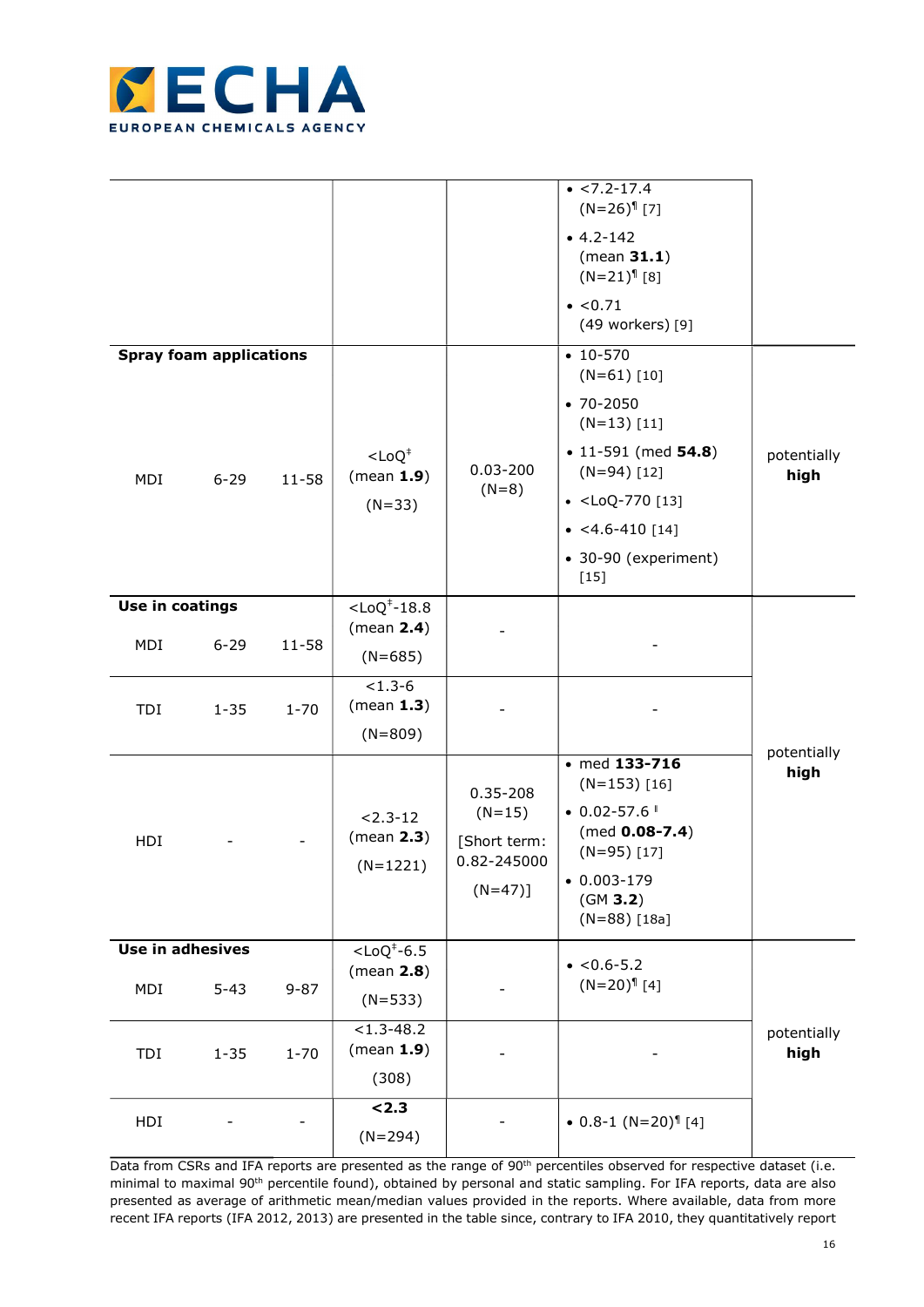| | | | | | | |
|---|---|---|---|---|---|---|
| | | | | | • <7.2-17.4 (N=26)¶ [7] • 4.2-142 (mean **31.1**) (N=21)¶ [8] • <0.71 (49 workers) [9] | |
| **Spray foam applications** | | | | | | |
| MDI | 6-29 | 11-58 | <LoQ‡ (mean **1.9**) (N=33) | 0.03-200 (N=8) | • 10-570 (N=61) [10] • 70-2050 (N=13) [11] • 11-591 (med **54.8**) (N=94) [12] • <LoQ-770 [13] • <4.6-410 [14] • 30-90 (experiment) [15] | potentially **high** |
| **Use in coatings** | | | | | | |
| MDI | 6-29 | 11-58 | <LoQ‡-18.8 (mean **2.4**) (N=685) | - | - | potentially **high** |
| TDI | 1-35 | 1-70 | <1.3-6 (mean **1.3**) (N=809) | - | - | |
| HDI | - | - | <2.3-12 (mean **2.3**) (N=1221) | 0.35-208 (N=15) [Short term: 0.82-245000 (N=47)] | • med **133-716** (N=153) [16] • 0.02-57.6 ‖ (med **0.08-7.4**) (N=95) [17] • 0.003-179 (GM **3.2**) (N=88) [18a] | |
| **Use in adhesives** | | | | | | |
| MDI | 5-43 | 9-87 | <LoQ‡-6.5 (mean **2.8**) (N=533) | - | • <0.6-5.2 (N=20)¶ [4] | potentially **high** |
| TDI | 1-35 | 1-70 | <1.3-48.2 (mean **1.9**) (308) | - | - | |
| HDI | - | - | **<2.3** (N=294) | - | • 0.8-1 (N=20)¶ [4] | |

Data from CSRs and IFA reports are presented as the range of 90th percentiles observed for respective dataset (i.e. minimal to maximal 90th percentile found), obtained by personal and static sampling. For IFA reports, data are also presented as average of arithmetic mean/median values provided in the reports. Where available, data from more recent IFA reports (IFA 2012, 2013) are presented in the table since, contrary to IFA 2010, they quantitatively report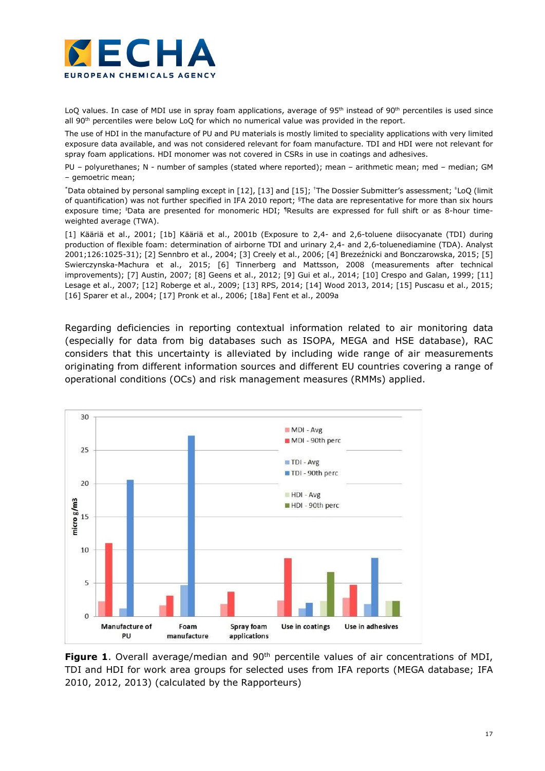LoQ values. In case of MDI use in spray foam applications, average of 95th instead of 90th percentiles is used since all 90th percentiles were below LoQ for which no numerical value was provided in the report.

The use of HDI in the manufacture of PU and PU materials is mostly limited to speciality applications with very limited exposure data available, and was not considered relevant for foam manufacture. TDI and HDI were not relevant for spray foam applications. HDI monomer was not covered in CSRs in use in coatings and adhesives.

PU – polyurethanes; N - number of samples (stated where reported); mean – arithmetic mean; med – median; GM – gemoetric mean;

*Data obtained by personal sampling except in [12], [13] and [15]; †The Dossier Submitter's assessment; ‡LoQ (limit of quantification) was not further specified in IFA 2010 report; §The data are representative for more than six hours exposure time; ‖Data are presented for monomeric HDI; ¶Results are expressed for full shift or as 8-hour time-weighted average (TWA).

[1] Kääriä et al., 2001; [1b] Kääriä et al., 2001b (Exposure to 2,4- and 2,6-toluene diisocyanate (TDI) during production of flexible foam: determination of airborne TDI and urinary 2,4- and 2,6-toluenediamine (TDA). Analyst 2001;126:1025-31); [2] Sennbro et al., 2004; [3] Creely et al., 2006; [4] Brezeźnicki and Bonczarowska, 2015; [5] Swierczynska-Machura et al., 2015; [6] Tinnerberg and Mattsson, 2008 (measurements after technical improvements); [7] Austin, 2007; [8] Geens et al., 2012; [9] Gui et al., 2014; [10] Crespo and Galan, 1999; [11] Lesage et al., 2007; [12] Roberge et al., 2009; [13] RPS, 2014; [14] Wood 2013, 2014; [15] Puscasu et al., 2015; [16] Sparer et al., 2004; [17] Pronk et al., 2006; [18a] Fent et al., 2009a

Regarding deficiencies in reporting contextual information related to air monitoring data (especially for data from big databases such as ISOPA, MEGA and HSE database), RAC considers that this uncertainty is alleviated by including wide range of air measurements originating from different information sources and different EU countries covering a range of operational conditions (OCs) and risk management measures (RMMs) applied.

**Figure 1**. Overall average/median and 90th percentile values of air concentrations of MDI, TDI and HDI for work area groups for selected uses from IFA reports (MEGA database; IFA 2010, 2012, 2013) (calculated by the Rapporteurs)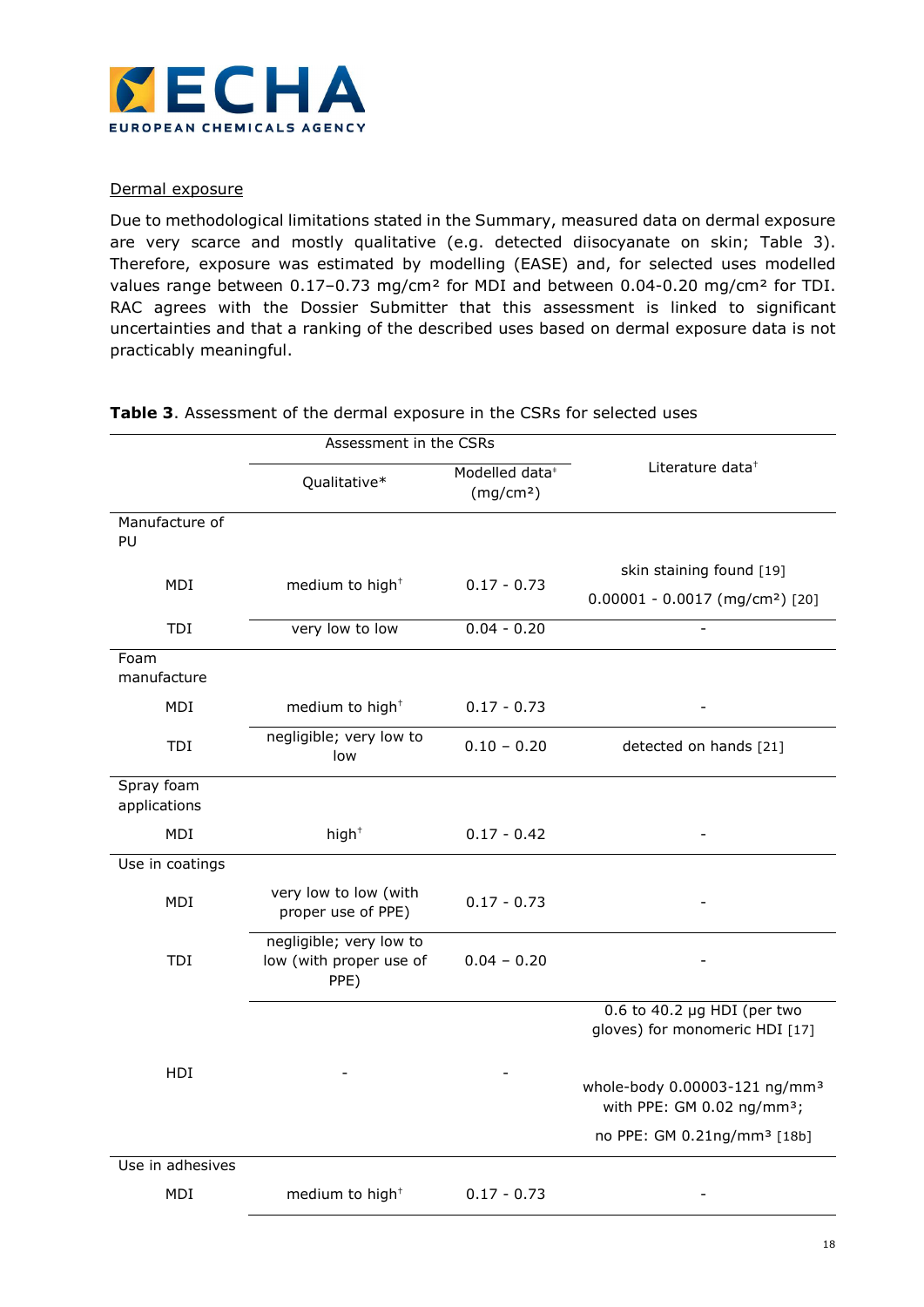Dermal exposure

Due to methodological limitations stated in the Summary, measured data on dermal exposure are very scarce and mostly qualitative (e.g. detected diisocyanate on skin; Table 3). Therefore, exposure was estimated by modelling (EASE) and, for selected uses modelled values range between 0.17–0.73 mg/cm² for MDI and between 0.04-0.20 mg/cm² for TDI. RAC agrees with the Dossier Submitter that this assessment is linked to significant uncertainties and that a ranking of the described uses based on dermal exposure data is not practicably meaningful.

**Table 3**. Assessment of the dermal exposure in the CSRs for selected uses

| | Assessment in the CSRs | | Literature data† |
|---|---|---|---|
| | Qualitative* | Modelled data‡ (mg/cm²) | |
| Manufacture of PU | | | |
| MDI | medium to high† | 0.17 - 0.73 | skin staining found [19]<br>0.00001 - 0.0017 (mg/cm²) [20] |
| TDI | very low to low | 0.04 - 0.20 | - |
| Foam manufacture | | | |
| MDI | medium to high† | 0.17 - 0.73 | - |
| TDI | negligible; very low to low | 0.10 – 0.20 | detected on hands [21] |
| Spray foam applications | | | |
| MDI | high† | 0.17 - 0.42 | - |
| Use in coatings | | | |
| MDI | very low to low (with proper use of PPE) | 0.17 - 0.73 | - |
| TDI | negligible; very low to low (with proper use of PPE) | 0.04 – 0.20 | - |
| HDI | - | - | 0.6 to 40.2 μg HDI (per two gloves) for monomeric HDI [17]<br>whole-body 0.00003-121 ng/mm³ with PPE: GM 0.02 ng/mm³;<br>no PPE: GM 0.21ng/mm³ [18b] |
| Use in adhesives | | | |
| MDI | medium to high† | 0.17 - 0.73 | - |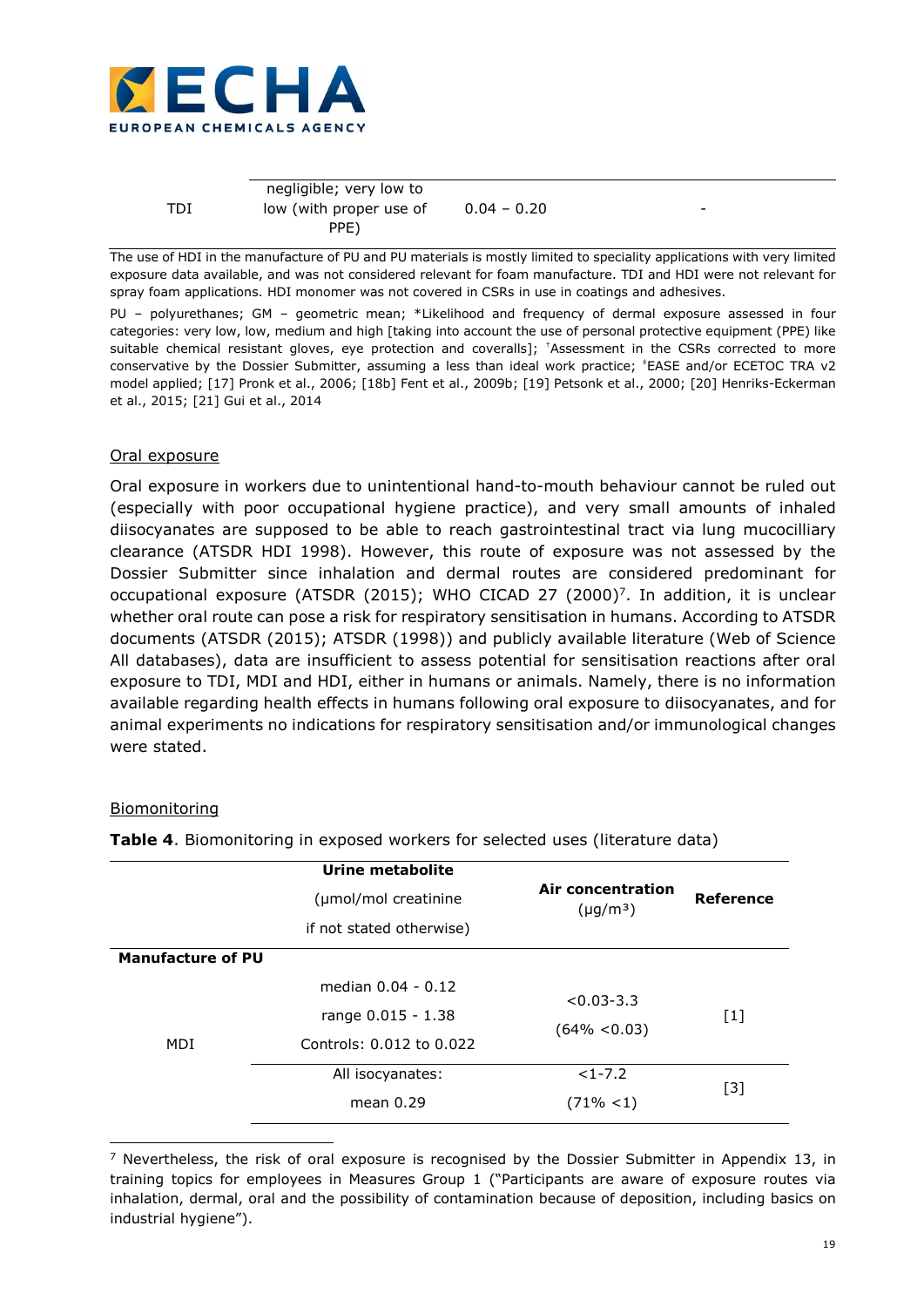| | | | |
|---|---|---|---|
| TDI | negligible; very low to low (with proper use of PPE) | 0.04 – 0.20 | - |

The use of HDI in the manufacture of PU and PU materials is mostly limited to speciality applications with very limited exposure data available, and was not considered relevant for foam manufacture. TDI and HDI were not relevant for spray foam applications. HDI monomer was not covered in CSRs in use in coatings and adhesives.

PU – polyurethanes; GM – geometric mean; *Likelihood and frequency of dermal exposure assessed in four categories: very low, low, medium and high [taking into account the use of personal protective equipment (PPE) like suitable chemical resistant gloves, eye protection and coveralls]; †Assessment in the CSRs corrected to more conservative by the Dossier Submitter, assuming a less than ideal work practice; ‡EASE and/or ECETOC TRA v2 model applied; [17] Pronk et al., 2006; [18b] Fent et al., 2009b; [19] Petsonk et al., 2000; [20] Henriks-Eckerman et al., 2015; [21] Gui et al., 2014

Oral exposure

Oral exposure in workers due to unintentional hand-to-mouth behaviour cannot be ruled out (especially with poor occupational hygiene practice), and very small amounts of inhaled diisocyanates are supposed to be able to reach gastrointestinal tract via lung mucocilliary clearance (ATSDR HDI 1998). However, this route of exposure was not assessed by the Dossier Submitter since inhalation and dermal routes are considered predominant for occupational exposure (ATSDR (2015); WHO CICAD 27 (2000)[7]. In addition, it is unclear whether oral route can pose a risk for respiratory sensitisation in humans. According to ATSDR documents (ATSDR (2015); ATSDR (1998)) and publicly available literature (Web of Science All databases), data are insufficient to assess potential for sensitisation reactions after oral exposure to TDI, MDI and HDI, either in humans or animals. Namely, there is no information available regarding health effects in humans following oral exposure to diisocyanates, and for animal experiments no indications for respiratory sensitisation and/or immunological changes were stated.

Biomonitoring

**Table 4**. Biomonitoring in exposed workers for selected uses (literature data)

| | Urine metabolite (μmol/mol creatinine if not stated otherwise) | Air concentration (μg/m³) | Reference |
|---|---|---|---|
| **Manufacture of PU** | | | |
| MDI | median 0.04 - 0.12<br>range 0.015 - 1.38<br>Controls: 0.012 to 0.022 | <0.03-3.3<br>(64% <0.03) | [1] |
| | All isocyanates:<br>mean 0.29 | <1-7.2<br>(71% <1) | [3] |

[7] Nevertheless, the risk of oral exposure is recognised by the Dossier Submitter in Appendix 13, in training topics for employees in Measures Group 1 ("Participants are aware of exposure routes via inhalation, dermal, oral and the possibility of contamination because of deposition, including basics on industrial hygiene").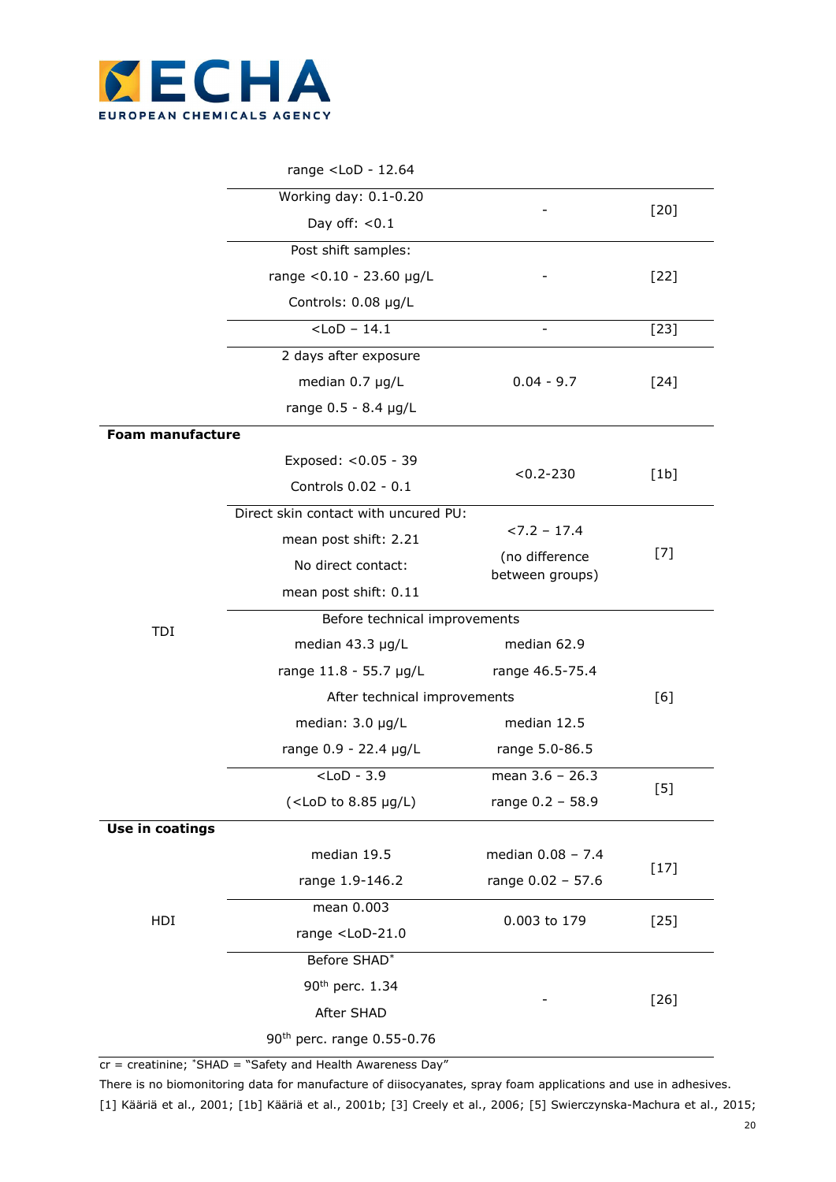| | | | |
|---|---|---|---|
| | range <LoD - 12.64 | | |
| | Working day: 0.1-0.20<br>Day off: <0.1 | - | [20] |
| | Post shift samples:<br>range <0.10 - 23.60 µg/L<br>Controls: 0.08 µg/L | - | [22] |
| | <LoD – 14.1 | - | [23] |
| | 2 days after exposure<br>median 0.7 µg/L<br>range 0.5 - 8.4 µg/L | 0.04 - 9.7 | [24] |
| **Foam manufacture** | | | |
| TDI | Exposed: <0.05 - 39<br>Controls 0.02 - 0.1 | <0.2-230 | [1b] |
| | Direct skin contact with uncured PU:<br>mean post shift: 2.21<br>No direct contact:<br>mean post shift: 0.11 | <7.2 – 17.4<br>(no difference between groups) | [7] |
| | Before technical improvements<br>median 43.3 µg/L<br>range 11.8 - 55.7 µg/L<br>After technical improvements<br>median: 3.0 µg/L<br>range 0.9 - 22.4 µg/L | median 62.9<br>range 46.5-75.4<br><br>median 12.5<br>range 5.0-86.5 | [6] |
| | <LoD - 3.9<br>(<LoD to 8.85 µg/L) | mean 3.6 – 26.3<br>range 0.2 – 58.9 | [5] |
| **Use in coatings** | | | |
| HDI | median 19.5<br>range 1.9-146.2 | median 0.08 – 7.4<br>range 0.02 – 57.6 | [17] |
| | mean 0.003<br>range <LoD-21.0 | 0.003 to 179 | [25] |
| | Before SHAD*<br>90th perc. 1.34<br>After SHAD<br>90th perc. range 0.55-0.76 | - | [26] |

cr = creatinine; *SHAD = "Safety and Health Awareness Day"

There is no biomonitoring data for manufacture of diisocyanates, spray foam applications and use in adhesives.

[1] Kääriä et al., 2001; [1b] Kääriä et al., 2001b; [3] Creely et al., 2006; [5] Swierczynska-Machura et al., 2015;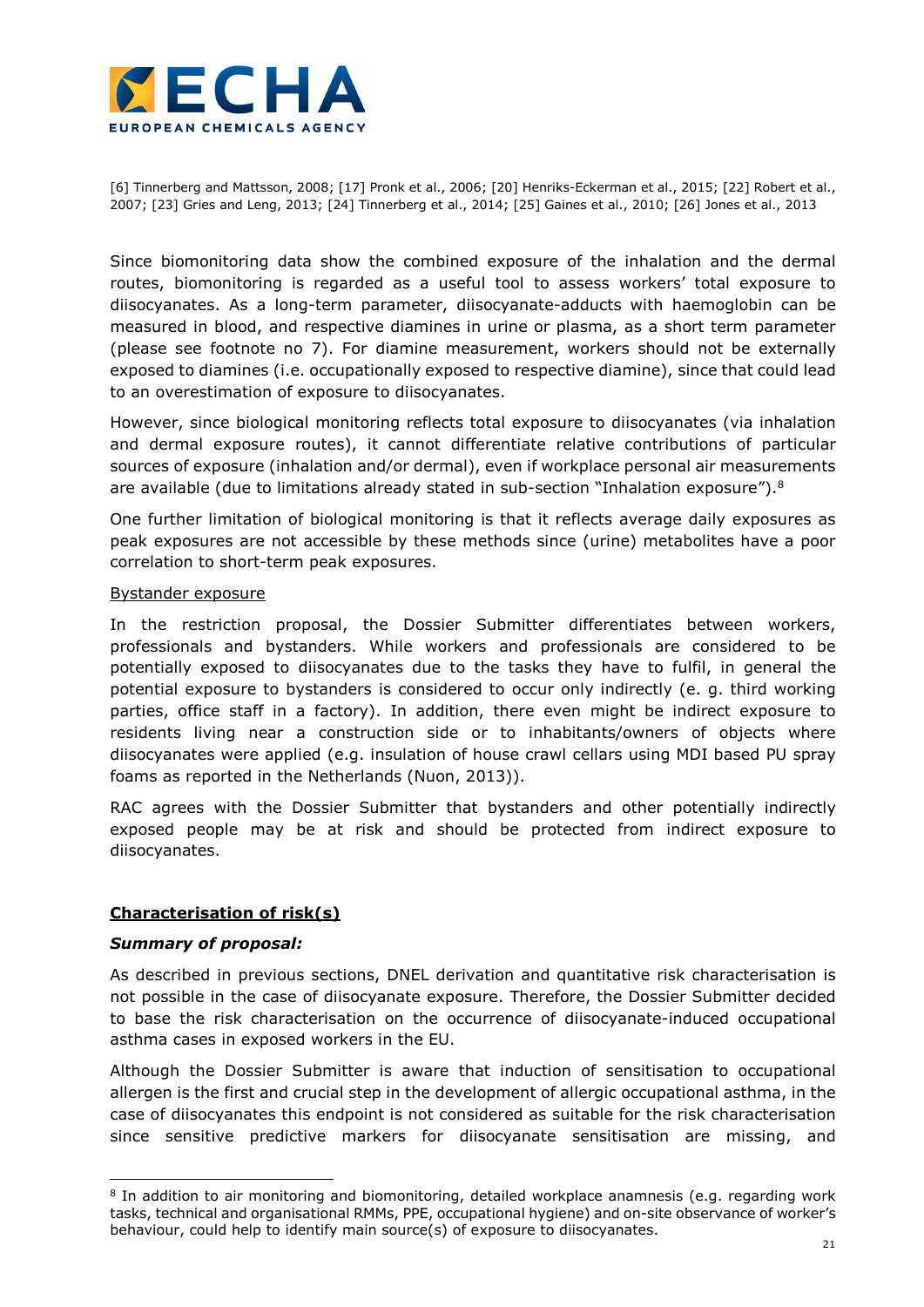[6] Tinnerberg and Mattsson, 2008; [17] Pronk et al., 2006; [20] Henriks-Eckerman et al., 2015; [22] Robert et al., 2007; [23] Gries and Leng, 2013; [24] Tinnerberg et al., 2014; [25] Gaines et al., 2010; [26] Jones et al., 2013

Since biomonitoring data show the combined exposure of the inhalation and the dermal routes, biomonitoring is regarded as a useful tool to assess workers' total exposure to diisocyanates. As a long-term parameter, diisocyanate-adducts with haemoglobin can be measured in blood, and respective diamines in urine or plasma, as a short term parameter (please see footnote no 7). For diamine measurement, workers should not be externally exposed to diamines (i.e. occupationally exposed to respective diamine), since that could lead to an overestimation of exposure to diisocyanates.

However, since biological monitoring reflects total exposure to diisocyanates (via inhalation and dermal exposure routes), it cannot differentiate relative contributions of particular sources of exposure (inhalation and/or dermal), even if workplace personal air measurements are available (due to limitations already stated in sub-section "Inhalation exposure").[8]

One further limitation of biological monitoring is that it reflects average daily exposures as peak exposures are not accessible by these methods since (urine) metabolites have a poor correlation to short-term peak exposures.

<u>Bystander exposure</u>

In the restriction proposal, the Dossier Submitter differentiates between workers, professionals and bystanders. While workers and professionals are considered to be potentially exposed to diisocyanates due to the tasks they have to fulfil, in general the potential exposure to bystanders is considered to occur only indirectly (e. g. third working parties, office staff in a factory). In addition, there even might be indirect exposure to residents living near a construction side or to inhabitants/owners of objects where diisocyanates were applied (e.g. insulation of house crawl cellars using MDI based PU spray foams as reported in the Netherlands (Nuon, 2013)).

RAC agrees with the Dossier Submitter that bystanders and other potentially indirectly exposed people may be at risk and should be protected from indirect exposure to diisocyanates.

## <u>Characterisation of risk(s)</u>

***Summary of proposal:***

As described in previous sections, DNEL derivation and quantitative risk characterisation is not possible in the case of diisocyanate exposure. Therefore, the Dossier Submitter decided to base the risk characterisation on the occurrence of diisocyanate-induced occupational asthma cases in exposed workers in the EU.

Although the Dossier Submitter is aware that induction of sensitisation to occupational allergen is the first and crucial step in the development of allergic occupational asthma, in the case of diisocyanates this endpoint is not considered as suitable for the risk characterisation since sensitive predictive markers for diisocyanate sensitisation are missing, and

[8] In addition to air monitoring and biomonitoring, detailed workplace anamnesis (e.g. regarding work tasks, technical and organisational RMMs, PPE, occupational hygiene) and on-site observance of worker's behaviour, could help to identify main source(s) of exposure to diisocyanates.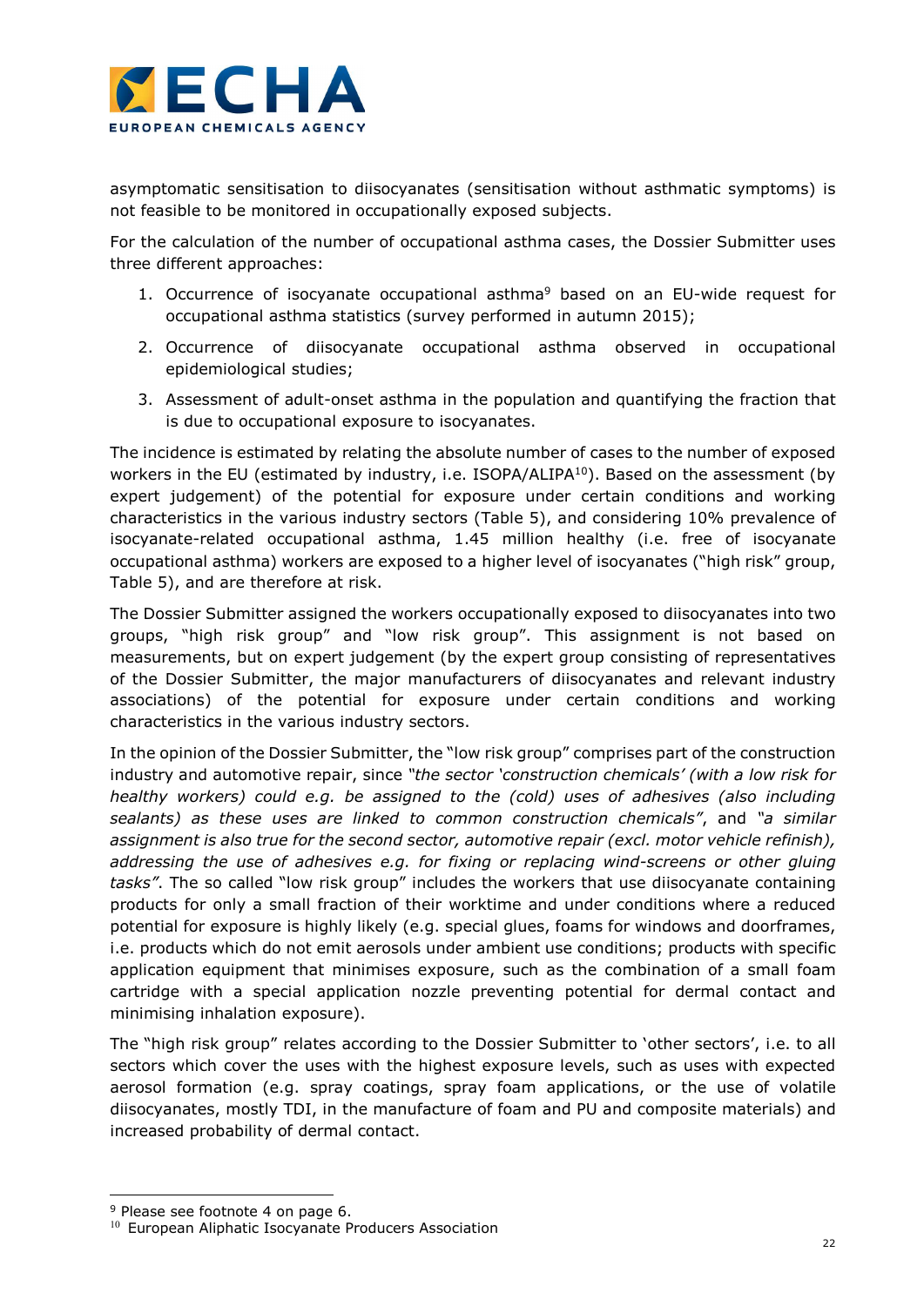asymptomatic sensitisation to diisocyanates (sensitisation without asthmatic symptoms) is not feasible to be monitored in occupationally exposed subjects.

For the calculation of the number of occupational asthma cases, the Dossier Submitter uses three different approaches:

1. Occurrence of isocyanate occupational asthma[9] based on an EU-wide request for occupational asthma statistics (survey performed in autumn 2015);
2. Occurrence of diisocyanate occupational asthma observed in occupational epidemiological studies;
3. Assessment of adult-onset asthma in the population and quantifying the fraction that is due to occupational exposure to isocyanates.

The incidence is estimated by relating the absolute number of cases to the number of exposed workers in the EU (estimated by industry, i.e. ISOPA/ALIPA[10]). Based on the assessment (by expert judgement) of the potential for exposure under certain conditions and working characteristics in the various industry sectors (Table 5), and considering 10% prevalence of isocyanate-related occupational asthma, 1.45 million healthy (i.e. free of isocyanate occupational asthma) workers are exposed to a higher level of isocyanates ("high risk" group, Table 5), and are therefore at risk.

The Dossier Submitter assigned the workers occupationally exposed to diisocyanates into two groups, "high risk group" and "low risk group". This assignment is not based on measurements, but on expert judgement (by the expert group consisting of representatives of the Dossier Submitter, the major manufacturers of diisocyanates and relevant industry associations) of the potential for exposure under certain conditions and working characteristics in the various industry sectors.

In the opinion of the Dossier Submitter, the "low risk group" comprises part of the construction industry and automotive repair, since *"the sector 'construction chemicals' (with a low risk for healthy workers) could e.g. be assigned to the (cold) uses of adhesives (also including sealants) as these uses are linked to common construction chemicals"*, and *"a similar assignment is also true for the second sector, automotive repair (excl. motor vehicle refinish), addressing the use of adhesives e.g. for fixing or replacing wind-screens or other gluing tasks"*. The so called "low risk group" includes the workers that use diisocyanate containing products for only a small fraction of their worktime and under conditions where a reduced potential for exposure is highly likely (e.g. special glues, foams for windows and doorframes, i.e. products which do not emit aerosols under ambient use conditions; products with specific application equipment that minimises exposure, such as the combination of a small foam cartridge with a special application nozzle preventing potential for dermal contact and minimising inhalation exposure).

The "high risk group" relates according to the Dossier Submitter to 'other sectors', i.e. to all sectors which cover the uses with the highest exposure levels, such as uses with expected aerosol formation (e.g. spray coatings, spray foam applications, or the use of volatile diisocyanates, mostly TDI, in the manufacture of foam and PU and composite materials) and increased probability of dermal contact.

---

[9] Please see footnote 4 on page 6.

[10] European Aliphatic Isocyanate Producers Association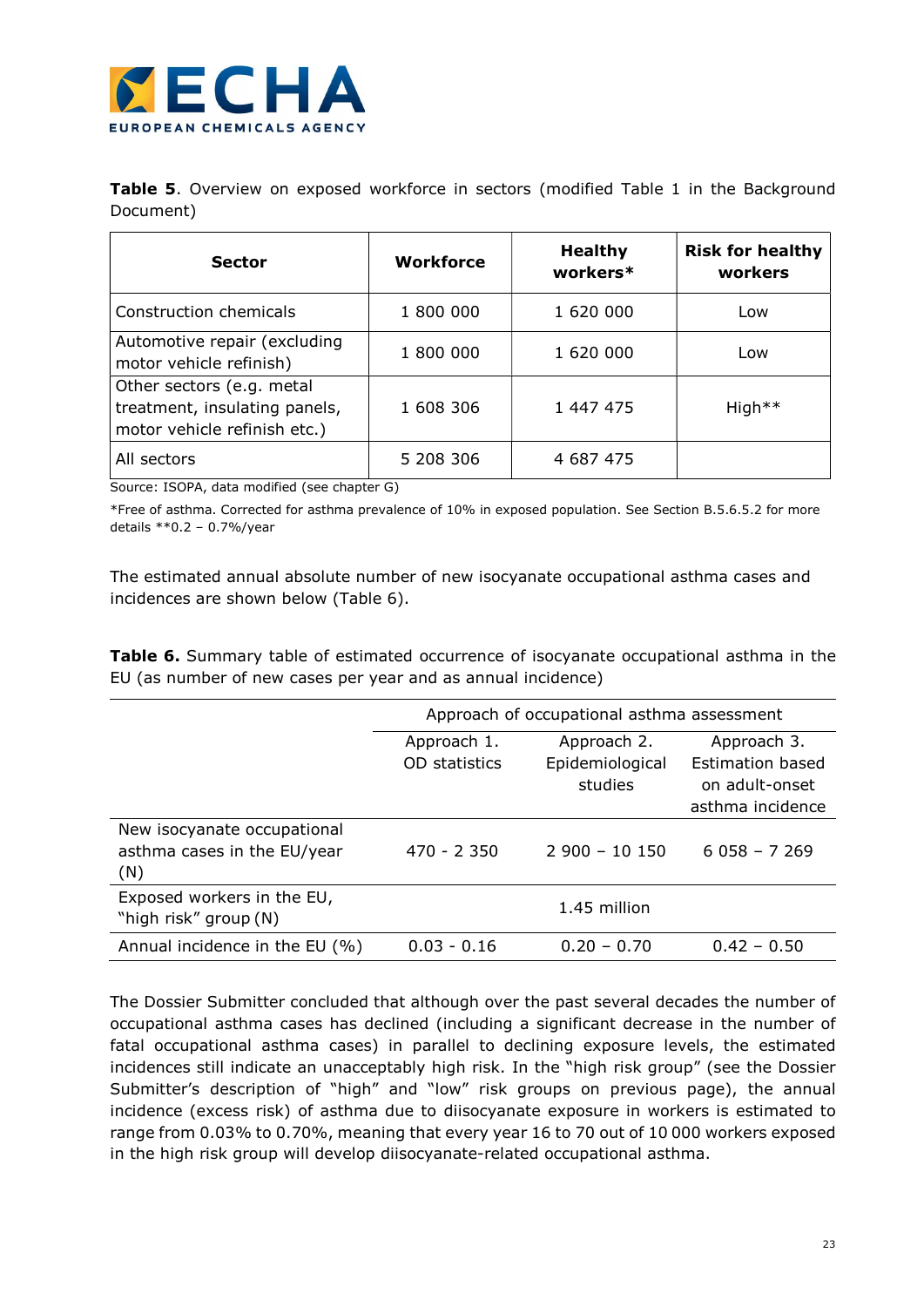**Table 5**. Overview on exposed workforce in sectors (modified Table 1 in the Background Document)

| Sector | Workforce | Healthy workers* | Risk for healthy workers |
|---|---|---|---|
| Construction chemicals | 1 800 000 | 1 620 000 | Low |
| Automotive repair (excluding motor vehicle refinish) | 1 800 000 | 1 620 000 | Low |
| Other sectors (e.g. metal treatment, insulating panels, motor vehicle refinish etc.) | 1 608 306 | 1 447 475 | High** |
| All sectors | 5 208 306 | 4 687 475 | |

Source: ISOPA, data modified (see chapter G)

*Free of asthma. Corrected for asthma prevalence of 10% in exposed population. See Section B.5.6.5.2 for more details **0.2 – 0.7%/year

The estimated annual absolute number of new isocyanate occupational asthma cases and incidences are shown below (Table 6).

**Table 6.** Summary table of estimated occurrence of isocyanate occupational asthma in the EU (as number of new cases per year and as annual incidence)

| | Approach of occupational asthma assessment | | |
|---|---|---|---|
| | Approach 1. OD statistics | Approach 2. Epidemiological studies | Approach 3. Estimation based on adult-onset asthma incidence |
| New isocyanate occupational asthma cases in the EU/year (N) | 470 - 2 350 | 2 900 – 10 150 | 6 058 – 7 269 |
| Exposed workers in the EU, "high risk" group (N) | | 1.45 million | |
| Annual incidence in the EU (%) | 0.03 - 0.16 | 0.20 – 0.70 | 0.42 – 0.50 |

The Dossier Submitter concluded that although over the past several decades the number of occupational asthma cases has declined (including a significant decrease in the number of fatal occupational asthma cases) in parallel to declining exposure levels, the estimated incidences still indicate an unacceptably high risk. In the "high risk group" (see the Dossier Submitter's description of "high" and "low" risk groups on previous page), the annual incidence (excess risk) of asthma due to diisocyanate exposure in workers is estimated to range from 0.03% to 0.70%, meaning that every year 16 to 70 out of 10 000 workers exposed in the high risk group will develop diisocyanate-related occupational asthma.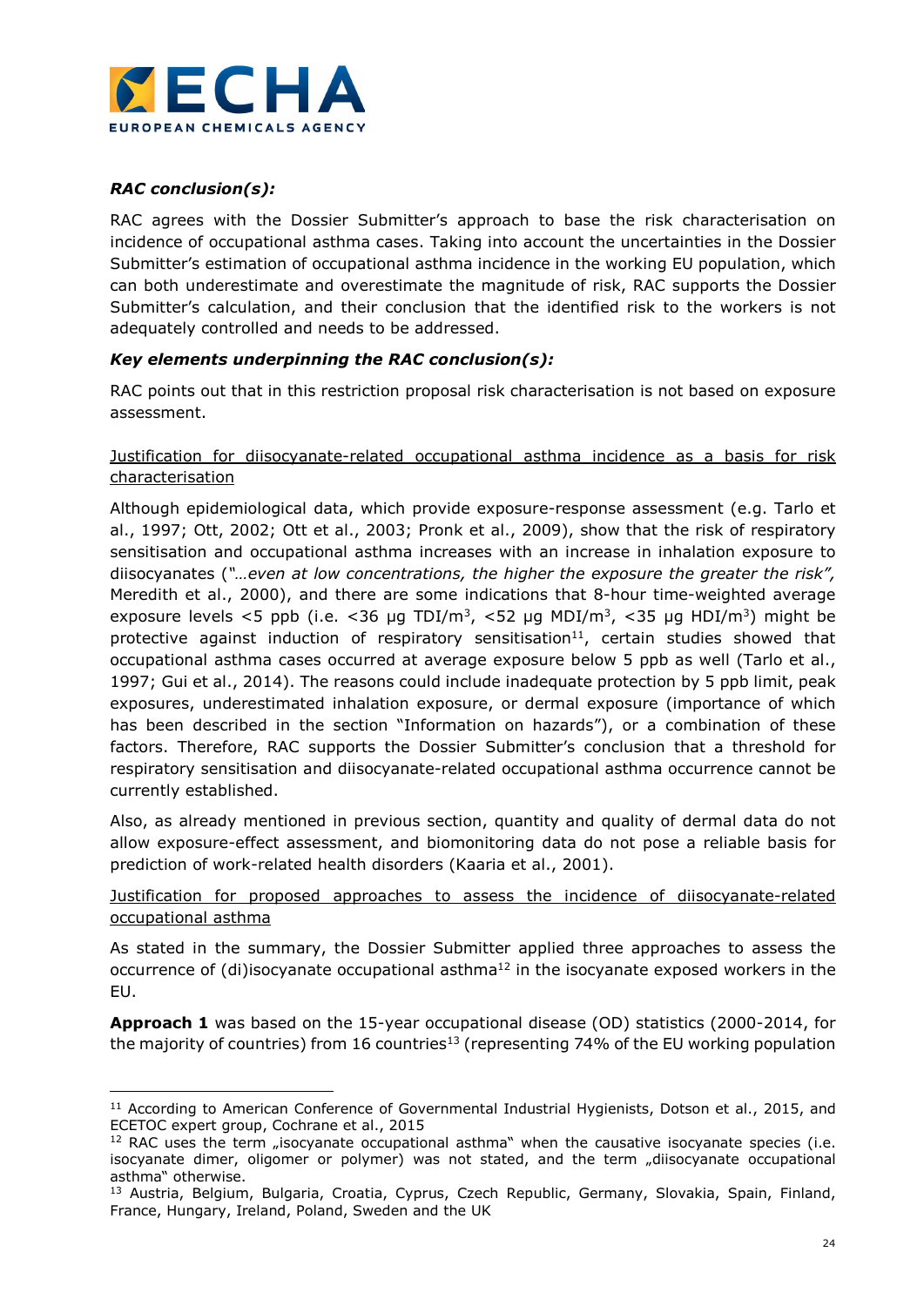***RAC conclusion(s):***

RAC agrees with the Dossier Submitter's approach to base the risk characterisation on incidence of occupational asthma cases. Taking into account the uncertainties in the Dossier Submitter's estimation of occupational asthma incidence in the working EU population, which can both underestimate and overestimate the magnitude of risk, RAC supports the Dossier Submitter's calculation, and their conclusion that the identified risk to the workers is not adequately controlled and needs to be addressed.

***Key elements underpinning the RAC conclusion(s):***

RAC points out that in this restriction proposal risk characterisation is not based on exposure assessment.

Justification for diisocyanate-related occupational asthma incidence as a basis for risk characterisation

Although epidemiological data, which provide exposure-response assessment (e.g. Tarlo et al., 1997; Ott, 2002; Ott et al., 2003; Pronk et al., 2009), show that the risk of respiratory sensitisation and occupational asthma increases with an increase in inhalation exposure to diisocyanates (*"…even at low concentrations, the higher the exposure the greater the risk",* Meredith et al., 2000), and there are some indications that 8-hour time-weighted average exposure levels <5 ppb (i.e. <36 µg TDI/m$^3$, <52 µg MDI/m$^3$, <35 µg HDI/m$^3$) might be protective against induction of respiratory sensitisation[11], certain studies showed that occupational asthma cases occurred at average exposure below 5 ppb as well (Tarlo et al., 1997; Gui et al., 2014). The reasons could include inadequate protection by 5 ppb limit, peak exposures, underestimated inhalation exposure, or dermal exposure (importance of which has been described in the section "Information on hazards"), or a combination of these factors. Therefore, RAC supports the Dossier Submitter's conclusion that a threshold for respiratory sensitisation and diisocyanate-related occupational asthma occurrence cannot be currently established.

Also, as already mentioned in previous section, quantity and quality of dermal data do not allow exposure-effect assessment, and biomonitoring data do not pose a reliable basis for prediction of work-related health disorders (Kaaria et al., 2001).

Justification for proposed approaches to assess the incidence of diisocyanate-related occupational asthma

As stated in the summary, the Dossier Submitter applied three approaches to assess the occurrence of (di)isocyanate occupational asthma[12] in the isocyanate exposed workers in the EU.

**Approach 1** was based on the 15-year occupational disease (OD) statistics (2000-2014, for the majority of countries) from 16 countries[13] (representing 74% of the EU working population

---

[11] According to American Conference of Governmental Industrial Hygienists, Dotson et al., 2015, and ECETOC expert group, Cochrane et al., 2015

[12] RAC uses the term „isocyanate occupational asthma" when the causative isocyanate species (i.e. isocyanate dimer, oligomer or polymer) was not stated, and the term „diisocyanate occupational asthma" otherwise.

[13] Austria, Belgium, Bulgaria, Croatia, Cyprus, Czech Republic, Germany, Slovakia, Spain, Finland, France, Hungary, Ireland, Poland, Sweden and the UK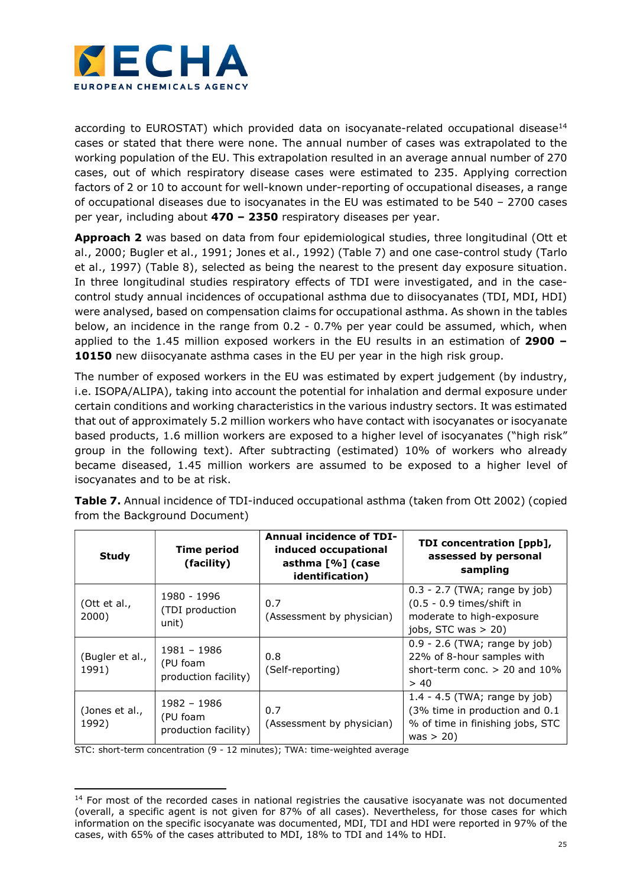according to EUROSTAT) which provided data on isocyanate-related occupational disease[14] cases or stated that there were none. The annual number of cases was extrapolated to the working population of the EU. This extrapolation resulted in an average annual number of 270 cases, out of which respiratory disease cases were estimated to 235. Applying correction factors of 2 or 10 to account for well-known under-reporting of occupational diseases, a range of occupational diseases due to isocyanates in the EU was estimated to be 540 – 2700 cases per year, including about **470 – 2350** respiratory diseases per year.

**Approach 2** was based on data from four epidemiological studies, three longitudinal (Ott et al., 2000; Bugler et al., 1991; Jones et al., 1992) (Table 7) and one case-control study (Tarlo et al., 1997) (Table 8), selected as being the nearest to the present day exposure situation. In three longitudinal studies respiratory effects of TDI were investigated, and in the case-control study annual incidences of occupational asthma due to diisocyanates (TDI, MDI, HDI) were analysed, based on compensation claims for occupational asthma. As shown in the tables below, an incidence in the range from 0.2 - 0.7% per year could be assumed, which, when applied to the 1.45 million exposed workers in the EU results in an estimation of **2900 – 10150** new diisocyanate asthma cases in the EU per year in the high risk group.

The number of exposed workers in the EU was estimated by expert judgement (by industry, i.e. ISOPA/ALIPA), taking into account the potential for inhalation and dermal exposure under certain conditions and working characteristics in the various industry sectors. It was estimated that out of approximately 5.2 million workers who have contact with isocyanates or isocyanate based products, 1.6 million workers are exposed to a higher level of isocyanates ("high risk" group in the following text). After subtracting (estimated) 10% of workers who already became diseased, 1.45 million workers are assumed to be exposed to a higher level of isocyanates and to be at risk.

**Table 7.** Annual incidence of TDI-induced occupational asthma (taken from Ott 2002) (copied from the Background Document)

| Study | Time period (facility) | Annual incidence of TDI-induced occupational asthma [%] (case identification) | TDI concentration [ppb], assessed by personal sampling |
|---|---|---|---|
| (Ott et al., 2000) | 1980 - 1996 (TDI production unit) | 0.7 (Assessment by physician) | 0.3 - 2.7 (TWA; range by job) (0.5 - 0.9 times/shift in moderate to high-exposure jobs, STC was > 20) |
| (Bugler et al., 1991) | 1981 – 1986 (PU foam production facility) | 0.8 (Self-reporting) | 0.9 - 2.6 (TWA; range by job) 22% of 8-hour samples with short-term conc. > 20 and 10% > 40 |
| (Jones et al., 1992) | 1982 – 1986 (PU foam production facility) | 0.7 (Assessment by physician) | 1.4 - 4.5 (TWA; range by job) (3% time in production and 0.1 % of time in finishing jobs, STC was > 20) |

STC: short-term concentration (9 - 12 minutes); TWA: time-weighted average

[14] For most of the recorded cases in national registries the causative isocyanate was not documented (overall, a specific agent is not given for 87% of all cases). Nevertheless, for those cases for which information on the specific isocyanate was documented, MDI, TDI and HDI were reported in 97% of the cases, with 65% of the cases attributed to MDI, 18% to TDI and 14% to HDI.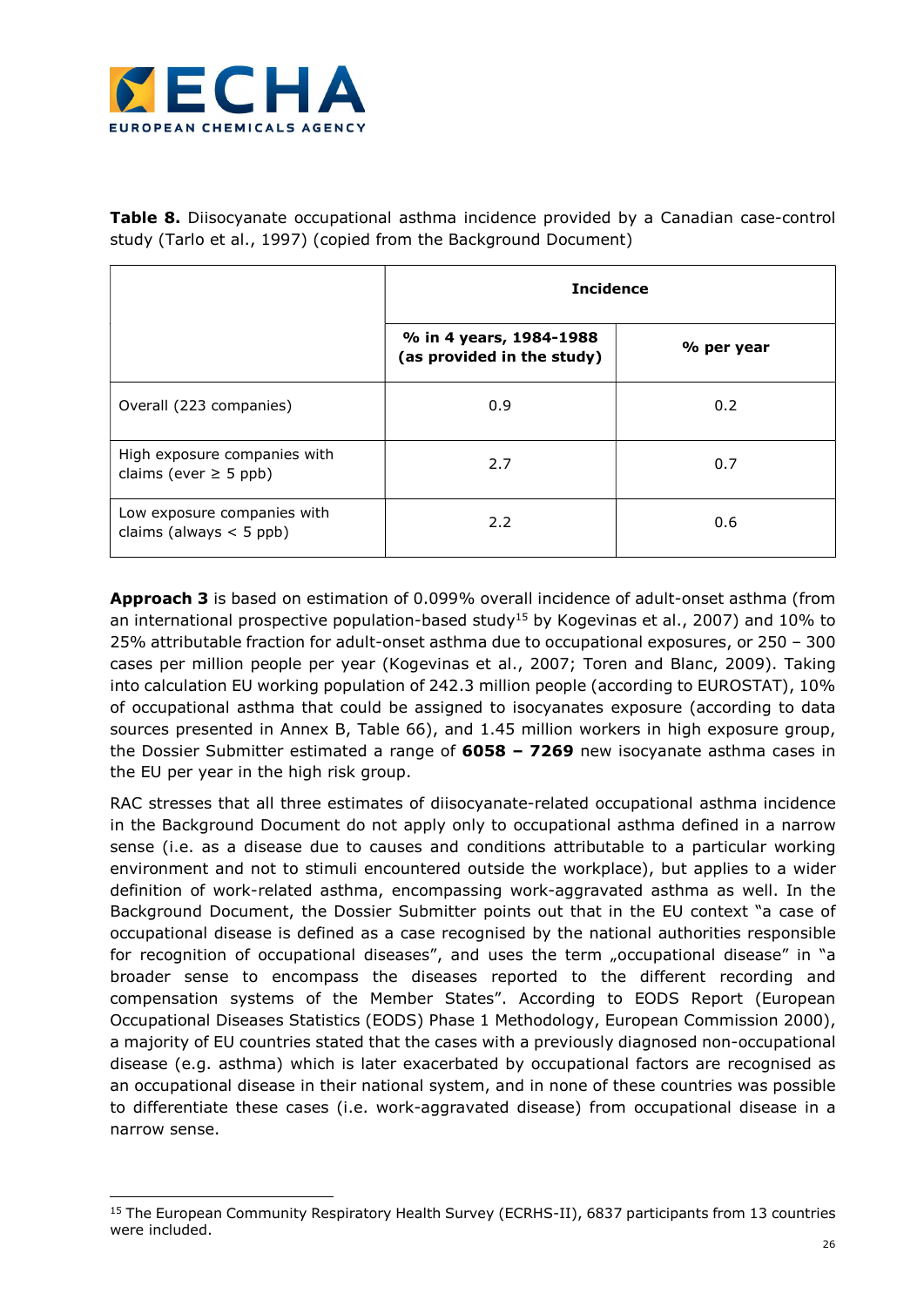**Table 8.** Diisocyanate occupational asthma incidence provided by a Canadian case-control study (Tarlo et al., 1997) (copied from the Background Document)

| | Incidence | |
|---|---|---|
| | **% in 4 years, 1984-1988 (as provided in the study)** | **% per year** |
| Overall (223 companies) | 0.9 | 0.2 |
| High exposure companies with claims (ever ≥ 5 ppb) | 2.7 | 0.7 |
| Low exposure companies with claims (always < 5 ppb) | 2.2 | 0.6 |

**Approach 3** is based on estimation of 0.099% overall incidence of adult-onset asthma (from an international prospective population-based study[15] by Kogevinas et al., 2007) and 10% to 25% attributable fraction for adult-onset asthma due to occupational exposures, or 250 – 300 cases per million people per year (Kogevinas et al., 2007; Toren and Blanc, 2009). Taking into calculation EU working population of 242.3 million people (according to EUROSTAT), 10% of occupational asthma that could be assigned to isocyanates exposure (according to data sources presented in Annex B, Table 66), and 1.45 million workers in high exposure group, the Dossier Submitter estimated a range of **6058 – 7269** new isocyanate asthma cases in the EU per year in the high risk group.

RAC stresses that all three estimates of diisocyanate-related occupational asthma incidence in the Background Document do not apply only to occupational asthma defined in a narrow sense (i.e. as a disease due to causes and conditions attributable to a particular working environment and not to stimuli encountered outside the workplace), but applies to a wider definition of work-related asthma, encompassing work-aggravated asthma as well. In the Background Document, the Dossier Submitter points out that in the EU context "a case of occupational disease is defined as a case recognised by the national authorities responsible for recognition of occupational diseases", and uses the term „occupational disease" in "a broader sense to encompass the diseases reported to the different recording and compensation systems of the Member States". According to EODS Report (European Occupational Diseases Statistics (EODS) Phase 1 Methodology, European Commission 2000), a majority of EU countries stated that the cases with a previously diagnosed non-occupational disease (e.g. asthma) which is later exacerbated by occupational factors are recognised as an occupational disease in their national system, and in none of these countries was possible to differentiate these cases (i.e. work-aggravated disease) from occupational disease in a narrow sense.

[15] The European Community Respiratory Health Survey (ECRHS-II), 6837 participants from 13 countries were included.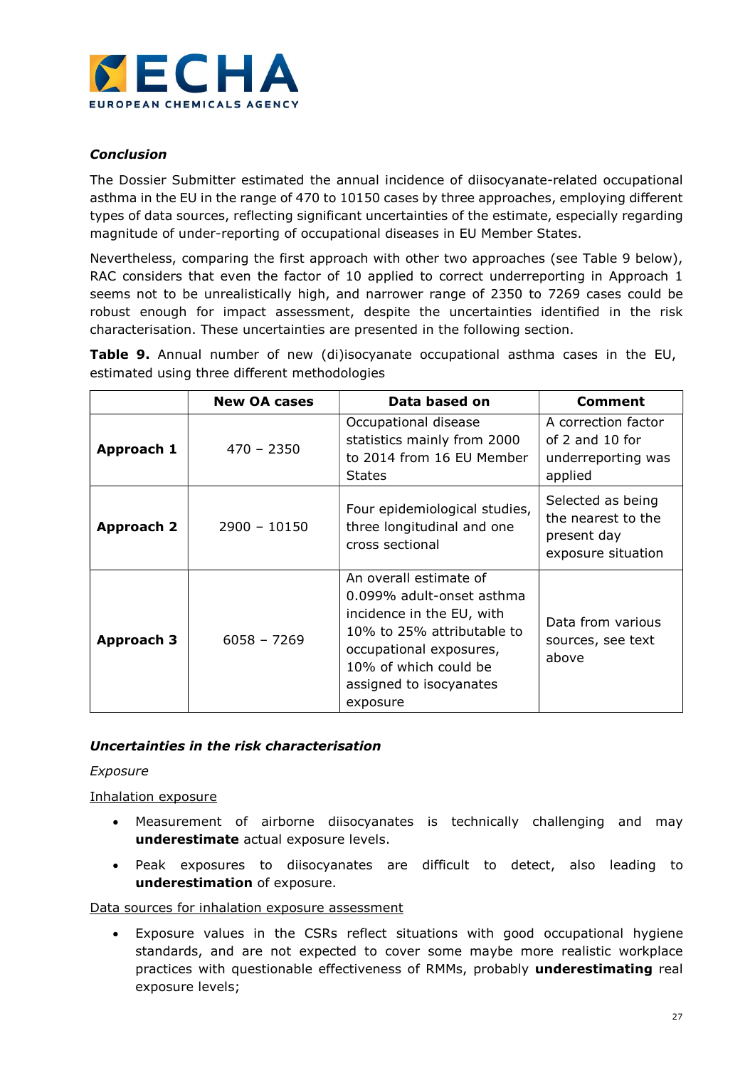***Conclusion***

The Dossier Submitter estimated the annual incidence of diisocyanate-related occupational asthma in the EU in the range of 470 to 10150 cases by three approaches, employing different types of data sources, reflecting significant uncertainties of the estimate, especially regarding magnitude of under-reporting of occupational diseases in EU Member States.

Nevertheless, comparing the first approach with other two approaches (see Table 9 below), RAC considers that even the factor of 10 applied to correct underreporting in Approach 1 seems not to be unrealistically high, and narrower range of 2350 to 7269 cases could be robust enough for impact assessment, despite the uncertainties identified in the risk characterisation. These uncertainties are presented in the following section.

**Table 9.** Annual number of new (di)isocyanate occupational asthma cases in the EU, estimated using three different methodologies

| | New OA cases | Data based on | Comment |
|---|---|---|---|
| **Approach 1** | 470 – 2350 | Occupational disease statistics mainly from 2000 to 2014 from 16 EU Member States | A correction factor of 2 and 10 for underreporting was applied |
| **Approach 2** | 2900 – 10150 | Four epidemiological studies, three longitudinal and one cross sectional | Selected as being the nearest to the present day exposure situation |
| **Approach 3** | 6058 – 7269 | An overall estimate of 0.099% adult-onset asthma incidence in the EU, with 10% to 25% attributable to occupational exposures, 10% of which could be assigned to isocyanates exposure | Data from various sources, see text above |

***Uncertainties in the risk characterisation***

*Exposure*

Inhalation exposure

- Measurement of airborne diisocyanates is technically challenging and may **underestimate** actual exposure levels.
- Peak exposures to diisocyanates are difficult to detect, also leading to **underestimation** of exposure.

Data sources for inhalation exposure assessment

- Exposure values in the CSRs reflect situations with good occupational hygiene standards, and are not expected to cover some maybe more realistic workplace practices with questionable effectiveness of RMMs, probably **underestimating** real exposure levels;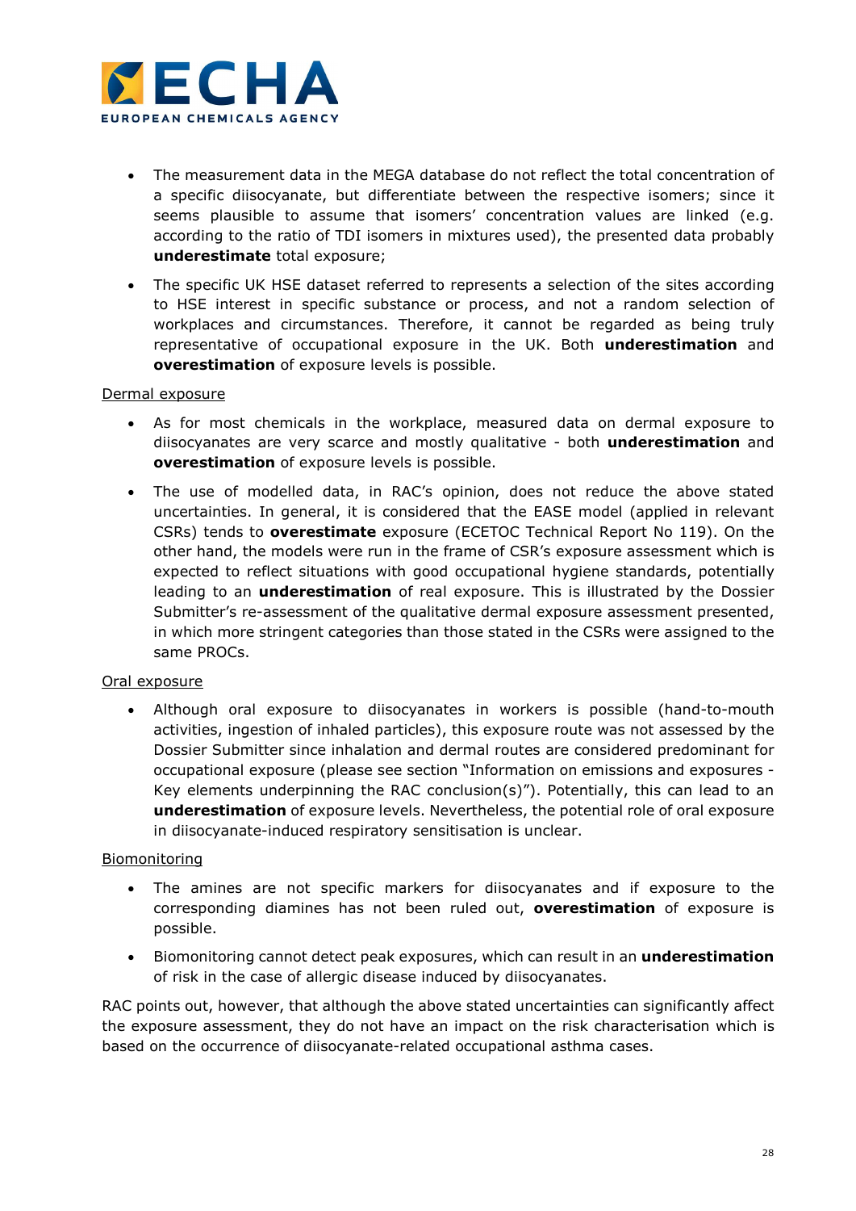- The measurement data in the MEGA database do not reflect the total concentration of a specific diisocyanate, but differentiate between the respective isomers; since it seems plausible to assume that isomers' concentration values are linked (e.g. according to the ratio of TDI isomers in mixtures used), the presented data probably **underestimate** total exposure;
- The specific UK HSE dataset referred to represents a selection of the sites according to HSE interest in specific substance or process, and not a random selection of workplaces and circumstances. Therefore, it cannot be regarded as being truly representative of occupational exposure in the UK. Both **underestimation** and **overestimation** of exposure levels is possible.

<u>Dermal exposure</u>

- As for most chemicals in the workplace, measured data on dermal exposure to diisocyanates are very scarce and mostly qualitative - both **underestimation** and **overestimation** of exposure levels is possible.
- The use of modelled data, in RAC's opinion, does not reduce the above stated uncertainties. In general, it is considered that the EASE model (applied in relevant CSRs) tends to **overestimate** exposure (ECETOC Technical Report No 119). On the other hand, the models were run in the frame of CSR's exposure assessment which is expected to reflect situations with good occupational hygiene standards, potentially leading to an **underestimation** of real exposure. This is illustrated by the Dossier Submitter's re-assessment of the qualitative dermal exposure assessment presented, in which more stringent categories than those stated in the CSRs were assigned to the same PROCs.

<u>Oral exposure</u>

- Although oral exposure to diisocyanates in workers is possible (hand-to-mouth activities, ingestion of inhaled particles), this exposure route was not assessed by the Dossier Submitter since inhalation and dermal routes are considered predominant for occupational exposure (please see section "Information on emissions and exposures - Key elements underpinning the RAC conclusion(s)"). Potentially, this can lead to an **underestimation** of exposure levels. Nevertheless, the potential role of oral exposure in diisocyanate-induced respiratory sensitisation is unclear.

<u>Biomonitoring</u>

- The amines are not specific markers for diisocyanates and if exposure to the corresponding diamines has not been ruled out, **overestimation** of exposure is possible.
- Biomonitoring cannot detect peak exposures, which can result in an **underestimation** of risk in the case of allergic disease induced by diisocyanates.

RAC points out, however, that although the above stated uncertainties can significantly affect the exposure assessment, they do not have an impact on the risk characterisation which is based on the occurrence of diisocyanate-related occupational asthma cases.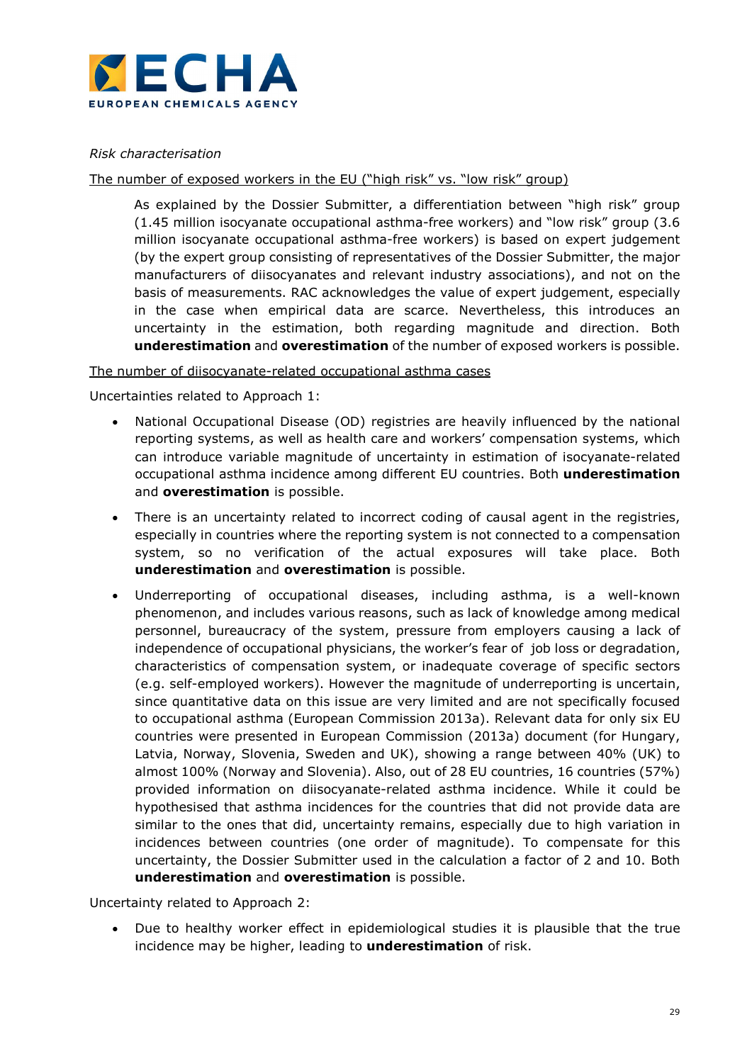*Risk characterisation*

The number of exposed workers in the EU ("high risk" vs. "low risk" group)

> As explained by the Dossier Submitter, a differentiation between "high risk" group (1.45 million isocyanate occupational asthma-free workers) and "low risk" group (3.6 million isocyanate occupational asthma-free workers) is based on expert judgement (by the expert group consisting of representatives of the Dossier Submitter, the major manufacturers of diisocyanates and relevant industry associations), and not on the basis of measurements. RAC acknowledges the value of expert judgement, especially in the case when empirical data are scarce. Nevertheless, this introduces an uncertainty in the estimation, both regarding magnitude and direction. Both **underestimation** and **overestimation** of the number of exposed workers is possible.

The number of diisocyanate-related occupational asthma cases

Uncertainties related to Approach 1:

- National Occupational Disease (OD) registries are heavily influenced by the national reporting systems, as well as health care and workers' compensation systems, which can introduce variable magnitude of uncertainty in estimation of isocyanate-related occupational asthma incidence among different EU countries. Both **underestimation** and **overestimation** is possible.
- There is an uncertainty related to incorrect coding of causal agent in the registries, especially in countries where the reporting system is not connected to a compensation system, so no verification of the actual exposures will take place. Both **underestimation** and **overestimation** is possible.
- Underreporting of occupational diseases, including asthma, is a well-known phenomenon, and includes various reasons, such as lack of knowledge among medical personnel, bureaucracy of the system, pressure from employers causing a lack of independence of occupational physicians, the worker's fear of job loss or degradation, characteristics of compensation system, or inadequate coverage of specific sectors (e.g. self-employed workers). However the magnitude of underreporting is uncertain, since quantitative data on this issue are very limited and are not specifically focused to occupational asthma (European Commission 2013a). Relevant data for only six EU countries were presented in European Commission (2013a) document (for Hungary, Latvia, Norway, Slovenia, Sweden and UK), showing a range between 40% (UK) to almost 100% (Norway and Slovenia). Also, out of 28 EU countries, 16 countries (57%) provided information on diisocyanate-related asthma incidence. While it could be hypothesised that asthma incidences for the countries that did not provide data are similar to the ones that did, uncertainty remains, especially due to high variation in incidences between countries (one order of magnitude). To compensate for this uncertainty, the Dossier Submitter used in the calculation a factor of 2 and 10. Both **underestimation** and **overestimation** is possible.

Uncertainty related to Approach 2:

- Due to healthy worker effect in epidemiological studies it is plausible that the true incidence may be higher, leading to **underestimation** of risk.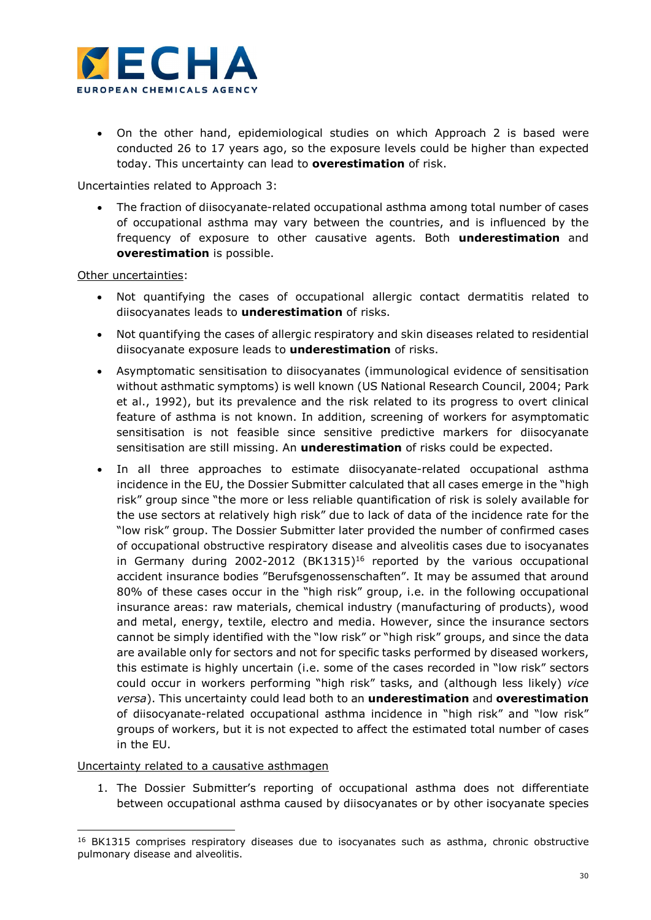- On the other hand, epidemiological studies on which Approach 2 is based were conducted 26 to 17 years ago, so the exposure levels could be higher than expected today. This uncertainty can lead to **overestimation** of risk.

Uncertainties related to Approach 3:

- The fraction of diisocyanate-related occupational asthma among total number of cases of occupational asthma may vary between the countries, and is influenced by the frequency of exposure to other causative agents. Both **underestimation** and **overestimation** is possible.

Other uncertainties:

- Not quantifying the cases of occupational allergic contact dermatitis related to diisocyanates leads to **underestimation** of risks.
- Not quantifying the cases of allergic respiratory and skin diseases related to residential diisocyanate exposure leads to **underestimation** of risks.
- Asymptomatic sensitisation to diisocyanates (immunological evidence of sensitisation without asthmatic symptoms) is well known (US National Research Council, 2004; Park et al., 1992), but its prevalence and the risk related to its progress to overt clinical feature of asthma is not known. In addition, screening of workers for asymptomatic sensitisation is not feasible since sensitive predictive markers for diisocyanate sensitisation are still missing. An **underestimation** of risks could be expected.
- In all three approaches to estimate diisocyanate-related occupational asthma incidence in the EU, the Dossier Submitter calculated that all cases emerge in the "high risk" group since "the more or less reliable quantification of risk is solely available for the use sectors at relatively high risk" due to lack of data of the incidence rate for the "low risk" group. The Dossier Submitter later provided the number of confirmed cases of occupational obstructive respiratory disease and alveolitis cases due to isocyanates in Germany during 2002-2012 (BK1315)[16] reported by the various occupational accident insurance bodies "Berufsgenossenschaften". It may be assumed that around 80% of these cases occur in the "high risk" group, i.e. in the following occupational insurance areas: raw materials, chemical industry (manufacturing of products), wood and metal, energy, textile, electro and media. However, since the insurance sectors cannot be simply identified with the "low risk" or "high risk" groups, and since the data are available only for sectors and not for specific tasks performed by diseased workers, this estimate is highly uncertain (i.e. some of the cases recorded in "low risk" sectors could occur in workers performing "high risk" tasks, and (although less likely) *vice versa*). This uncertainty could lead both to an **underestimation** and **overestimation** of diisocyanate-related occupational asthma incidence in "high risk" and "low risk" groups of workers, but it is not expected to affect the estimated total number of cases in the EU.

Uncertainty related to a causative asthmagen

1. The Dossier Submitter's reporting of occupational asthma does not differentiate between occupational asthma caused by diisocyanates or by other isocyanate species

[16] BK1315 comprises respiratory diseases due to isocyanates such as asthma, chronic obstructive pulmonary disease and alveolitis.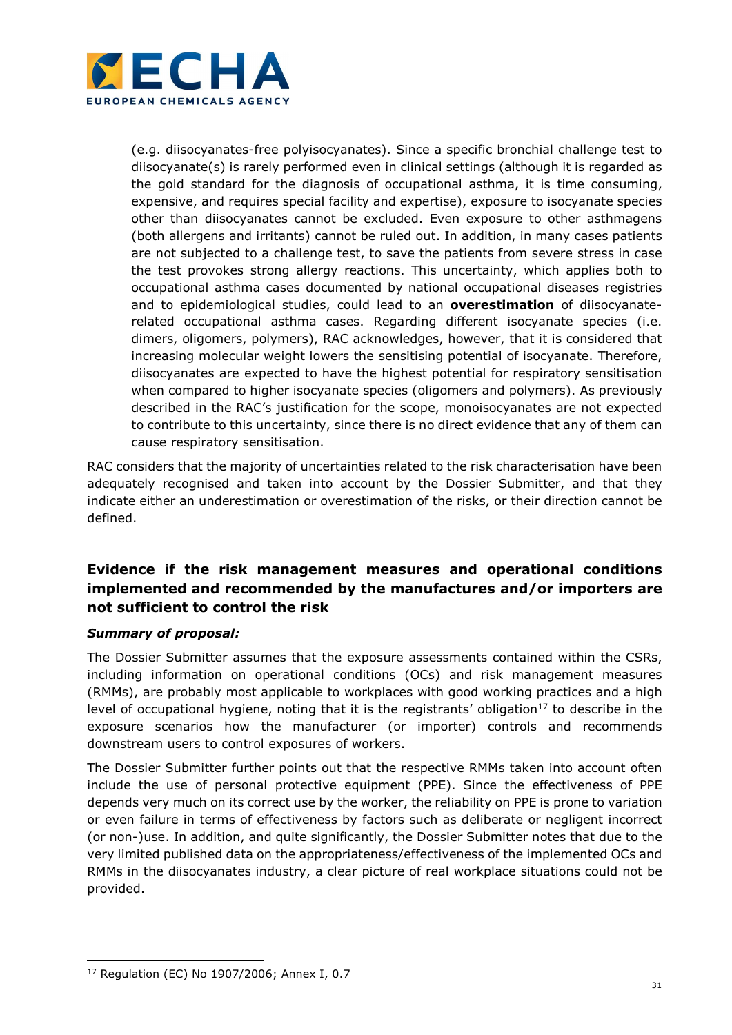(e.g. diisocyanates-free polyisocyanates). Since a specific bronchial challenge test to diisocyanate(s) is rarely performed even in clinical settings (although it is regarded as the gold standard for the diagnosis of occupational asthma, it is time consuming, expensive, and requires special facility and expertise), exposure to isocyanate species other than diisocyanates cannot be excluded. Even exposure to other asthmagens (both allergens and irritants) cannot be ruled out. In addition, in many cases patients are not subjected to a challenge test, to save the patients from severe stress in case the test provokes strong allergy reactions. This uncertainty, which applies both to occupational asthma cases documented by national occupational diseases registries and to epidemiological studies, could lead to an **overestimation** of diisocyanate-related occupational asthma cases. Regarding different isocyanate species (i.e. dimers, oligomers, polymers), RAC acknowledges, however, that it is considered that increasing molecular weight lowers the sensitising potential of isocyanate. Therefore, diisocyanates are expected to have the highest potential for respiratory sensitisation when compared to higher isocyanate species (oligomers and polymers). As previously described in the RAC's justification for the scope, monoisocyanates are not expected to contribute to this uncertainty, since there is no direct evidence that any of them can cause respiratory sensitisation.

RAC considers that the majority of uncertainties related to the risk characterisation have been adequately recognised and taken into account by the Dossier Submitter, and that they indicate either an underestimation or overestimation of the risks, or their direction cannot be defined.

## Evidence if the risk management measures and operational conditions implemented and recommended by the manufactures and/or importers are not sufficient to control the risk

***Summary of proposal:***

The Dossier Submitter assumes that the exposure assessments contained within the CSRs, including information on operational conditions (OCs) and risk management measures (RMMs), are probably most applicable to workplaces with good working practices and a high level of occupational hygiene, noting that it is the registrants' obligation[17] to describe in the exposure scenarios how the manufacturer (or importer) controls and recommends downstream users to control exposures of workers.

The Dossier Submitter further points out that the respective RMMs taken into account often include the use of personal protective equipment (PPE). Since the effectiveness of PPE depends very much on its correct use by the worker, the reliability on PPE is prone to variation or even failure in terms of effectiveness by factors such as deliberate or negligent incorrect (or non-)use. In addition, and quite significantly, the Dossier Submitter notes that due to the very limited published data on the appropriateness/effectiveness of the implemented OCs and RMMs in the diisocyanates industry, a clear picture of real workplace situations could not be provided.

[17] Regulation (EC) No 1907/2006; Annex I, 0.7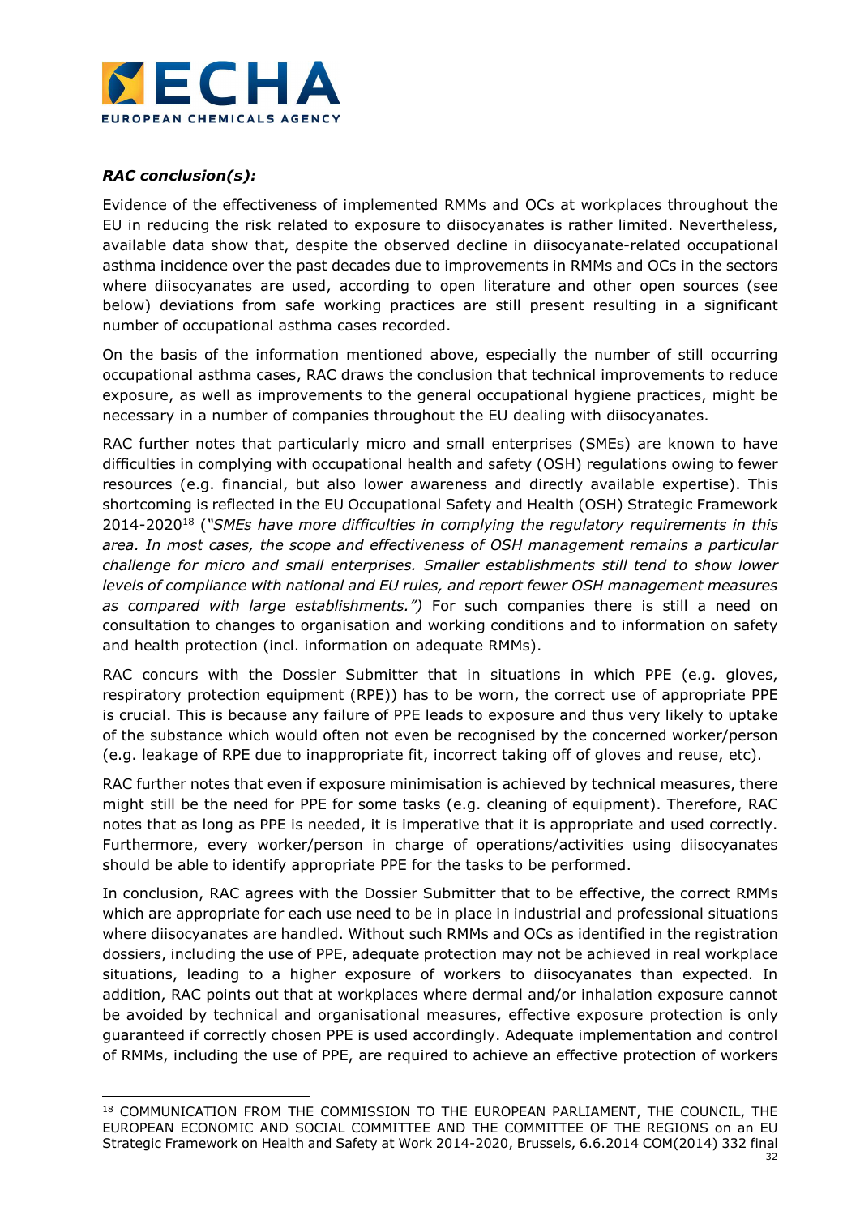***RAC conclusion(s):***

Evidence of the effectiveness of implemented RMMs and OCs at workplaces throughout the EU in reducing the risk related to exposure to diisocyanates is rather limited. Nevertheless, available data show that, despite the observed decline in diisocyanate-related occupational asthma incidence over the past decades due to improvements in RMMs and OCs in the sectors where diisocyanates are used, according to open literature and other open sources (see below) deviations from safe working practices are still present resulting in a significant number of occupational asthma cases recorded.

On the basis of the information mentioned above, especially the number of still occurring occupational asthma cases, RAC draws the conclusion that technical improvements to reduce exposure, as well as improvements to the general occupational hygiene practices, might be necessary in a number of companies throughout the EU dealing with diisocyanates.

RAC further notes that particularly micro and small enterprises (SMEs) are known to have difficulties in complying with occupational health and safety (OSH) regulations owing to fewer resources (e.g. financial, but also lower awareness and directly available expertise). This shortcoming is reflected in the EU Occupational Safety and Health (OSH) Strategic Framework 2014-2020[18] (*"SMEs have more difficulties in complying the regulatory requirements in this area. In most cases, the scope and effectiveness of OSH management remains a particular challenge for micro and small enterprises. Smaller establishments still tend to show lower levels of compliance with national and EU rules, and report fewer OSH management measures as compared with large establishments.")* For such companies there is still a need on consultation to changes to organisation and working conditions and to information on safety and health protection (incl. information on adequate RMMs).

RAC concurs with the Dossier Submitter that in situations in which PPE (e.g. gloves, respiratory protection equipment (RPE)) has to be worn, the correct use of appropriate PPE is crucial. This is because any failure of PPE leads to exposure and thus very likely to uptake of the substance which would often not even be recognised by the concerned worker/person (e.g. leakage of RPE due to inappropriate fit, incorrect taking off of gloves and reuse, etc).

RAC further notes that even if exposure minimisation is achieved by technical measures, there might still be the need for PPE for some tasks (e.g. cleaning of equipment). Therefore, RAC notes that as long as PPE is needed, it is imperative that it is appropriate and used correctly. Furthermore, every worker/person in charge of operations/activities using diisocyanates should be able to identify appropriate PPE for the tasks to be performed.

In conclusion, RAC agrees with the Dossier Submitter that to be effective, the correct RMMs which are appropriate for each use need to be in place in industrial and professional situations where diisocyanates are handled. Without such RMMs and OCs as identified in the registration dossiers, including the use of PPE, adequate protection may not be achieved in real workplace situations, leading to a higher exposure of workers to diisocyanates than expected. In addition, RAC points out that at workplaces where dermal and/or inhalation exposure cannot be avoided by technical and organisational measures, effective exposure protection is only guaranteed if correctly chosen PPE is used accordingly. Adequate implementation and control of RMMs, including the use of PPE, are required to achieve an effective protection of workers

---

[18] COMMUNICATION FROM THE COMMISSION TO THE EUROPEAN PARLIAMENT, THE COUNCIL, THE EUROPEAN ECONOMIC AND SOCIAL COMMITTEE AND THE COMMITTEE OF THE REGIONS on an EU Strategic Framework on Health and Safety at Work 2014-2020, Brussels, 6.6.2014 COM(2014) 332 final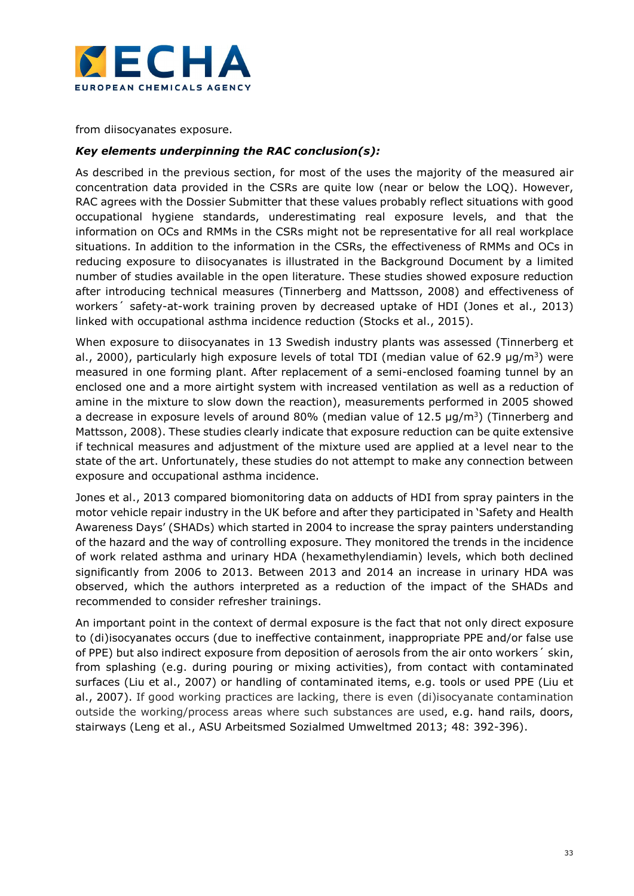from diisocyanates exposure.

***Key elements underpinning the RAC conclusion(s):***

As described in the previous section, for most of the uses the majority of the measured air concentration data provided in the CSRs are quite low (near or below the LOQ). However, RAC agrees with the Dossier Submitter that these values probably reflect situations with good occupational hygiene standards, underestimating real exposure levels, and that the information on OCs and RMMs in the CSRs might not be representative for all real workplace situations. In addition to the information in the CSRs, the effectiveness of RMMs and OCs in reducing exposure to diisocyanates is illustrated in the Background Document by a limited number of studies available in the open literature. These studies showed exposure reduction after introducing technical measures (Tinnerberg and Mattsson, 2008) and effectiveness of workers´ safety-at-work training proven by decreased uptake of HDI (Jones et al., 2013) linked with occupational asthma incidence reduction (Stocks et al., 2015).

When exposure to diisocyanates in 13 Swedish industry plants was assessed (Tinnerberg et al., 2000), particularly high exposure levels of total TDI (median value of 62.9 µg/m$^3$) were measured in one forming plant. After replacement of a semi-enclosed foaming tunnel by an enclosed one and a more airtight system with increased ventilation as well as a reduction of amine in the mixture to slow down the reaction), measurements performed in 2005 showed a decrease in exposure levels of around 80% (median value of 12.5 µg/m$^3$) (Tinnerberg and Mattsson, 2008). These studies clearly indicate that exposure reduction can be quite extensive if technical measures and adjustment of the mixture used are applied at a level near to the state of the art. Unfortunately, these studies do not attempt to make any connection between exposure and occupational asthma incidence.

Jones et al., 2013 compared biomonitoring data on adducts of HDI from spray painters in the motor vehicle repair industry in the UK before and after they participated in 'Safety and Health Awareness Days' (SHADs) which started in 2004 to increase the spray painters understanding of the hazard and the way of controlling exposure. They monitored the trends in the incidence of work related asthma and urinary HDA (hexamethylendiamin) levels, which both declined significantly from 2006 to 2013. Between 2013 and 2014 an increase in urinary HDA was observed, which the authors interpreted as a reduction of the impact of the SHADs and recommended to consider refresher trainings.

An important point in the context of dermal exposure is the fact that not only direct exposure to (di)isocyanates occurs (due to ineffective containment, inappropriate PPE and/or false use of PPE) but also indirect exposure from deposition of aerosols from the air onto workers´ skin, from splashing (e.g. during pouring or mixing activities), from contact with contaminated surfaces (Liu et al., 2007) or handling of contaminated items, e.g. tools or used PPE (Liu et al., 2007). If good working practices are lacking, there is even (di)isocyanate contamination outside the working/process areas where such substances are used, e.g. hand rails, doors, stairways (Leng et al., ASU Arbeitsmed Sozialmed Umweltmed 2013; 48: 392-396).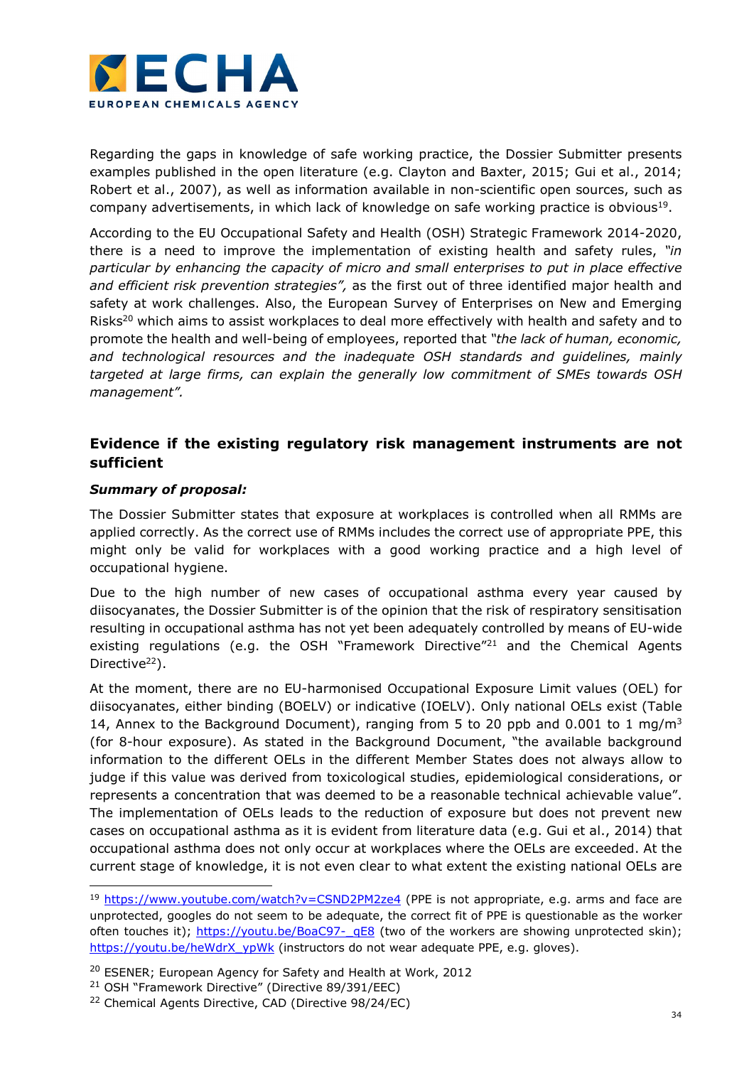Regarding the gaps in knowledge of safe working practice, the Dossier Submitter presents examples published in the open literature (e.g. Clayton and Baxter, 2015; Gui et al., 2014; Robert et al., 2007), as well as information available in non-scientific open sources, such as company advertisements, in which lack of knowledge on safe working practice is obvious[19].

According to the EU Occupational Safety and Health (OSH) Strategic Framework 2014-2020, there is a need to improve the implementation of existing health and safety rules, *"in particular by enhancing the capacity of micro and small enterprises to put in place effective and efficient risk prevention strategies",* as the first out of three identified major health and safety at work challenges. Also, the European Survey of Enterprises on New and Emerging Risks[20] which aims to assist workplaces to deal more effectively with health and safety and to promote the health and well-being of employees, reported that *"the lack of human, economic, and technological resources and the inadequate OSH standards and guidelines, mainly targeted at large firms, can explain the generally low commitment of SMEs towards OSH management".*

## Evidence if the existing regulatory risk management instruments are not sufficient

***Summary of proposal:***

The Dossier Submitter states that exposure at workplaces is controlled when all RMMs are applied correctly. As the correct use of RMMs includes the correct use of appropriate PPE, this might only be valid for workplaces with a good working practice and a high level of occupational hygiene.

Due to the high number of new cases of occupational asthma every year caused by diisocyanates, the Dossier Submitter is of the opinion that the risk of respiratory sensitisation resulting in occupational asthma has not yet been adequately controlled by means of EU-wide existing regulations (e.g. the OSH "Framework Directive"[21] and the Chemical Agents Directive[22]).

At the moment, there are no EU-harmonised Occupational Exposure Limit values (OEL) for diisocyanates, either binding (BOELV) or indicative (IOELV). Only national OELs exist (Table 14, Annex to the Background Document), ranging from 5 to 20 ppb and 0.001 to 1 mg/m$^3$ (for 8-hour exposure). As stated in the Background Document, "the available background information to the different OELs in the different Member States does not always allow to judge if this value was derived from toxicological studies, epidemiological considerations, or represents a concentration that was deemed to be a reasonable technical achievable value". The implementation of OELs leads to the reduction of exposure but does not prevent new cases on occupational asthma as it is evident from literature data (e.g. Gui et al., 2014) that occupational asthma does not only occur at workplaces where the OELs are exceeded. At the current stage of knowledge, it is not even clear to what extent the existing national OELs are

---

[19] https://www.youtube.com/watch?v=CSND2PM2ze4 (PPE is not appropriate, e.g. arms and face are unprotected, googles do not seem to be adequate, the correct fit of PPE is questionable as the worker often touches it); https://youtu.be/BoaC97-_qE8 (two of the workers are showing unprotected skin); https://youtu.be/heWdrX_ypWk (instructors do not wear adequate PPE, e.g. gloves).

[20] ESENER; European Agency for Safety and Health at Work, 2012

[21] OSH "Framework Directive" (Directive 89/391/EEC)

[22] Chemical Agents Directive, CAD (Directive 98/24/EC)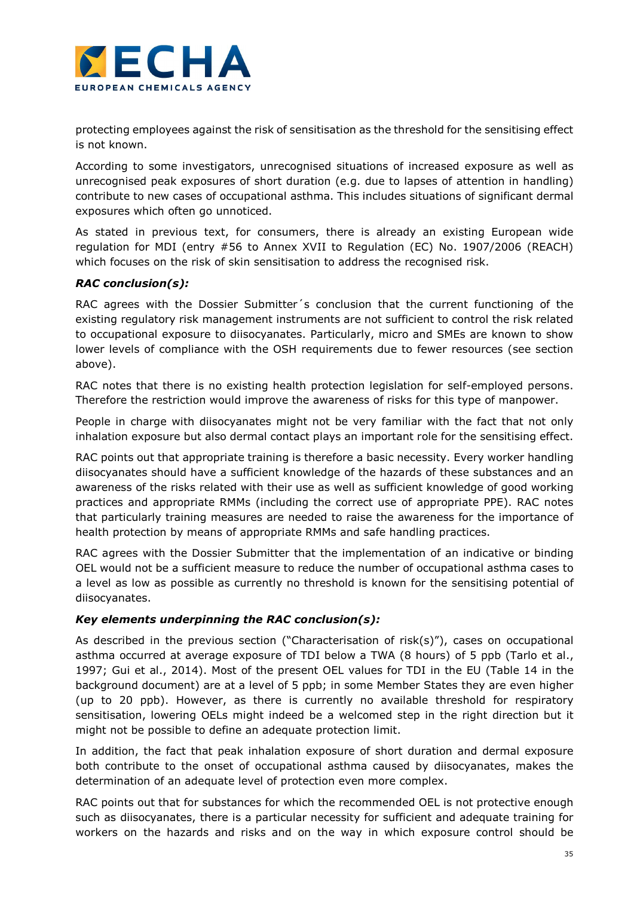protecting employees against the risk of sensitisation as the threshold for the sensitising effect is not known.

According to some investigators, unrecognised situations of increased exposure as well as unrecognised peak exposures of short duration (e.g. due to lapses of attention in handling) contribute to new cases of occupational asthma. This includes situations of significant dermal exposures which often go unnoticed.

As stated in previous text, for consumers, there is already an existing European wide regulation for MDI (entry #56 to Annex XVII to Regulation (EC) No. 1907/2006 (REACH) which focuses on the risk of skin sensitisation to address the recognised risk.

***RAC conclusion(s):***

RAC agrees with the Dossier Submitter´s conclusion that the current functioning of the existing regulatory risk management instruments are not sufficient to control the risk related to occupational exposure to diisocyanates. Particularly, micro and SMEs are known to show lower levels of compliance with the OSH requirements due to fewer resources (see section above).

RAC notes that there is no existing health protection legislation for self-employed persons. Therefore the restriction would improve the awareness of risks for this type of manpower.

People in charge with diisocyanates might not be very familiar with the fact that not only inhalation exposure but also dermal contact plays an important role for the sensitising effect.

RAC points out that appropriate training is therefore a basic necessity. Every worker handling diisocyanates should have a sufficient knowledge of the hazards of these substances and an awareness of the risks related with their use as well as sufficient knowledge of good working practices and appropriate RMMs (including the correct use of appropriate PPE). RAC notes that particularly training measures are needed to raise the awareness for the importance of health protection by means of appropriate RMMs and safe handling practices.

RAC agrees with the Dossier Submitter that the implementation of an indicative or binding OEL would not be a sufficient measure to reduce the number of occupational asthma cases to a level as low as possible as currently no threshold is known for the sensitising potential of diisocyanates.

***Key elements underpinning the RAC conclusion(s):***

As described in the previous section ("Characterisation of risk(s)"), cases on occupational asthma occurred at average exposure of TDI below a TWA (8 hours) of 5 ppb (Tarlo et al., 1997; Gui et al., 2014). Most of the present OEL values for TDI in the EU (Table 14 in the background document) are at a level of 5 ppb; in some Member States they are even higher (up to 20 ppb). However, as there is currently no available threshold for respiratory sensitisation, lowering OELs might indeed be a welcomed step in the right direction but it might not be possible to define an adequate protection limit.

In addition, the fact that peak inhalation exposure of short duration and dermal exposure both contribute to the onset of occupational asthma caused by diisocyanates, makes the determination of an adequate level of protection even more complex.

RAC points out that for substances for which the recommended OEL is not protective enough such as diisocyanates, there is a particular necessity for sufficient and adequate training for workers on the hazards and risks and on the way in which exposure control should be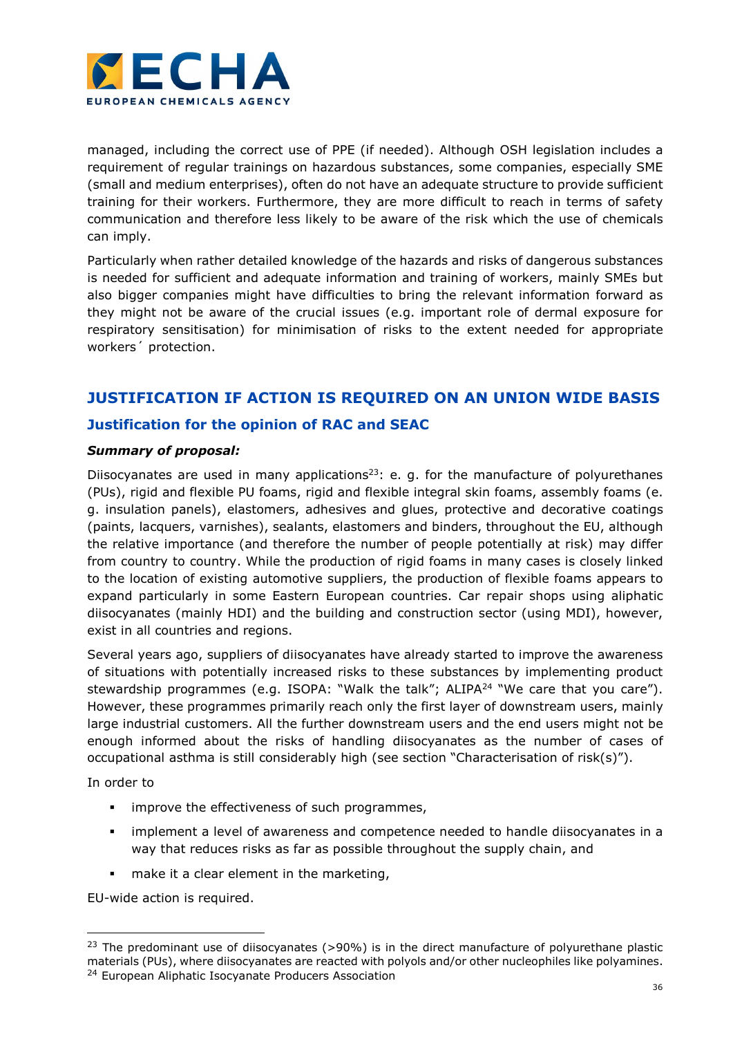managed, including the correct use of PPE (if needed). Although OSH legislation includes a requirement of regular trainings on hazardous substances, some companies, especially SME (small and medium enterprises), often do not have an adequate structure to provide sufficient training for their workers. Furthermore, they are more difficult to reach in terms of safety communication and therefore less likely to be aware of the risk which the use of chemicals can imply.

Particularly when rather detailed knowledge of the hazards and risks of dangerous substances is needed for sufficient and adequate information and training of workers, mainly SMEs but also bigger companies might have difficulties to bring the relevant information forward as they might not be aware of the crucial issues (e.g. important role of dermal exposure for respiratory sensitisation) for minimisation of risks to the extent needed for appropriate workers´ protection.

## JUSTIFICATION IF ACTION IS REQUIRED ON AN UNION WIDE BASIS

### Justification for the opinion of RAC and SEAC

***Summary of proposal:***

Diisocyanates are used in many applications[23]: e. g. for the manufacture of polyurethanes (PUs), rigid and flexible PU foams, rigid and flexible integral skin foams, assembly foams (e. g. insulation panels), elastomers, adhesives and glues, protective and decorative coatings (paints, lacquers, varnishes), sealants, elastomers and binders, throughout the EU, although the relative importance (and therefore the number of people potentially at risk) may differ from country to country. While the production of rigid foams in many cases is closely linked to the location of existing automotive suppliers, the production of flexible foams appears to expand particularly in some Eastern European countries. Car repair shops using aliphatic diisocyanates (mainly HDI) and the building and construction sector (using MDI), however, exist in all countries and regions.

Several years ago, suppliers of diisocyanates have already started to improve the awareness of situations with potentially increased risks to these substances by implementing product stewardship programmes (e.g. ISOPA: "Walk the talk"; ALIPA[24] "We care that you care"). However, these programmes primarily reach only the first layer of downstream users, mainly large industrial customers. All the further downstream users and the end users might not be enough informed about the risks of handling diisocyanates as the number of cases of occupational asthma is still considerably high (see section "Characterisation of risk(s)").

In order to

- improve the effectiveness of such programmes,
- implement a level of awareness and competence needed to handle diisocyanates in a way that reduces risks as far as possible throughout the supply chain, and
- make it a clear element in the marketing,

EU-wide action is required.

[23] The predominant use of diisocyanates (>90%) is in the direct manufacture of polyurethane plastic materials (PUs), where diisocyanates are reacted with polyols and/or other nucleophiles like polyamines.

[24] European Aliphatic Isocyanate Producers Association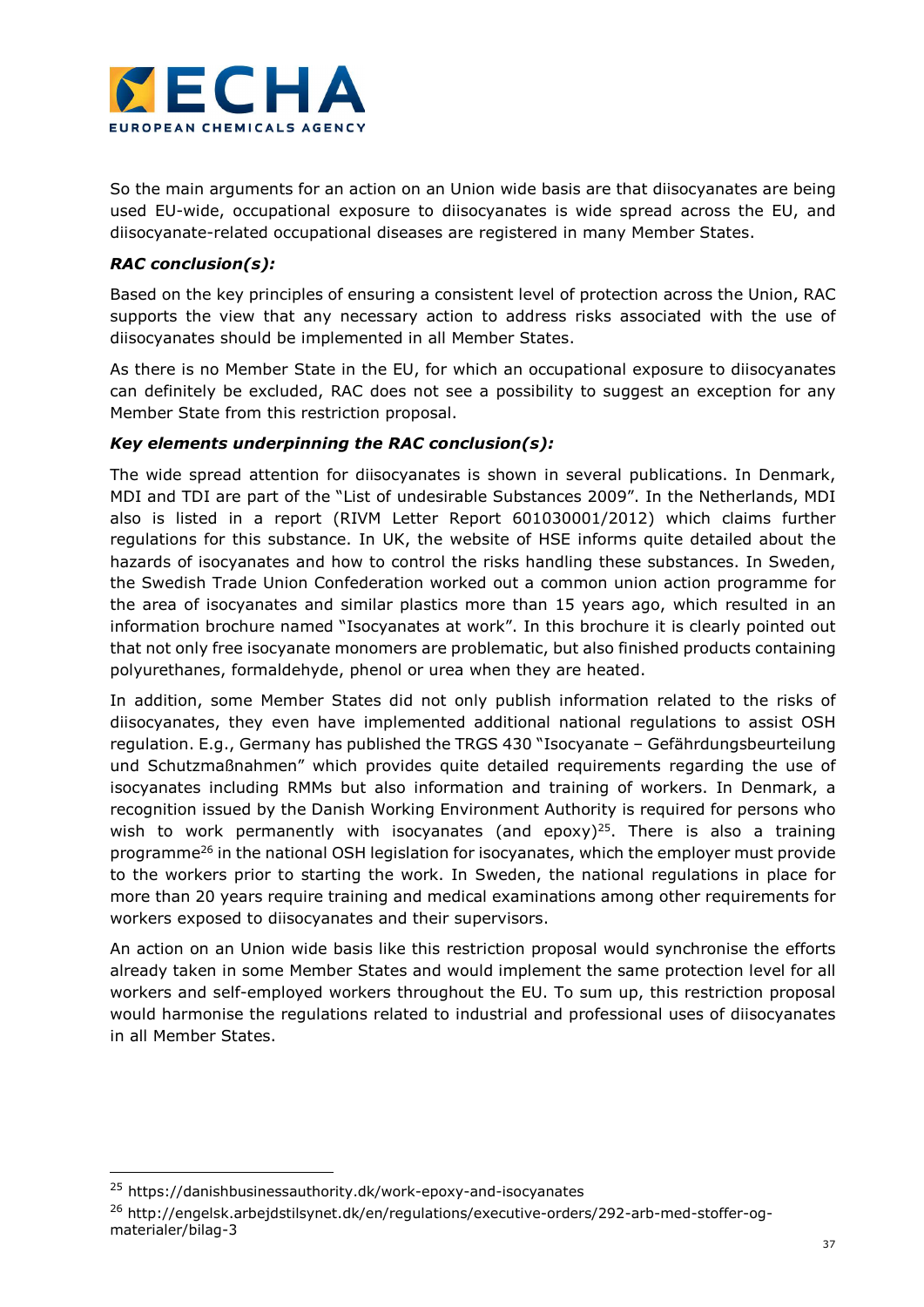So the main arguments for an action on an Union wide basis are that diisocyanates are being used EU-wide, occupational exposure to diisocyanates is wide spread across the EU, and diisocyanate-related occupational diseases are registered in many Member States.

***RAC conclusion(s):***

Based on the key principles of ensuring a consistent level of protection across the Union, RAC supports the view that any necessary action to address risks associated with the use of diisocyanates should be implemented in all Member States.

As there is no Member State in the EU, for which an occupational exposure to diisocyanates can definitely be excluded, RAC does not see a possibility to suggest an exception for any Member State from this restriction proposal.

***Key elements underpinning the RAC conclusion(s):***

The wide spread attention for diisocyanates is shown in several publications. In Denmark, MDI and TDI are part of the "List of undesirable Substances 2009". In the Netherlands, MDI also is listed in a report (RIVM Letter Report 601030001/2012) which claims further regulations for this substance. In UK, the website of HSE informs quite detailed about the hazards of isocyanates and how to control the risks handling these substances. In Sweden, the Swedish Trade Union Confederation worked out a common union action programme for the area of isocyanates and similar plastics more than 15 years ago, which resulted in an information brochure named "Isocyanates at work". In this brochure it is clearly pointed out that not only free isocyanate monomers are problematic, but also finished products containing polyurethanes, formaldehyde, phenol or urea when they are heated.

In addition, some Member States did not only publish information related to the risks of diisocyanates, they even have implemented additional national regulations to assist OSH regulation. E.g., Germany has published the TRGS 430 "Isocyanate – Gefährdungsbeurteilung und Schutzmaßnahmen" which provides quite detailed requirements regarding the use of isocyanates including RMMs but also information and training of workers. In Denmark, a recognition issued by the Danish Working Environment Authority is required for persons who wish to work permanently with isocyanates (and epoxy)[25]. There is also a training programme[26] in the national OSH legislation for isocyanates, which the employer must provide to the workers prior to starting the work. In Sweden, the national regulations in place for more than 20 years require training and medical examinations among other requirements for workers exposed to diisocyanates and their supervisors.

An action on an Union wide basis like this restriction proposal would synchronise the efforts already taken in some Member States and would implement the same protection level for all workers and self-employed workers throughout the EU. To sum up, this restriction proposal would harmonise the regulations related to industrial and professional uses of diisocyanates in all Member States.

[25] https://danishbusinessauthority.dk/work-epoxy-and-isocyanates

[26] http://engelsk.arbejdstilsynet.dk/en/regulations/executive-orders/292-arb-med-stoffer-og-materialer/bilag-3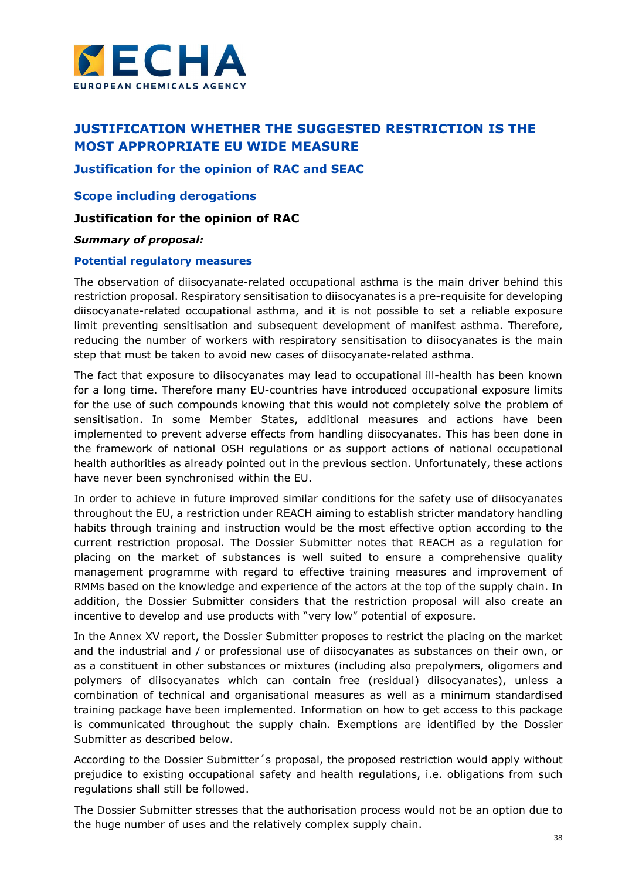# JUSTIFICATION WHETHER THE SUGGESTED RESTRICTION IS THE MOST APPROPRIATE EU WIDE MEASURE

## Justification for the opinion of RAC and SEAC

### Scope including derogations

#### Justification for the opinion of RAC

***Summary of proposal:***

##### Potential regulatory measures

The observation of diisocyanate-related occupational asthma is the main driver behind this restriction proposal. Respiratory sensitisation to diisocyanates is a pre-requisite for developing diisocyanate-related occupational asthma, and it is not possible to set a reliable exposure limit preventing sensitisation and subsequent development of manifest asthma. Therefore, reducing the number of workers with respiratory sensitisation to diisocyanates is the main step that must be taken to avoid new cases of diisocyanate-related asthma.

The fact that exposure to diisocyanates may lead to occupational ill-health has been known for a long time. Therefore many EU-countries have introduced occupational exposure limits for the use of such compounds knowing that this would not completely solve the problem of sensitisation. In some Member States, additional measures and actions have been implemented to prevent adverse effects from handling diisocyanates. This has been done in the framework of national OSH regulations or as support actions of national occupational health authorities as already pointed out in the previous section. Unfortunately, these actions have never been synchronised within the EU.

In order to achieve in future improved similar conditions for the safety use of diisocyanates throughout the EU, a restriction under REACH aiming to establish stricter mandatory handling habits through training and instruction would be the most effective option according to the current restriction proposal. The Dossier Submitter notes that REACH as a regulation for placing on the market of substances is well suited to ensure a comprehensive quality management programme with regard to effective training measures and improvement of RMMs based on the knowledge and experience of the actors at the top of the supply chain. In addition, the Dossier Submitter considers that the restriction proposal will also create an incentive to develop and use products with "very low" potential of exposure.

In the Annex XV report, the Dossier Submitter proposes to restrict the placing on the market and the industrial and / or professional use of diisocyanates as substances on their own, or as a constituent in other substances or mixtures (including also prepolymers, oligomers and polymers of diisocyanates which can contain free (residual) diisocyanates), unless a combination of technical and organisational measures as well as a minimum standardised training package have been implemented. Information on how to get access to this package is communicated throughout the supply chain. Exemptions are identified by the Dossier Submitter as described below.

According to the Dossier Submitter´s proposal, the proposed restriction would apply without prejudice to existing occupational safety and health regulations, i.e. obligations from such regulations shall still be followed.

The Dossier Submitter stresses that the authorisation process would not be an option due to the huge number of uses and the relatively complex supply chain.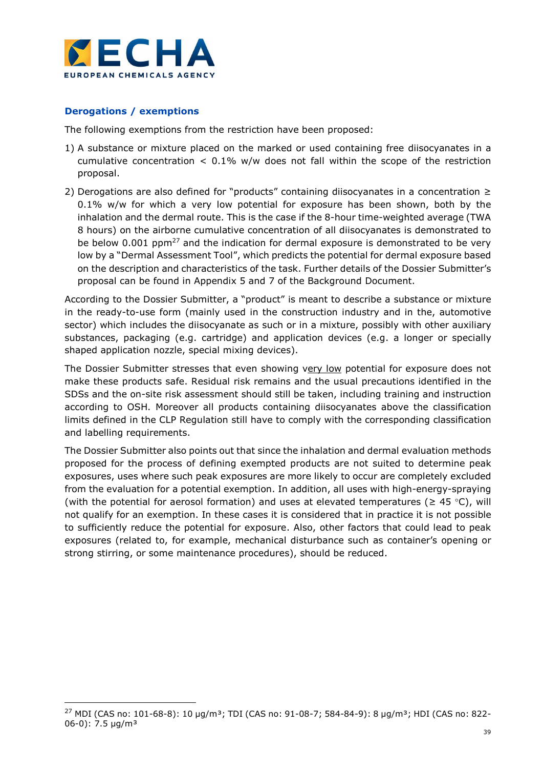### Derogations / exemptions

The following exemptions from the restriction have been proposed:

1) A substance or mixture placed on the marked or used containing free diisocyanates in a cumulative concentration < 0.1% w/w does not fall within the scope of the restriction proposal.

2) Derogations are also defined for "products" containing diisocyanates in a concentration ≥ 0.1% w/w for which a very low potential for exposure has been shown, both by the inhalation and the dermal route. This is the case if the 8-hour time-weighted average (TWA 8 hours) on the airborne cumulative concentration of all diisocyanates is demonstrated to be below 0.001 ppm[27] and the indication for dermal exposure is demonstrated to be very low by a "Dermal Assessment Tool", which predicts the potential for dermal exposure based on the description and characteristics of the task. Further details of the Dossier Submitter's proposal can be found in Appendix 5 and 7 of the Background Document.

According to the Dossier Submitter, a "product" is meant to describe a substance or mixture in the ready-to-use form (mainly used in the construction industry and in the, automotive sector) which includes the diisocyanate as such or in a mixture, possibly with other auxiliary substances, packaging (e.g. cartridge) and application devices (e.g. a longer or specially shaped application nozzle, special mixing devices).

The Dossier Submitter stresses that even showing very low potential for exposure does not make these products safe. Residual risk remains and the usual precautions identified in the SDSs and the on-site risk assessment should still be taken, including training and instruction according to OSH. Moreover all products containing diisocyanates above the classification limits defined in the CLP Regulation still have to comply with the corresponding classification and labelling requirements.

The Dossier Submitter also points out that since the inhalation and dermal evaluation methods proposed for the process of defining exempted products are not suited to determine peak exposures, uses where such peak exposures are more likely to occur are completely excluded from the evaluation for a potential exemption. In addition, all uses with high-energy-spraying (with the potential for aerosol formation) and uses at elevated temperatures (≥ 45 °C), will not qualify for an exemption. In these cases it is considered that in practice it is not possible to sufficiently reduce the potential for exposure. Also, other factors that could lead to peak exposures (related to, for example, mechanical disturbance such as container's opening or strong stirring, or some maintenance procedures), should be reduced.

---

[27] MDI (CAS no: 101-68-8): 10 µg/m³; TDI (CAS no: 91-08-7; 584-84-9): 8 µg/m³; HDI (CAS no: 822-06-0): 7.5 µg/m³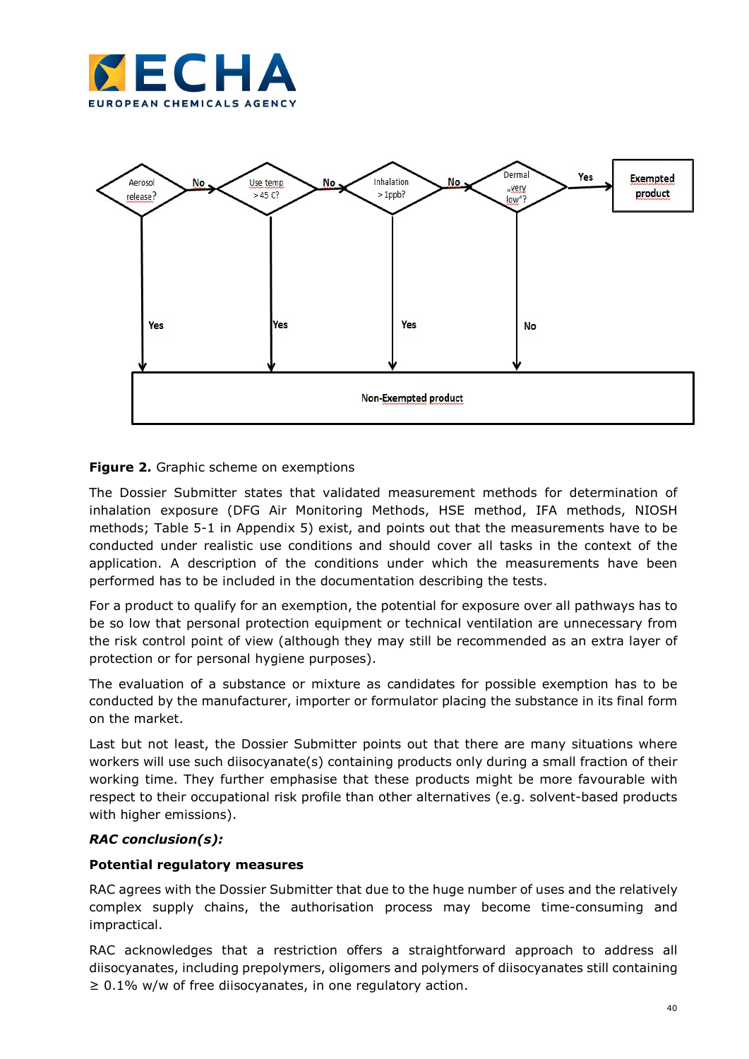Aerosol release? — No → Use temp > 45 C? — No → Inhalation > 1ppb? — No → Dermal „very low"? — Yes → Exempted product

Aerosol release? — Yes → Non-Exempted product
Use temp > 45 C? — Yes → Non-Exempted product
Inhalation > 1ppb? — Yes → Non-Exempted product
Dermal „very low"? — No → Non-Exempted product

**Figure 2.** Graphic scheme on exemptions

The Dossier Submitter states that validated measurement methods for determination of inhalation exposure (DFG Air Monitoring Methods, HSE method, IFA methods, NIOSH methods; Table 5-1 in Appendix 5) exist, and points out that the measurements have to be conducted under realistic use conditions and should cover all tasks in the context of the application. A description of the conditions under which the measurements have been performed has to be included in the documentation describing the tests.

For a product to qualify for an exemption, the potential for exposure over all pathways has to be so low that personal protection equipment or technical ventilation are unnecessary from the risk control point of view (although they may still be recommended as an extra layer of protection or for personal hygiene purposes).

The evaluation of a substance or mixture as candidates for possible exemption has to be conducted by the manufacturer, importer or formulator placing the substance in its final form on the market.

Last but not least, the Dossier Submitter points out that there are many situations where workers will use such diisocyanate(s) containing products only during a small fraction of their working time. They further emphasise that these products might be more favourable with respect to their occupational risk profile than other alternatives (e.g. solvent-based products with higher emissions).

***RAC conclusion(s):***

**Potential regulatory measures**

RAC agrees with the Dossier Submitter that due to the huge number of uses and the relatively complex supply chains, the authorisation process may become time-consuming and impractical.

RAC acknowledges that a restriction offers a straightforward approach to address all diisocyanates, including prepolymers, oligomers and polymers of diisocyanates still containing ≥ 0.1% w/w of free diisocyanates, in one regulatory action.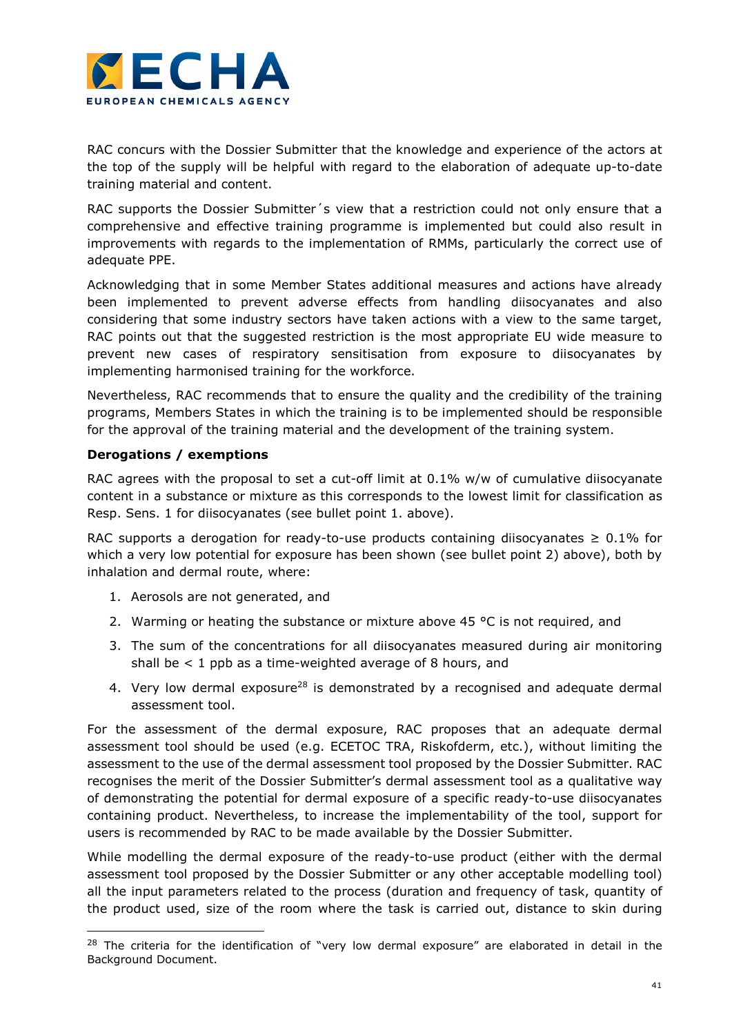RAC concurs with the Dossier Submitter that the knowledge and experience of the actors at the top of the supply will be helpful with regard to the elaboration of adequate up-to-date training material and content.

RAC supports the Dossier Submitter´s view that a restriction could not only ensure that a comprehensive and effective training programme is implemented but could also result in improvements with regards to the implementation of RMMs, particularly the correct use of adequate PPE.

Acknowledging that in some Member States additional measures and actions have already been implemented to prevent adverse effects from handling diisocyanates and also considering that some industry sectors have taken actions with a view to the same target, RAC points out that the suggested restriction is the most appropriate EU wide measure to prevent new cases of respiratory sensitisation from exposure to diisocyanates by implementing harmonised training for the workforce.

Nevertheless, RAC recommends that to ensure the quality and the credibility of the training programs, Members States in which the training is to be implemented should be responsible for the approval of the training material and the development of the training system.

**Derogations / exemptions**

RAC agrees with the proposal to set a cut-off limit at 0.1% w/w of cumulative diisocyanate content in a substance or mixture as this corresponds to the lowest limit for classification as Resp. Sens. 1 for diisocyanates (see bullet point 1. above).

RAC supports a derogation for ready-to-use products containing diisocyanates ≥ 0.1% for which a very low potential for exposure has been shown (see bullet point 2) above), both by inhalation and dermal route, where:

1. Aerosols are not generated, and
2. Warming or heating the substance or mixture above 45 °C is not required, and
3. The sum of the concentrations for all diisocyanates measured during air monitoring shall be < 1 ppb as a time-weighted average of 8 hours, and
4. Very low dermal exposure[28] is demonstrated by a recognised and adequate dermal assessment tool.

For the assessment of the dermal exposure, RAC proposes that an adequate dermal assessment tool should be used (e.g. ECETOC TRA, Riskofderm, etc.), without limiting the assessment to the use of the dermal assessment tool proposed by the Dossier Submitter. RAC recognises the merit of the Dossier Submitter's dermal assessment tool as a qualitative way of demonstrating the potential for dermal exposure of a specific ready-to-use diisocyanates containing product. Nevertheless, to increase the implementability of the tool, support for users is recommended by RAC to be made available by the Dossier Submitter.

While modelling the dermal exposure of the ready-to-use product (either with the dermal assessment tool proposed by the Dossier Submitter or any other acceptable modelling tool) all the input parameters related to the process (duration and frequency of task, quantity of the product used, size of the room where the task is carried out, distance to skin during

[28] The criteria for the identification of "very low dermal exposure" are elaborated in detail in the Background Document.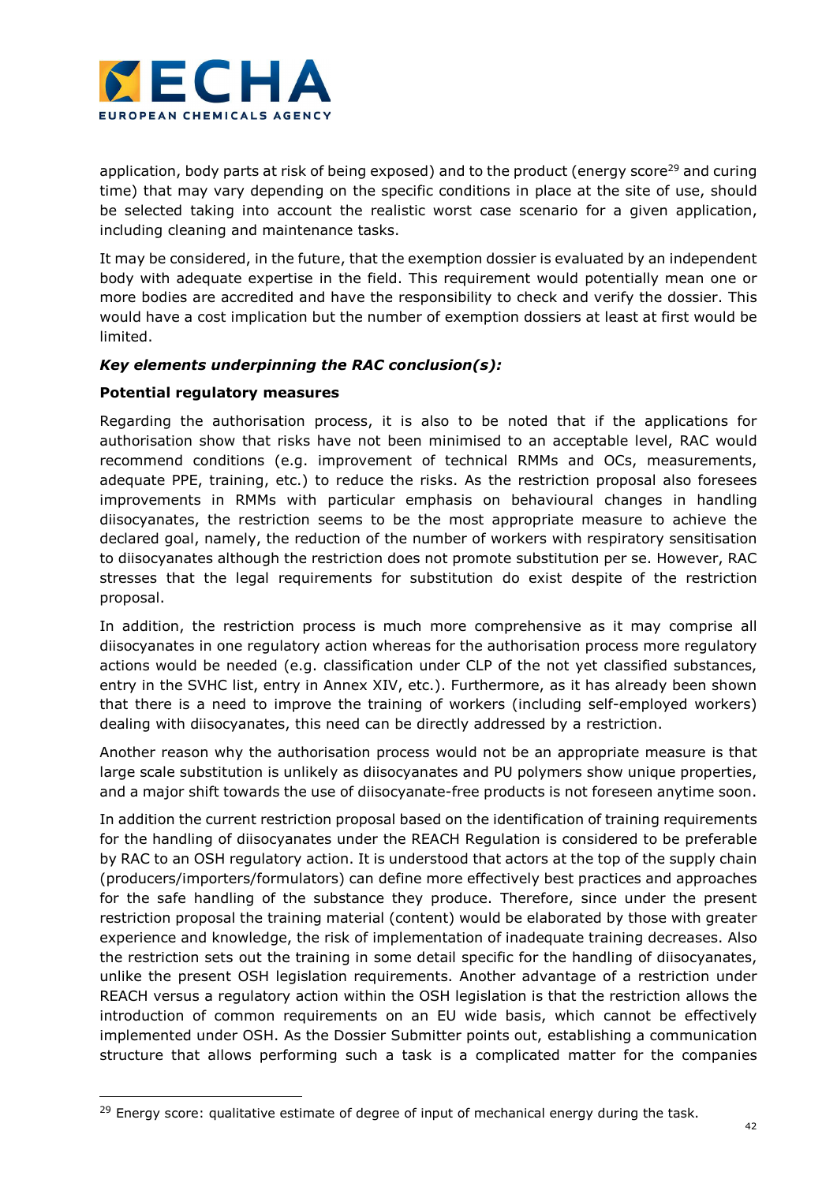application, body parts at risk of being exposed) and to the product (energy score[29] and curing time) that may vary depending on the specific conditions in place at the site of use, should be selected taking into account the realistic worst case scenario for a given application, including cleaning and maintenance tasks.

It may be considered, in the future, that the exemption dossier is evaluated by an independent body with adequate expertise in the field. This requirement would potentially mean one or more bodies are accredited and have the responsibility to check and verify the dossier. This would have a cost implication but the number of exemption dossiers at least at first would be limited.

***Key elements underpinning the RAC conclusion(s):***

**Potential regulatory measures**

Regarding the authorisation process, it is also to be noted that if the applications for authorisation show that risks have not been minimised to an acceptable level, RAC would recommend conditions (e.g. improvement of technical RMMs and OCs, measurements, adequate PPE, training, etc.) to reduce the risks. As the restriction proposal also foresees improvements in RMMs with particular emphasis on behavioural changes in handling diisocyanates, the restriction seems to be the most appropriate measure to achieve the declared goal, namely, the reduction of the number of workers with respiratory sensitisation to diisocyanates although the restriction does not promote substitution per se. However, RAC stresses that the legal requirements for substitution do exist despite of the restriction proposal.

In addition, the restriction process is much more comprehensive as it may comprise all diisocyanates in one regulatory action whereas for the authorisation process more regulatory actions would be needed (e.g. classification under CLP of the not yet classified substances, entry in the SVHC list, entry in Annex XIV, etc.). Furthermore, as it has already been shown that there is a need to improve the training of workers (including self-employed workers) dealing with diisocyanates, this need can be directly addressed by a restriction.

Another reason why the authorisation process would not be an appropriate measure is that large scale substitution is unlikely as diisocyanates and PU polymers show unique properties, and a major shift towards the use of diisocyanate-free products is not foreseen anytime soon.

In addition the current restriction proposal based on the identification of training requirements for the handling of diisocyanates under the REACH Regulation is considered to be preferable by RAC to an OSH regulatory action. It is understood that actors at the top of the supply chain (producers/importers/formulators) can define more effectively best practices and approaches for the safe handling of the substance they produce. Therefore, since under the present restriction proposal the training material (content) would be elaborated by those with greater experience and knowledge, the risk of implementation of inadequate training decreases. Also the restriction sets out the training in some detail specific for the handling of diisocyanates, unlike the present OSH legislation requirements. Another advantage of a restriction under REACH versus a regulatory action within the OSH legislation is that the restriction allows the introduction of common requirements on an EU wide basis, which cannot be effectively implemented under OSH. As the Dossier Submitter points out, establishing a communication structure that allows performing such a task is a complicated matter for the companies

[29] Energy score: qualitative estimate of degree of input of mechanical energy during the task.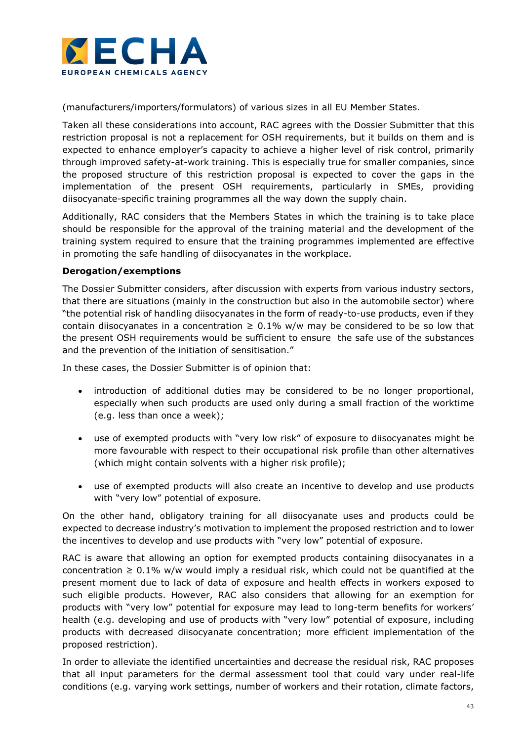(manufacturers/importers/formulators) of various sizes in all EU Member States.

Taken all these considerations into account, RAC agrees with the Dossier Submitter that this restriction proposal is not a replacement for OSH requirements, but it builds on them and is expected to enhance employer's capacity to achieve a higher level of risk control, primarily through improved safety-at-work training. This is especially true for smaller companies, since the proposed structure of this restriction proposal is expected to cover the gaps in the implementation of the present OSH requirements, particularly in SMEs, providing diisocyanate-specific training programmes all the way down the supply chain.

Additionally, RAC considers that the Members States in which the training is to take place should be responsible for the approval of the training material and the development of the training system required to ensure that the training programmes implemented are effective in promoting the safe handling of diisocyanates in the workplace.

**Derogation/exemptions**

The Dossier Submitter considers, after discussion with experts from various industry sectors, that there are situations (mainly in the construction but also in the automobile sector) where "the potential risk of handling diisocyanates in the form of ready-to-use products, even if they contain diisocyanates in a concentration ≥ 0.1% w/w may be considered to be so low that the present OSH requirements would be sufficient to ensure the safe use of the substances and the prevention of the initiation of sensitisation."

In these cases, the Dossier Submitter is of opinion that:

- introduction of additional duties may be considered to be no longer proportional, especially when such products are used only during a small fraction of the worktime (e.g. less than once a week);
- use of exempted products with "very low risk" of exposure to diisocyanates might be more favourable with respect to their occupational risk profile than other alternatives (which might contain solvents with a higher risk profile);
- use of exempted products will also create an incentive to develop and use products with "very low" potential of exposure.

On the other hand, obligatory training for all diisocyanate uses and products could be expected to decrease industry's motivation to implement the proposed restriction and to lower the incentives to develop and use products with "very low" potential of exposure.

RAC is aware that allowing an option for exempted products containing diisocyanates in a concentration ≥ 0.1% w/w would imply a residual risk, which could not be quantified at the present moment due to lack of data of exposure and health effects in workers exposed to such eligible products. However, RAC also considers that allowing for an exemption for products with "very low" potential for exposure may lead to long-term benefits for workers' health (e.g. developing and use of products with "very low" potential of exposure, including products with decreased diisocyanate concentration; more efficient implementation of the proposed restriction).

In order to alleviate the identified uncertainties and decrease the residual risk, RAC proposes that all input parameters for the dermal assessment tool that could vary under real-life conditions (e.g. varying work settings, number of workers and their rotation, climate factors,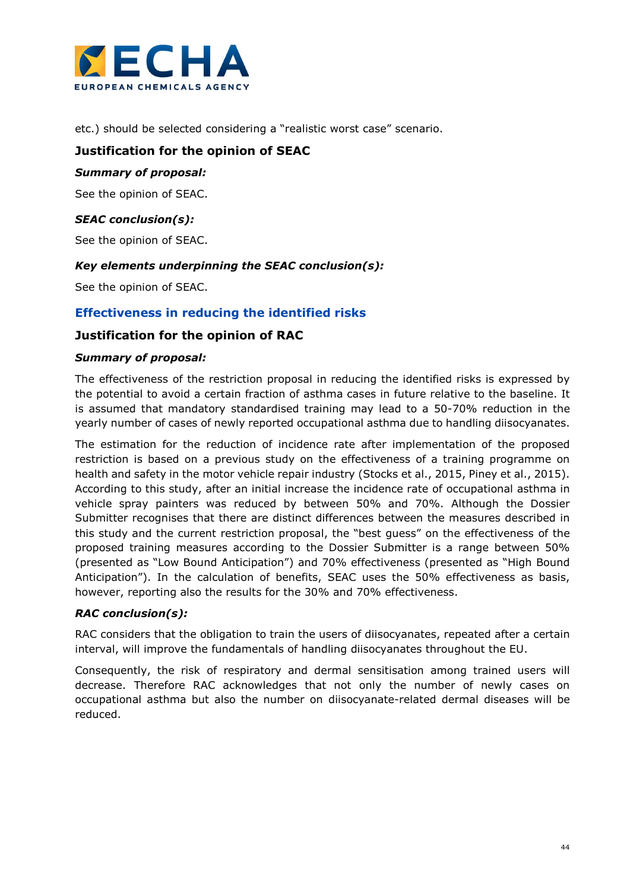etc.) should be selected considering a "realistic worst case" scenario.

### Justification for the opinion of SEAC

#### *Summary of proposal:*

See the opinion of SEAC.

#### *SEAC conclusion(s):*

See the opinion of SEAC.

#### *Key elements underpinning the SEAC conclusion(s):*

See the opinion of SEAC.

## Effectiveness in reducing the identified risks

### Justification for the opinion of RAC

#### *Summary of proposal:*

The effectiveness of the restriction proposal in reducing the identified risks is expressed by the potential to avoid a certain fraction of asthma cases in future relative to the baseline. It is assumed that mandatory standardised training may lead to a 50-70% reduction in the yearly number of cases of newly reported occupational asthma due to handling diisocyanates.

The estimation for the reduction of incidence rate after implementation of the proposed restriction is based on a previous study on the effectiveness of a training programme on health and safety in the motor vehicle repair industry (Stocks et al., 2015, Piney et al., 2015). According to this study, after an initial increase the incidence rate of occupational asthma in vehicle spray painters was reduced by between 50% and 70%. Although the Dossier Submitter recognises that there are distinct differences between the measures described in this study and the current restriction proposal, the "best guess" on the effectiveness of the proposed training measures according to the Dossier Submitter is a range between 50% (presented as "Low Bound Anticipation") and 70% effectiveness (presented as "High Bound Anticipation"). In the calculation of benefits, SEAC uses the 50% effectiveness as basis, however, reporting also the results for the 30% and 70% effectiveness.

#### *RAC conclusion(s):*

RAC considers that the obligation to train the users of diisocyanates, repeated after a certain interval, will improve the fundamentals of handling diisocyanates throughout the EU.

Consequently, the risk of respiratory and dermal sensitisation among trained users will decrease. Therefore RAC acknowledges that not only the number of newly cases on occupational asthma but also the number on diisocyanate-related dermal diseases will be reduced.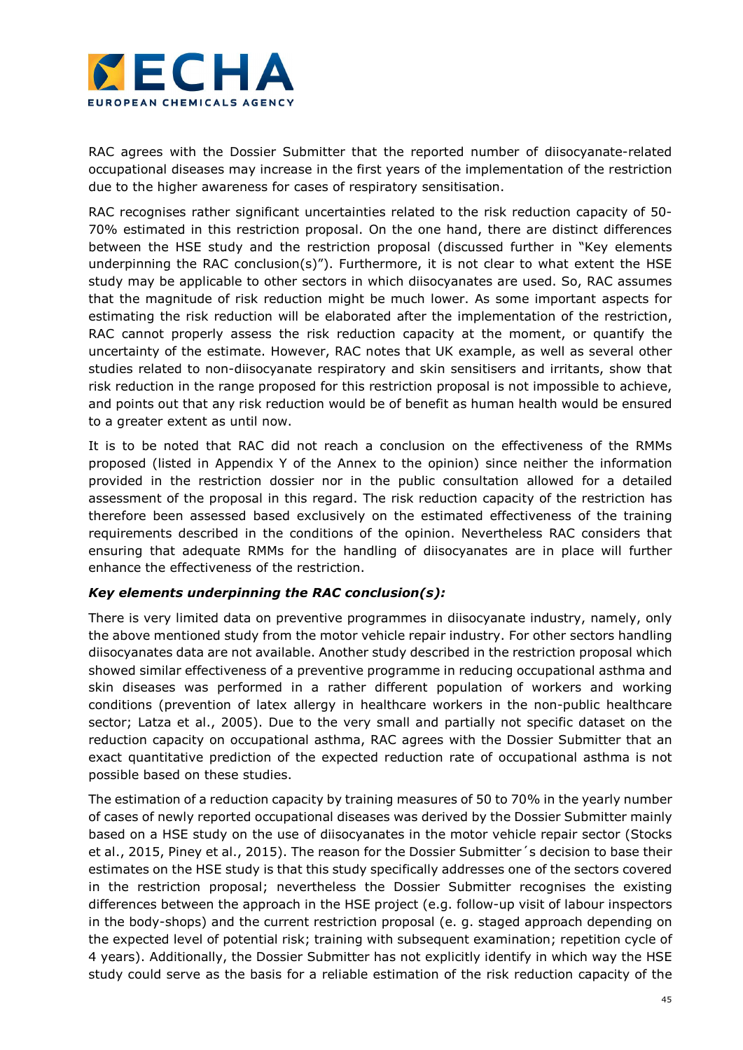RAC agrees with the Dossier Submitter that the reported number of diisocyanate-related occupational diseases may increase in the first years of the implementation of the restriction due to the higher awareness for cases of respiratory sensitisation.

RAC recognises rather significant uncertainties related to the risk reduction capacity of 50-70% estimated in this restriction proposal. On the one hand, there are distinct differences between the HSE study and the restriction proposal (discussed further in "Key elements underpinning the RAC conclusion(s)"). Furthermore, it is not clear to what extent the HSE study may be applicable to other sectors in which diisocyanates are used. So, RAC assumes that the magnitude of risk reduction might be much lower. As some important aspects for estimating the risk reduction will be elaborated after the implementation of the restriction, RAC cannot properly assess the risk reduction capacity at the moment, or quantify the uncertainty of the estimate. However, RAC notes that UK example, as well as several other studies related to non-diisocyanate respiratory and skin sensitisers and irritants, show that risk reduction in the range proposed for this restriction proposal is not impossible to achieve, and points out that any risk reduction would be of benefit as human health would be ensured to a greater extent as until now.

It is to be noted that RAC did not reach a conclusion on the effectiveness of the RMMs proposed (listed in Appendix Y of the Annex to the opinion) since neither the information provided in the restriction dossier nor in the public consultation allowed for a detailed assessment of the proposal in this regard. The risk reduction capacity of the restriction has therefore been assessed based exclusively on the estimated effectiveness of the training requirements described in the conditions of the opinion. Nevertheless RAC considers that ensuring that adequate RMMs for the handling of diisocyanates are in place will further enhance the effectiveness of the restriction.

***Key elements underpinning the RAC conclusion(s):***

There is very limited data on preventive programmes in diisocyanate industry, namely, only the above mentioned study from the motor vehicle repair industry. For other sectors handling diisocyanates data are not available. Another study described in the restriction proposal which showed similar effectiveness of a preventive programme in reducing occupational asthma and skin diseases was performed in a rather different population of workers and working conditions (prevention of latex allergy in healthcare workers in the non-public healthcare sector; Latza et al., 2005). Due to the very small and partially not specific dataset on the reduction capacity on occupational asthma, RAC agrees with the Dossier Submitter that an exact quantitative prediction of the expected reduction rate of occupational asthma is not possible based on these studies.

The estimation of a reduction capacity by training measures of 50 to 70% in the yearly number of cases of newly reported occupational diseases was derived by the Dossier Submitter mainly based on a HSE study on the use of diisocyanates in the motor vehicle repair sector (Stocks et al., 2015, Piney et al., 2015). The reason for the Dossier Submitter´s decision to base their estimates on the HSE study is that this study specifically addresses one of the sectors covered in the restriction proposal; nevertheless the Dossier Submitter recognises the existing differences between the approach in the HSE project (e.g. follow-up visit of labour inspectors in the body-shops) and the current restriction proposal (e. g. staged approach depending on the expected level of potential risk; training with subsequent examination; repetition cycle of 4 years). Additionally, the Dossier Submitter has not explicitly identify in which way the HSE study could serve as the basis for a reliable estimation of the risk reduction capacity of the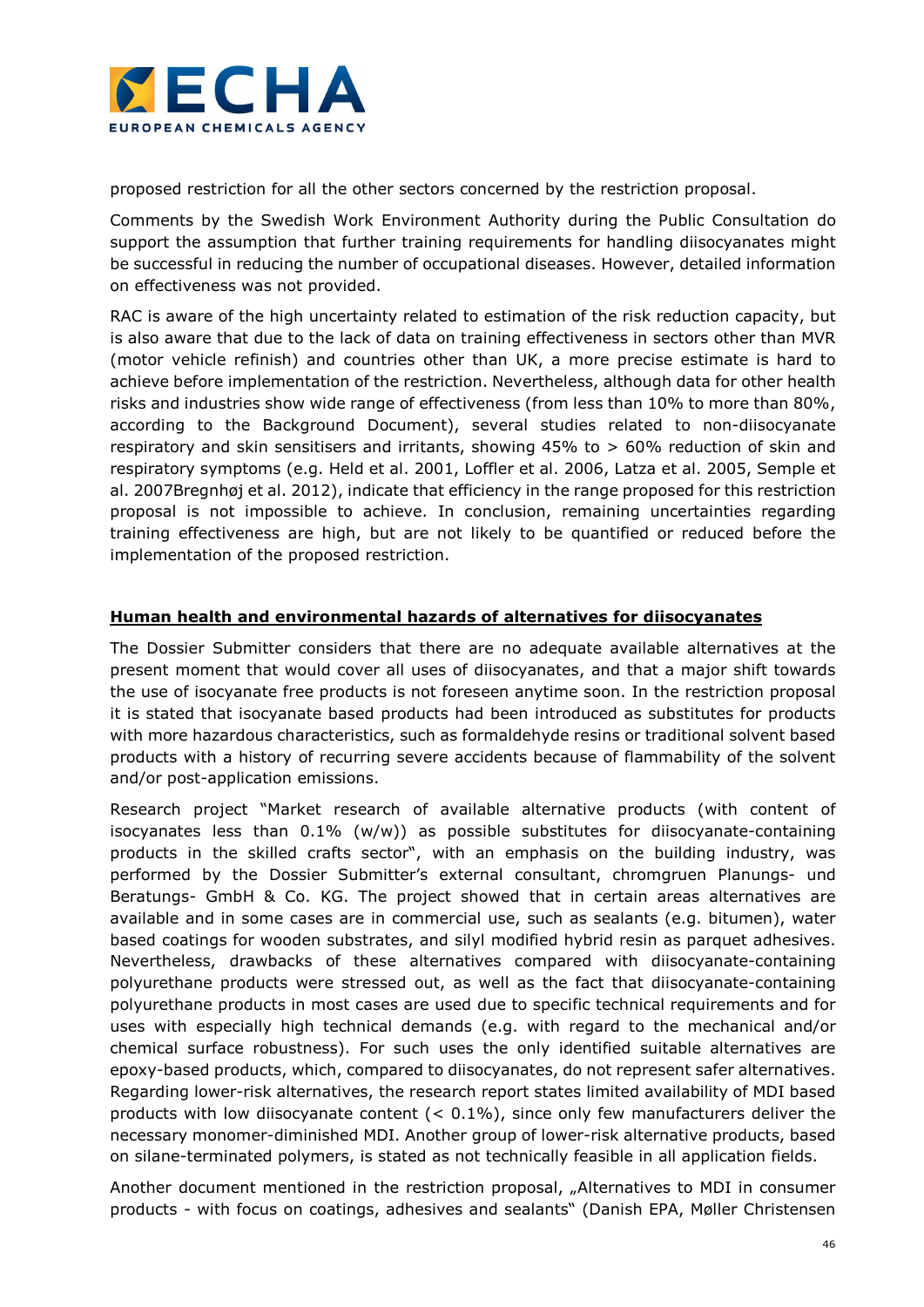proposed restriction for all the other sectors concerned by the restriction proposal.

Comments by the Swedish Work Environment Authority during the Public Consultation do support the assumption that further training requirements for handling diisocyanates might be successful in reducing the number of occupational diseases. However, detailed information on effectiveness was not provided.

RAC is aware of the high uncertainty related to estimation of the risk reduction capacity, but is also aware that due to the lack of data on training effectiveness in sectors other than MVR (motor vehicle refinish) and countries other than UK, a more precise estimate is hard to achieve before implementation of the restriction. Nevertheless, although data for other health risks and industries show wide range of effectiveness (from less than 10% to more than 80%, according to the Background Document), several studies related to non-diisocyanate respiratory and skin sensitisers and irritants, showing 45% to > 60% reduction of skin and respiratory symptoms (e.g. Held et al. 2001, Loffler et al. 2006, Latza et al. 2005, Semple et al. 2007Bregnhøj et al. 2012), indicate that efficiency in the range proposed for this restriction proposal is not impossible to achieve. In conclusion, remaining uncertainties regarding training effectiveness are high, but are not likely to be quantified or reduced before the implementation of the proposed restriction.

**Human health and environmental hazards of alternatives for diisocyanates**

The Dossier Submitter considers that there are no adequate available alternatives at the present moment that would cover all uses of diisocyanates, and that a major shift towards the use of isocyanate free products is not foreseen anytime soon. In the restriction proposal it is stated that isocyanate based products had been introduced as substitutes for products with more hazardous characteristics, such as formaldehyde resins or traditional solvent based products with a history of recurring severe accidents because of flammability of the solvent and/or post-application emissions.

Research project "Market research of available alternative products (with content of isocyanates less than 0.1% (w/w)) as possible substitutes for diisocyanate-containing products in the skilled crafts sector", with an emphasis on the building industry, was performed by the Dossier Submitter's external consultant, chromgruen Planungs- und Beratungs- GmbH & Co. KG. The project showed that in certain areas alternatives are available and in some cases are in commercial use, such as sealants (e.g. bitumen), water based coatings for wooden substrates, and silyl modified hybrid resin as parquet adhesives. Nevertheless, drawbacks of these alternatives compared with diisocyanate-containing polyurethane products were stressed out, as well as the fact that diisocyanate-containing polyurethane products in most cases are used due to specific technical requirements and for uses with especially high technical demands (e.g. with regard to the mechanical and/or chemical surface robustness). For such uses the only identified suitable alternatives are epoxy-based products, which, compared to diisocyanates, do not represent safer alternatives. Regarding lower-risk alternatives, the research report states limited availability of MDI based products with low diisocyanate content (< 0.1%), since only few manufacturers deliver the necessary monomer-diminished MDI. Another group of lower-risk alternative products, based on silane-terminated polymers, is stated as not technically feasible in all application fields.

Another document mentioned in the restriction proposal, „Alternatives to MDI in consumer products - with focus on coatings, adhesives and sealants" (Danish EPA, Møller Christensen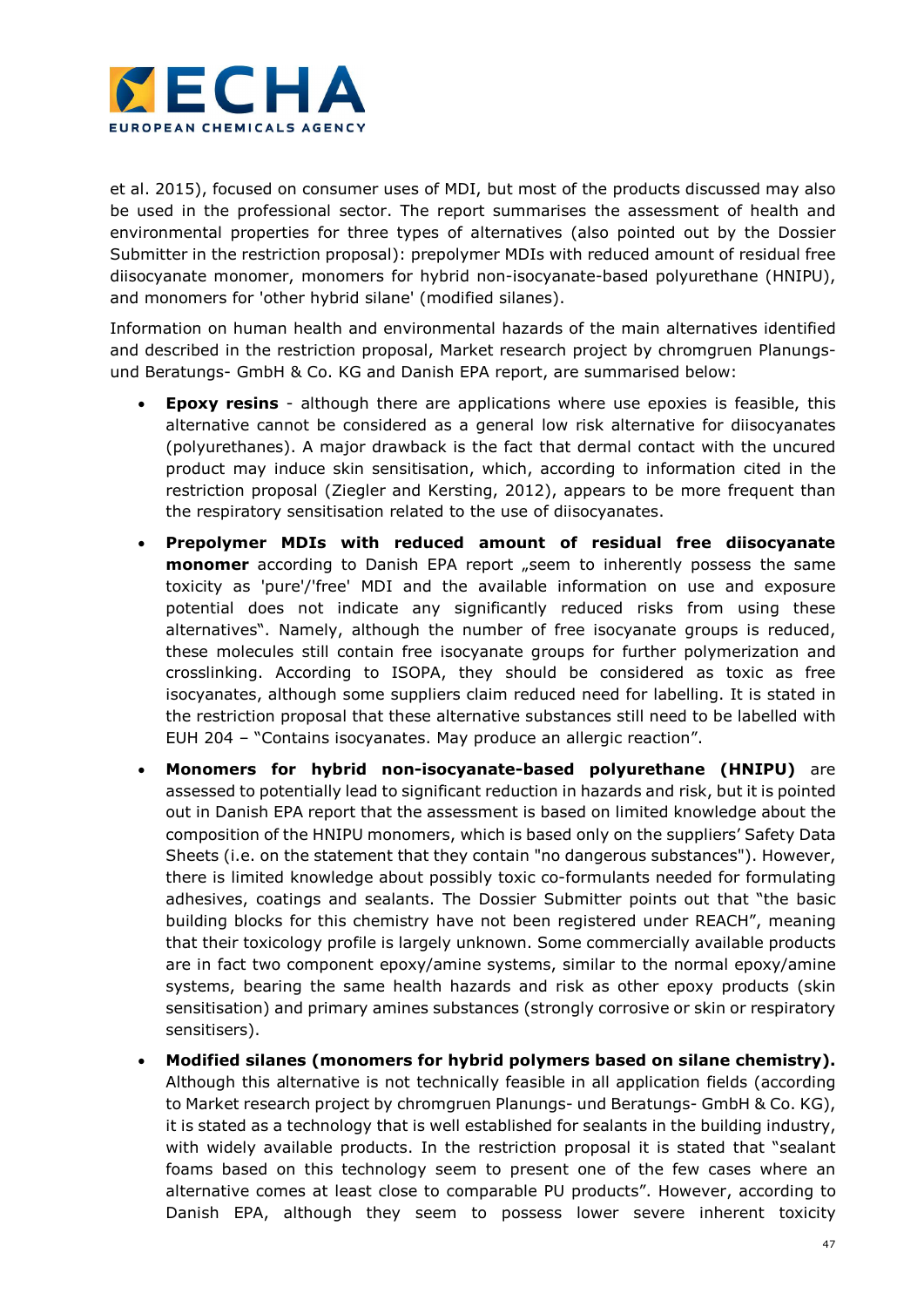et al. 2015), focused on consumer uses of MDI, but most of the products discussed may also be used in the professional sector. The report summarises the assessment of health and environmental properties for three types of alternatives (also pointed out by the Dossier Submitter in the restriction proposal): prepolymer MDIs with reduced amount of residual free diisocyanate monomer, monomers for hybrid non-isocyanate-based polyurethane (HNIPU), and monomers for 'other hybrid silane' (modified silanes).

Information on human health and environmental hazards of the main alternatives identified and described in the restriction proposal, Market research project by chromgruen Planungs- und Beratungs- GmbH & Co. KG and Danish EPA report, are summarised below:

- **Epoxy resins** - although there are applications where use epoxies is feasible, this alternative cannot be considered as a general low risk alternative for diisocyanates (polyurethanes). A major drawback is the fact that dermal contact with the uncured product may induce skin sensitisation, which, according to information cited in the restriction proposal (Ziegler and Kersting, 2012), appears to be more frequent than the respiratory sensitisation related to the use of diisocyanates.
- **Prepolymer MDIs with reduced amount of residual free diisocyanate monomer** according to Danish EPA report „seem to inherently possess the same toxicity as 'pure'/'free' MDI and the available information on use and exposure potential does not indicate any significantly reduced risks from using these alternatives". Namely, although the number of free isocyanate groups is reduced, these molecules still contain free isocyanate groups for further polymerization and crosslinking. According to ISOPA, they should be considered as toxic as free isocyanates, although some suppliers claim reduced need for labelling. It is stated in the restriction proposal that these alternative substances still need to be labelled with EUH 204 – "Contains isocyanates. May produce an allergic reaction".
- **Monomers for hybrid non-isocyanate-based polyurethane (HNIPU)** are assessed to potentially lead to significant reduction in hazards and risk, but it is pointed out in Danish EPA report that the assessment is based on limited knowledge about the composition of the HNIPU monomers, which is based only on the suppliers' Safety Data Sheets (i.e. on the statement that they contain "no dangerous substances"). However, there is limited knowledge about possibly toxic co-formulants needed for formulating adhesives, coatings and sealants. The Dossier Submitter points out that "the basic building blocks for this chemistry have not been registered under REACH", meaning that their toxicology profile is largely unknown. Some commercially available products are in fact two component epoxy/amine systems, similar to the normal epoxy/amine systems, bearing the same health hazards and risk as other epoxy products (skin sensitisation) and primary amines substances (strongly corrosive or skin or respiratory sensitisers).
- **Modified silanes (monomers for hybrid polymers based on silane chemistry).** Although this alternative is not technically feasible in all application fields (according to Market research project by chromgruen Planungs- und Beratungs- GmbH & Co. KG), it is stated as a technology that is well established for sealants in the building industry, with widely available products. In the restriction proposal it is stated that "sealant foams based on this technology seem to present one of the few cases where an alternative comes at least close to comparable PU products". However, according to Danish EPA, although they seem to possess lower severe inherent toxicity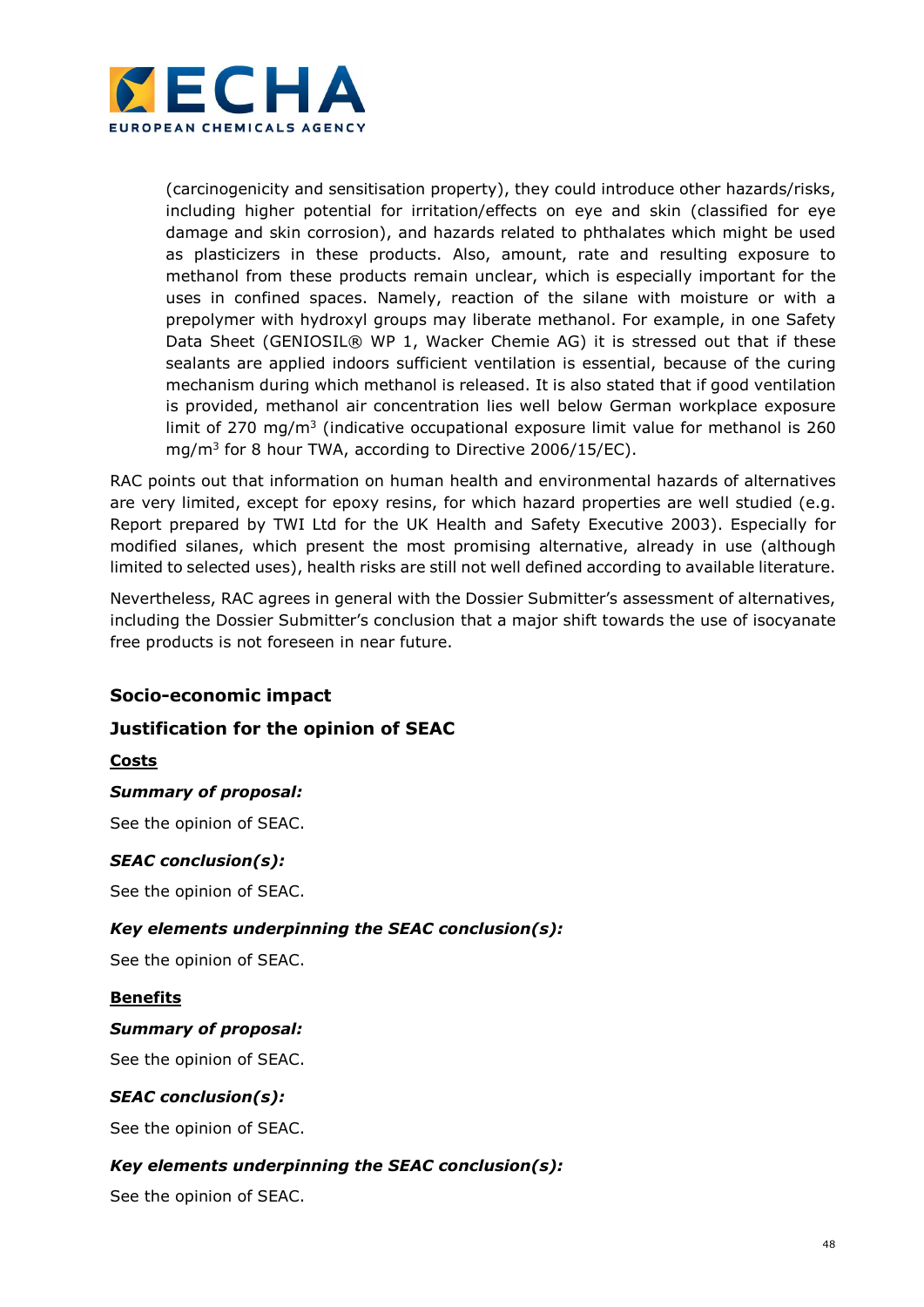(carcinogenicity and sensitisation property), they could introduce other hazards/risks, including higher potential for irritation/effects on eye and skin (classified for eye damage and skin corrosion), and hazards related to phthalates which might be used as plasticizers in these products. Also, amount, rate and resulting exposure to methanol from these products remain unclear, which is especially important for the uses in confined spaces. Namely, reaction of the silane with moisture or with a prepolymer with hydroxyl groups may liberate methanol. For example, in one Safety Data Sheet (GENIOSIL® WP 1, Wacker Chemie AG) it is stressed out that if these sealants are applied indoors sufficient ventilation is essential, because of the curing mechanism during which methanol is released. It is also stated that if good ventilation is provided, methanol air concentration lies well below German workplace exposure limit of 270 mg/m$^3$ (indicative occupational exposure limit value for methanol is 260 mg/m$^3$ for 8 hour TWA, according to Directive 2006/15/EC).

RAC points out that information on human health and environmental hazards of alternatives are very limited, except for epoxy resins, for which hazard properties are well studied (e.g. Report prepared by TWI Ltd for the UK Health and Safety Executive 2003). Especially for modified silanes, which present the most promising alternative, already in use (although limited to selected uses), health risks are still not well defined according to available literature.

Nevertheless, RAC agrees in general with the Dossier Submitter's assessment of alternatives, including the Dossier Submitter's conclusion that a major shift towards the use of isocyanate free products is not foreseen in near future.

## Socio-economic impact

## Justification for the opinion of SEAC

**Costs**

***Summary of proposal:***

See the opinion of SEAC.

***SEAC conclusion(s):***

See the opinion of SEAC.

***Key elements underpinning the SEAC conclusion(s):***

See the opinion of SEAC.

**Benefits**

***Summary of proposal:***

See the opinion of SEAC.

***SEAC conclusion(s):***

See the opinion of SEAC.

***Key elements underpinning the SEAC conclusion(s):***

See the opinion of SEAC.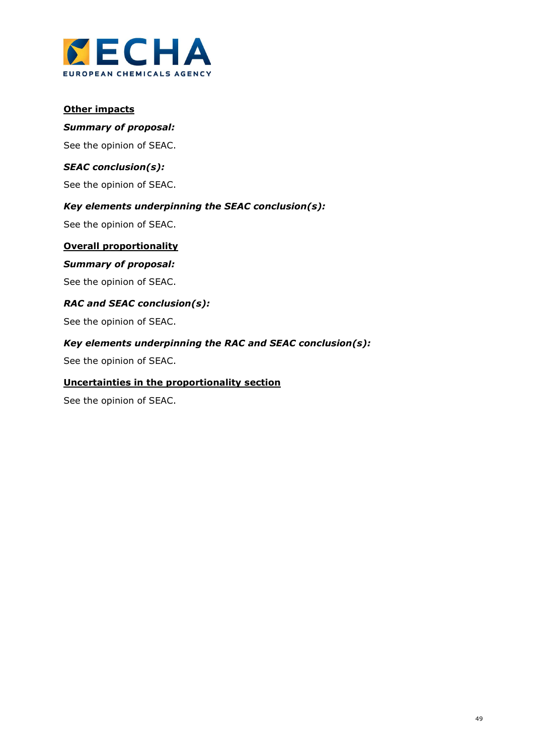**Other impacts**

***Summary of proposal:***

See the opinion of SEAC.

***SEAC conclusion(s):***

See the opinion of SEAC.

***Key elements underpinning the SEAC conclusion(s):***

See the opinion of SEAC.

**Overall proportionality**

***Summary of proposal:***

See the opinion of SEAC.

***RAC and SEAC conclusion(s):***

See the opinion of SEAC.

***Key elements underpinning the RAC and SEAC conclusion(s):***

See the opinion of SEAC.

**Uncertainties in the proportionality section**

See the opinion of SEAC.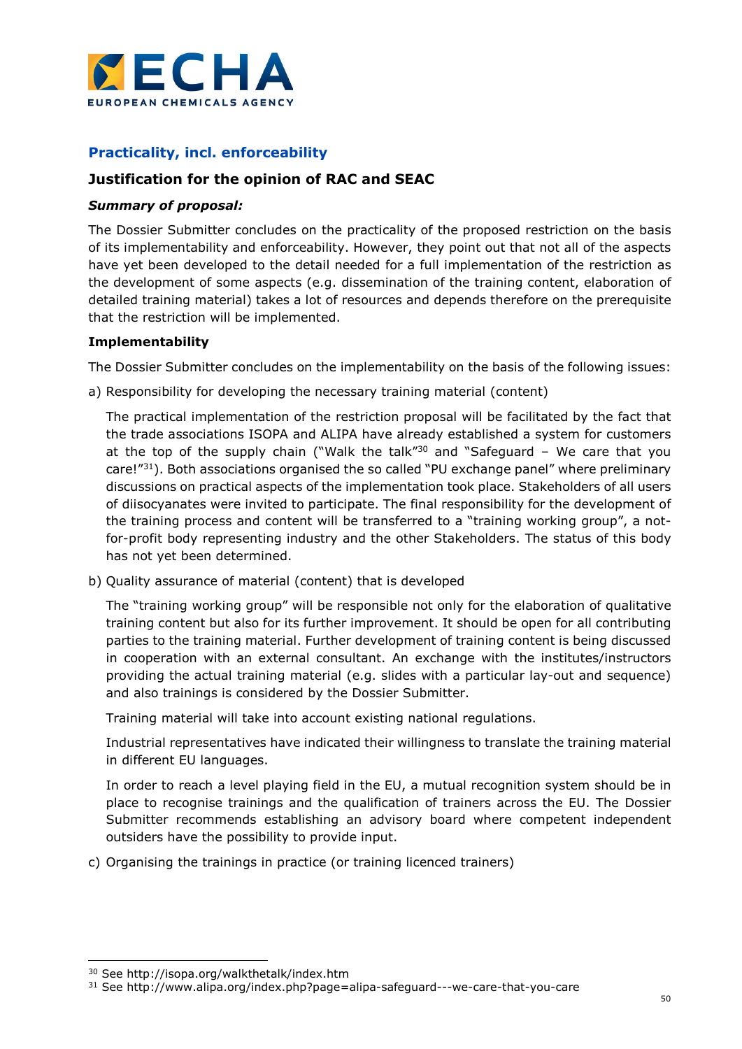## Practicality, incl. enforceability

### Justification for the opinion of RAC and SEAC

***Summary of proposal:***

The Dossier Submitter concludes on the practicality of the proposed restriction on the basis of its implementability and enforceability. However, they point out that not all of the aspects have yet been developed to the detail needed for a full implementation of the restriction as the development of some aspects (e.g. dissemination of the training content, elaboration of detailed training material) takes a lot of resources and depends therefore on the prerequisite that the restriction will be implemented.

**Implementability**

The Dossier Submitter concludes on the implementability on the basis of the following issues:

a) Responsibility for developing the necessary training material (content)

The practical implementation of the restriction proposal will be facilitated by the fact that the trade associations ISOPA and ALIPA have already established a system for customers at the top of the supply chain ("Walk the talk"[30] and "Safeguard – We care that you care!"[31]). Both associations organised the so called "PU exchange panel" where preliminary discussions on practical aspects of the implementation took place. Stakeholders of all users of diisocyanates were invited to participate. The final responsibility for the development of the training process and content will be transferred to a "training working group", a not-for-profit body representing industry and the other Stakeholders. The status of this body has not yet been determined.

b) Quality assurance of material (content) that is developed

The "training working group" will be responsible not only for the elaboration of qualitative training content but also for its further improvement. It should be open for all contributing parties to the training material. Further development of training content is being discussed in cooperation with an external consultant. An exchange with the institutes/instructors providing the actual training material (e.g. slides with a particular lay-out and sequence) and also trainings is considered by the Dossier Submitter.

Training material will take into account existing national regulations.

Industrial representatives have indicated their willingness to translate the training material in different EU languages.

In order to reach a level playing field in the EU, a mutual recognition system should be in place to recognise trainings and the qualification of trainers across the EU. The Dossier Submitter recommends establishing an advisory board where competent independent outsiders have the possibility to provide input.

c) Organising the trainings in practice (or training licenced trainers)

---

[30] See http://isopa.org/walkthetalk/index.htm

[31] See http://www.alipa.org/index.php?page=alipa-safeguard---we-care-that-you-care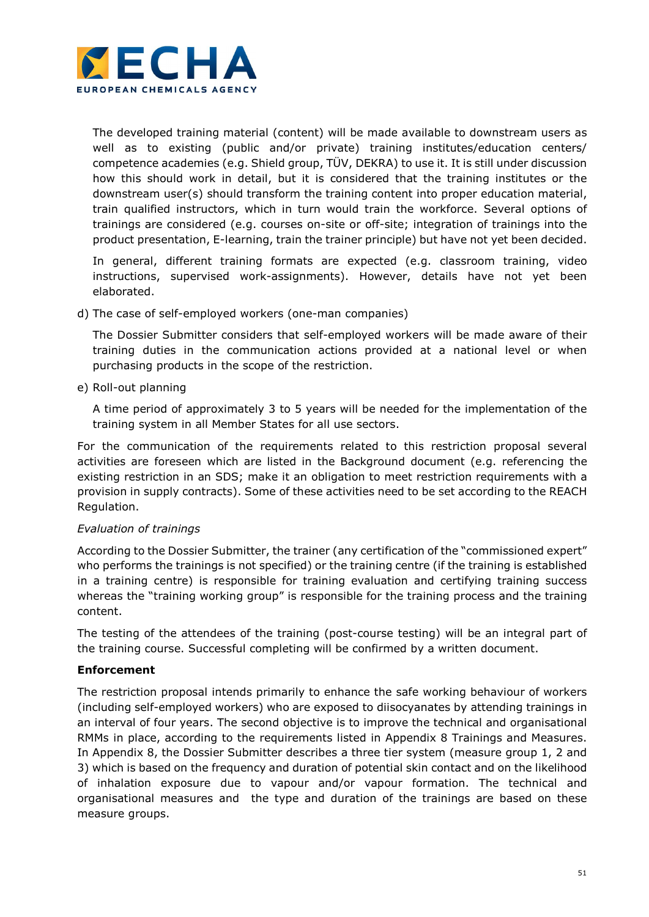The developed training material (content) will be made available to downstream users as well as to existing (public and/or private) training institutes/education centers/ competence academies (e.g. Shield group, TÜV, DEKRA) to use it. It is still under discussion how this should work in detail, but it is considered that the training institutes or the downstream user(s) should transform the training content into proper education material, train qualified instructors, which in turn would train the workforce. Several options of trainings are considered (e.g. courses on-site or off-site; integration of trainings into the product presentation, E-learning, train the trainer principle) but have not yet been decided.

In general, different training formats are expected (e.g. classroom training, video instructions, supervised work-assignments). However, details have not yet been elaborated.

d) The case of self-employed workers (one-man companies)

The Dossier Submitter considers that self-employed workers will be made aware of their training duties in the communication actions provided at a national level or when purchasing products in the scope of the restriction.

e) Roll-out planning

A time period of approximately 3 to 5 years will be needed for the implementation of the training system in all Member States for all use sectors.

For the communication of the requirements related to this restriction proposal several activities are foreseen which are listed in the Background document (e.g. referencing the existing restriction in an SDS; make it an obligation to meet restriction requirements with a provision in supply contracts). Some of these activities need to be set according to the REACH Regulation.

*Evaluation of trainings*

According to the Dossier Submitter, the trainer (any certification of the "commissioned expert" who performs the trainings is not specified) or the training centre (if the training is established in a training centre) is responsible for training evaluation and certifying training success whereas the "training working group" is responsible for the training process and the training content.

The testing of the attendees of the training (post-course testing) will be an integral part of the training course. Successful completing will be confirmed by a written document.

**Enforcement**

The restriction proposal intends primarily to enhance the safe working behaviour of workers (including self-employed workers) who are exposed to diisocyanates by attending trainings in an interval of four years. The second objective is to improve the technical and organisational RMMs in place, according to the requirements listed in Appendix 8 Trainings and Measures. In Appendix 8, the Dossier Submitter describes a three tier system (measure group 1, 2 and 3) which is based on the frequency and duration of potential skin contact and on the likelihood of inhalation exposure due to vapour and/or vapour formation. The technical and organisational measures and the type and duration of the trainings are based on these measure groups.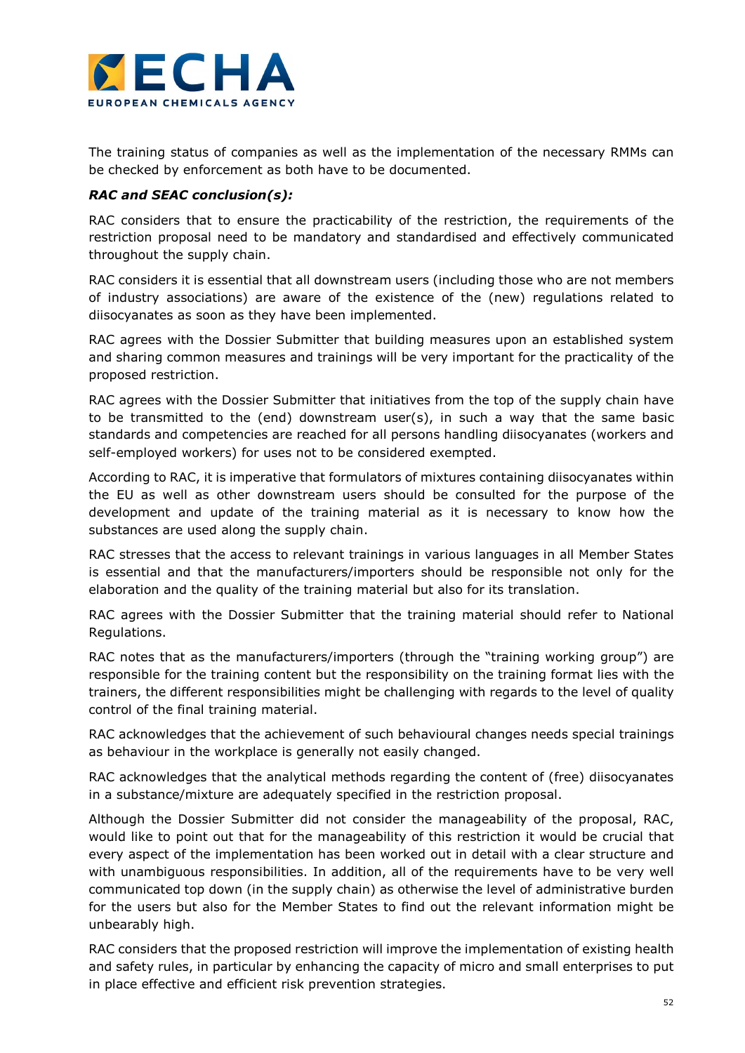The training status of companies as well as the implementation of the necessary RMMs can be checked by enforcement as both have to be documented.

***RAC and SEAC conclusion(s):***

RAC considers that to ensure the practicability of the restriction, the requirements of the restriction proposal need to be mandatory and standardised and effectively communicated throughout the supply chain.

RAC considers it is essential that all downstream users (including those who are not members of industry associations) are aware of the existence of the (new) regulations related to diisocyanates as soon as they have been implemented.

RAC agrees with the Dossier Submitter that building measures upon an established system and sharing common measures and trainings will be very important for the practicality of the proposed restriction.

RAC agrees with the Dossier Submitter that initiatives from the top of the supply chain have to be transmitted to the (end) downstream user(s), in such a way that the same basic standards and competencies are reached for all persons handling diisocyanates (workers and self-employed workers) for uses not to be considered exempted.

According to RAC, it is imperative that formulators of mixtures containing diisocyanates within the EU as well as other downstream users should be consulted for the purpose of the development and update of the training material as it is necessary to know how the substances are used along the supply chain.

RAC stresses that the access to relevant trainings in various languages in all Member States is essential and that the manufacturers/importers should be responsible not only for the elaboration and the quality of the training material but also for its translation.

RAC agrees with the Dossier Submitter that the training material should refer to National Regulations.

RAC notes that as the manufacturers/importers (through the "training working group") are responsible for the training content but the responsibility on the training format lies with the trainers, the different responsibilities might be challenging with regards to the level of quality control of the final training material.

RAC acknowledges that the achievement of such behavioural changes needs special trainings as behaviour in the workplace is generally not easily changed.

RAC acknowledges that the analytical methods regarding the content of (free) diisocyanates in a substance/mixture are adequately specified in the restriction proposal.

Although the Dossier Submitter did not consider the manageability of the proposal, RAC, would like to point out that for the manageability of this restriction it would be crucial that every aspect of the implementation has been worked out in detail with a clear structure and with unambiguous responsibilities. In addition, all of the requirements have to be very well communicated top down (in the supply chain) as otherwise the level of administrative burden for the users but also for the Member States to find out the relevant information might be unbearably high.

RAC considers that the proposed restriction will improve the implementation of existing health and safety rules, in particular by enhancing the capacity of micro and small enterprises to put in place effective and efficient risk prevention strategies.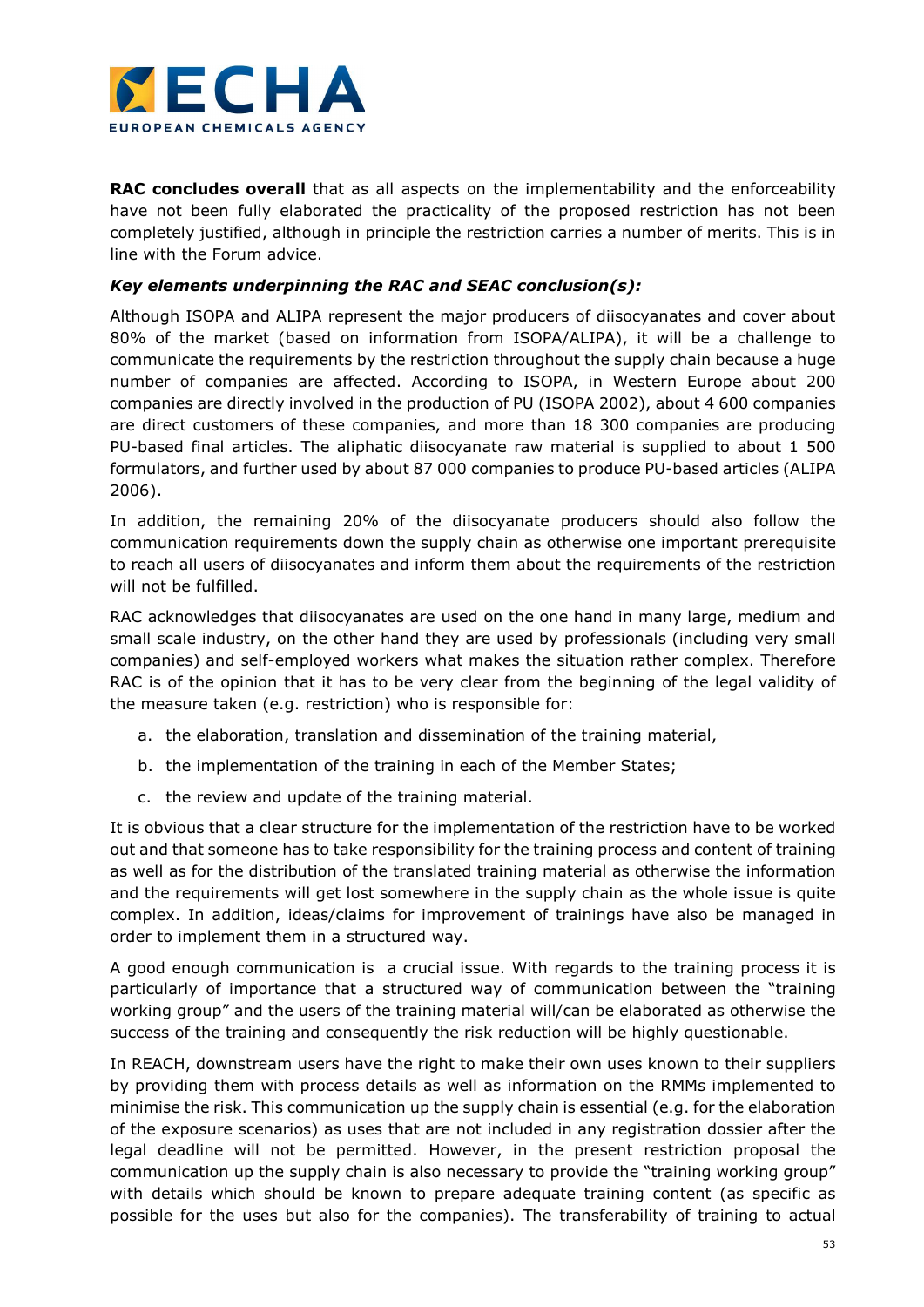**RAC concludes overall** that as all aspects on the implementability and the enforceability have not been fully elaborated the practicality of the proposed restriction has not been completely justified, although in principle the restriction carries a number of merits. This is in line with the Forum advice.

***Key elements underpinning the RAC and SEAC conclusion(s):***

Although ISOPA and ALIPA represent the major producers of diisocyanates and cover about 80% of the market (based on information from ISOPA/ALIPA), it will be a challenge to communicate the requirements by the restriction throughout the supply chain because a huge number of companies are affected. According to ISOPA, in Western Europe about 200 companies are directly involved in the production of PU (ISOPA 2002), about 4 600 companies are direct customers of these companies, and more than 18 300 companies are producing PU-based final articles. The aliphatic diisocyanate raw material is supplied to about 1 500 formulators, and further used by about 87 000 companies to produce PU-based articles (ALIPA 2006).

In addition, the remaining 20% of the diisocyanate producers should also follow the communication requirements down the supply chain as otherwise one important prerequisite to reach all users of diisocyanates and inform them about the requirements of the restriction will not be fulfilled.

RAC acknowledges that diisocyanates are used on the one hand in many large, medium and small scale industry, on the other hand they are used by professionals (including very small companies) and self-employed workers what makes the situation rather complex. Therefore RAC is of the opinion that it has to be very clear from the beginning of the legal validity of the measure taken (e.g. restriction) who is responsible for:

a. the elaboration, translation and dissemination of the training material,
b. the implementation of the training in each of the Member States;
c. the review and update of the training material.

It is obvious that a clear structure for the implementation of the restriction have to be worked out and that someone has to take responsibility for the training process and content of training as well as for the distribution of the translated training material as otherwise the information and the requirements will get lost somewhere in the supply chain as the whole issue is quite complex. In addition, ideas/claims for improvement of trainings have also be managed in order to implement them in a structured way.

A good enough communication is a crucial issue. With regards to the training process it is particularly of importance that a structured way of communication between the "training working group" and the users of the training material will/can be elaborated as otherwise the success of the training and consequently the risk reduction will be highly questionable.

In REACH, downstream users have the right to make their own uses known to their suppliers by providing them with process details as well as information on the RMMs implemented to minimise the risk. This communication up the supply chain is essential (e.g. for the elaboration of the exposure scenarios) as uses that are not included in any registration dossier after the legal deadline will not be permitted. However, in the present restriction proposal the communication up the supply chain is also necessary to provide the "training working group" with details which should be known to prepare adequate training content (as specific as possible for the uses but also for the companies). The transferability of training to actual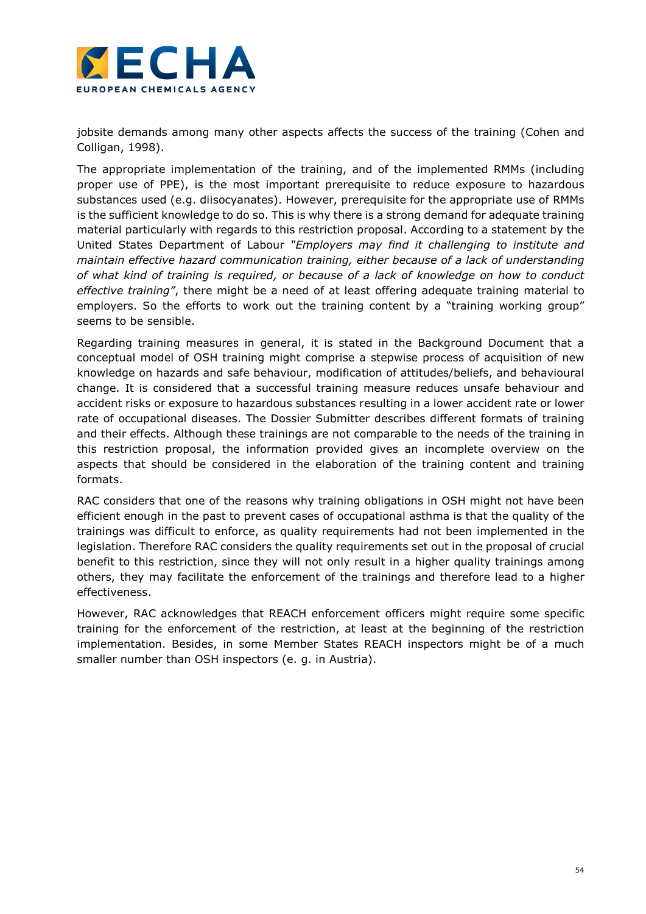jobsite demands among many other aspects affects the success of the training (Cohen and Colligan, 1998).

The appropriate implementation of the training, and of the implemented RMMs (including proper use of PPE), is the most important prerequisite to reduce exposure to hazardous substances used (e.g. diisocyanates). However, prerequisite for the appropriate use of RMMs is the sufficient knowledge to do so. This is why there is a strong demand for adequate training material particularly with regards to this restriction proposal. According to a statement by the United States Department of Labour *"Employers may find it challenging to institute and maintain effective hazard communication training, either because of a lack of understanding of what kind of training is required, or because of a lack of knowledge on how to conduct effective training"*, there might be a need of at least offering adequate training material to employers. So the efforts to work out the training content by a "training working group" seems to be sensible.

Regarding training measures in general, it is stated in the Background Document that a conceptual model of OSH training might comprise a stepwise process of acquisition of new knowledge on hazards and safe behaviour, modification of attitudes/beliefs, and behavioural change. It is considered that a successful training measure reduces unsafe behaviour and accident risks or exposure to hazardous substances resulting in a lower accident rate or lower rate of occupational diseases. The Dossier Submitter describes different formats of training and their effects. Although these trainings are not comparable to the needs of the training in this restriction proposal, the information provided gives an incomplete overview on the aspects that should be considered in the elaboration of the training content and training formats.

RAC considers that one of the reasons why training obligations in OSH might not have been efficient enough in the past to prevent cases of occupational asthma is that the quality of the trainings was difficult to enforce, as quality requirements had not been implemented in the legislation. Therefore RAC considers the quality requirements set out in the proposal of crucial benefit to this restriction, since they will not only result in a higher quality trainings among others, they may facilitate the enforcement of the trainings and therefore lead to a higher effectiveness.

However, RAC acknowledges that REACH enforcement officers might require some specific training for the enforcement of the restriction, at least at the beginning of the restriction implementation. Besides, in some Member States REACH inspectors might be of a much smaller number than OSH inspectors (e. g. in Austria).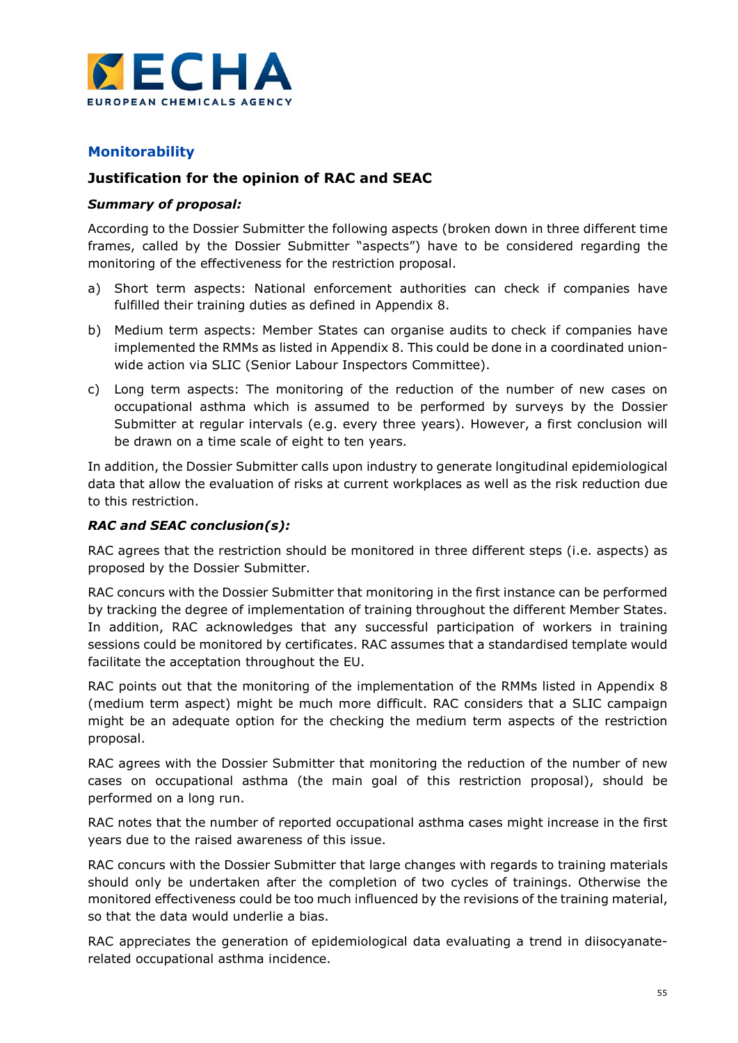## Monitorability

### Justification for the opinion of RAC and SEAC

***Summary of proposal:***

According to the Dossier Submitter the following aspects (broken down in three different time frames, called by the Dossier Submitter "aspects") have to be considered regarding the monitoring of the effectiveness for the restriction proposal.

a) Short term aspects: National enforcement authorities can check if companies have fulfilled their training duties as defined in Appendix 8.

b) Medium term aspects: Member States can organise audits to check if companies have implemented the RMMs as listed in Appendix 8. This could be done in a coordinated union-wide action via SLIC (Senior Labour Inspectors Committee).

c) Long term aspects: The monitoring of the reduction of the number of new cases on occupational asthma which is assumed to be performed by surveys by the Dossier Submitter at regular intervals (e.g. every three years). However, a first conclusion will be drawn on a time scale of eight to ten years.

In addition, the Dossier Submitter calls upon industry to generate longitudinal epidemiological data that allow the evaluation of risks at current workplaces as well as the risk reduction due to this restriction.

***RAC and SEAC conclusion(s):***

RAC agrees that the restriction should be monitored in three different steps (i.e. aspects) as proposed by the Dossier Submitter.

RAC concurs with the Dossier Submitter that monitoring in the first instance can be performed by tracking the degree of implementation of training throughout the different Member States. In addition, RAC acknowledges that any successful participation of workers in training sessions could be monitored by certificates. RAC assumes that a standardised template would facilitate the acceptation throughout the EU.

RAC points out that the monitoring of the implementation of the RMMs listed in Appendix 8 (medium term aspect) might be much more difficult. RAC considers that a SLIC campaign might be an adequate option for the checking the medium term aspects of the restriction proposal.

RAC agrees with the Dossier Submitter that monitoring the reduction of the number of new cases on occupational asthma (the main goal of this restriction proposal), should be performed on a long run.

RAC notes that the number of reported occupational asthma cases might increase in the first years due to the raised awareness of this issue.

RAC concurs with the Dossier Submitter that large changes with regards to training materials should only be undertaken after the completion of two cycles of trainings. Otherwise the monitored effectiveness could be too much influenced by the revisions of the training material, so that the data would underlie a bias.

RAC appreciates the generation of epidemiological data evaluating a trend in diisocyanate-related occupational asthma incidence.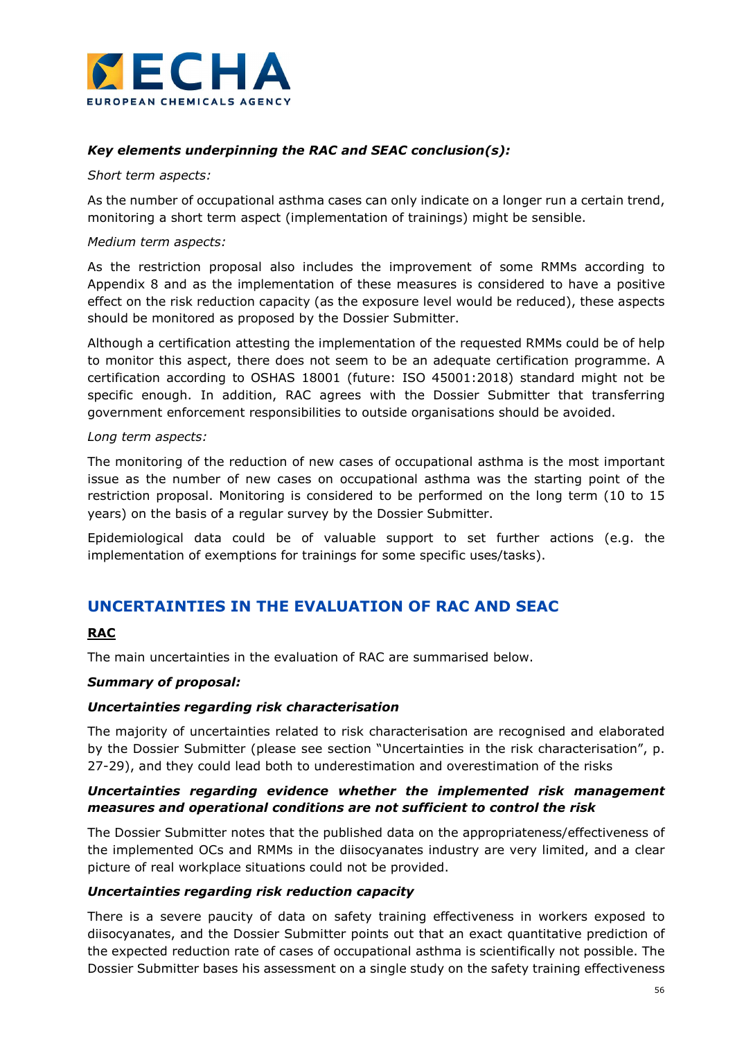***Key elements underpinning the RAC and SEAC conclusion(s):***

*Short term aspects:*

As the number of occupational asthma cases can only indicate on a longer run a certain trend, monitoring a short term aspect (implementation of trainings) might be sensible.

*Medium term aspects:*

As the restriction proposal also includes the improvement of some RMMs according to Appendix 8 and as the implementation of these measures is considered to have a positive effect on the risk reduction capacity (as the exposure level would be reduced), these aspects should be monitored as proposed by the Dossier Submitter.

Although a certification attesting the implementation of the requested RMMs could be of help to monitor this aspect, there does not seem to be an adequate certification programme. A certification according to OSHAS 18001 (future: ISO 45001:2018) standard might not be specific enough. In addition, RAC agrees with the Dossier Submitter that transferring government enforcement responsibilities to outside organisations should be avoided.

*Long term aspects:*

The monitoring of the reduction of new cases of occupational asthma is the most important issue as the number of new cases on occupational asthma was the starting point of the restriction proposal. Monitoring is considered to be performed on the long term (10 to 15 years) on the basis of a regular survey by the Dossier Submitter.

Epidemiological data could be of valuable support to set further actions (e.g. the implementation of exemptions for trainings for some specific uses/tasks).

## UNCERTAINTIES IN THE EVALUATION OF RAC AND SEAC

### RAC

The main uncertainties in the evaluation of RAC are summarised below.

***Summary of proposal:***

***Uncertainties regarding risk characterisation***

The majority of uncertainties related to risk characterisation are recognised and elaborated by the Dossier Submitter (please see section "Uncertainties in the risk characterisation", p. 27-29), and they could lead both to underestimation and overestimation of the risks

***Uncertainties regarding evidence whether the implemented risk management measures and operational conditions are not sufficient to control the risk***

The Dossier Submitter notes that the published data on the appropriateness/effectiveness of the implemented OCs and RMMs in the diisocyanates industry are very limited, and a clear picture of real workplace situations could not be provided.

***Uncertainties regarding risk reduction capacity***

There is a severe paucity of data on safety training effectiveness in workers exposed to diisocyanates, and the Dossier Submitter points out that an exact quantitative prediction of the expected reduction rate of cases of occupational asthma is scientifically not possible. The Dossier Submitter bases his assessment on a single study on the safety training effectiveness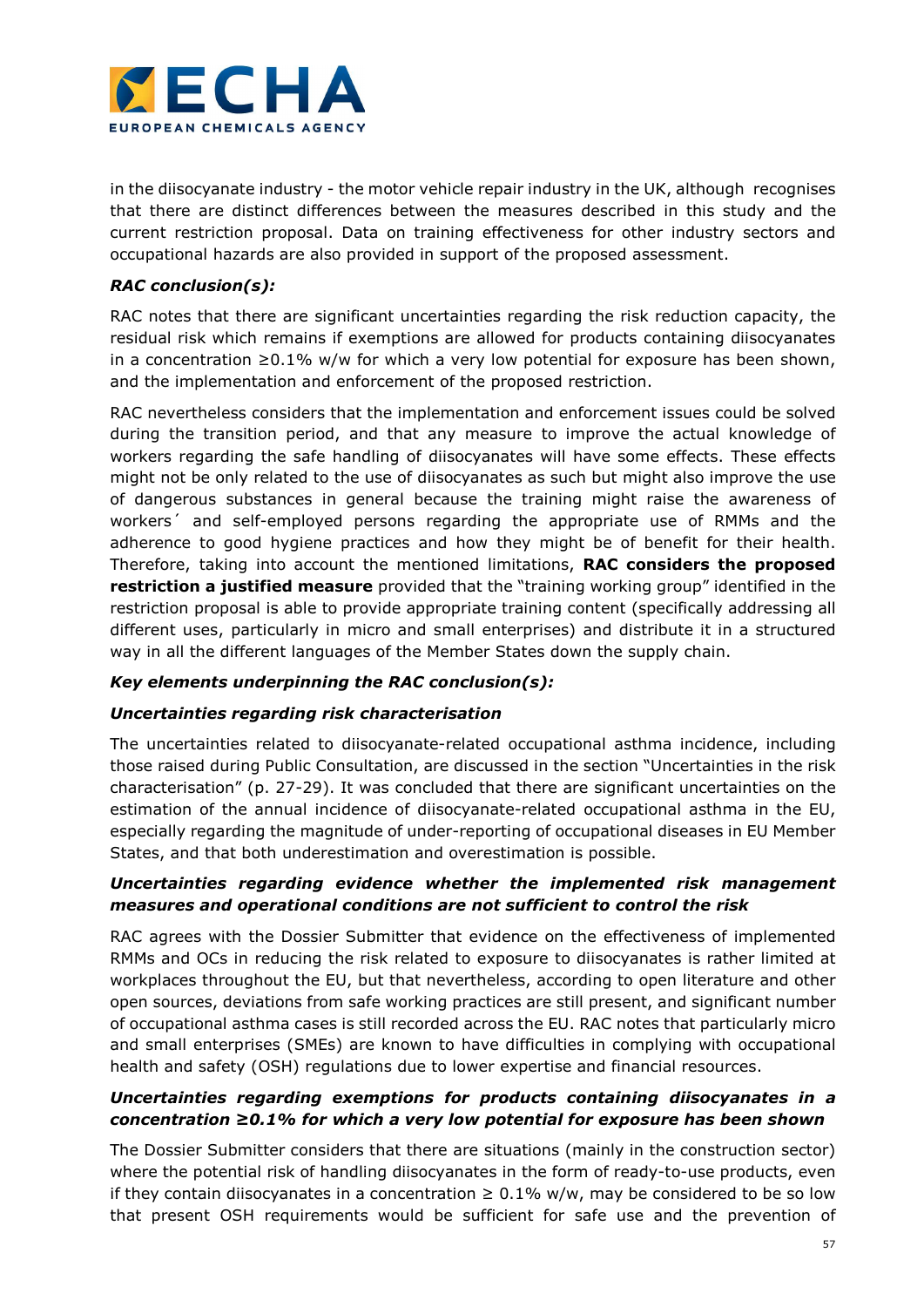in the diisocyanate industry - the motor vehicle repair industry in the UK, although recognises that there are distinct differences between the measures described in this study and the current restriction proposal. Data on training effectiveness for other industry sectors and occupational hazards are also provided in support of the proposed assessment.

***RAC conclusion(s):***

RAC notes that there are significant uncertainties regarding the risk reduction capacity, the residual risk which remains if exemptions are allowed for products containing diisocyanates in a concentration ≥0.1% w/w for which a very low potential for exposure has been shown, and the implementation and enforcement of the proposed restriction.

RAC nevertheless considers that the implementation and enforcement issues could be solved during the transition period, and that any measure to improve the actual knowledge of workers regarding the safe handling of diisocyanates will have some effects. These effects might not be only related to the use of diisocyanates as such but might also improve the use of dangerous substances in general because the training might raise the awareness of workers´ and self-employed persons regarding the appropriate use of RMMs and the adherence to good hygiene practices and how they might be of benefit for their health. Therefore, taking into account the mentioned limitations, **RAC considers the proposed restriction a justified measure** provided that the "training working group" identified in the restriction proposal is able to provide appropriate training content (specifically addressing all different uses, particularly in micro and small enterprises) and distribute it in a structured way in all the different languages of the Member States down the supply chain.

***Key elements underpinning the RAC conclusion(s):***

***Uncertainties regarding risk characterisation***

The uncertainties related to diisocyanate-related occupational asthma incidence, including those raised during Public Consultation, are discussed in the section "Uncertainties in the risk characterisation" (p. 27-29). It was concluded that there are significant uncertainties on the estimation of the annual incidence of diisocyanate-related occupational asthma in the EU, especially regarding the magnitude of under-reporting of occupational diseases in EU Member States, and that both underestimation and overestimation is possible.

***Uncertainties regarding evidence whether the implemented risk management measures and operational conditions are not sufficient to control the risk***

RAC agrees with the Dossier Submitter that evidence on the effectiveness of implemented RMMs and OCs in reducing the risk related to exposure to diisocyanates is rather limited at workplaces throughout the EU, but that nevertheless, according to open literature and other open sources, deviations from safe working practices are still present, and significant number of occupational asthma cases is still recorded across the EU. RAC notes that particularly micro and small enterprises (SMEs) are known to have difficulties in complying with occupational health and safety (OSH) regulations due to lower expertise and financial resources.

***Uncertainties regarding exemptions for products containing diisocyanates in a concentration ≥0.1% for which a very low potential for exposure has been shown***

The Dossier Submitter considers that there are situations (mainly in the construction sector) where the potential risk of handling diisocyanates in the form of ready-to-use products, even if they contain diisocyanates in a concentration ≥ 0.1% w/w, may be considered to be so low that present OSH requirements would be sufficient for safe use and the prevention of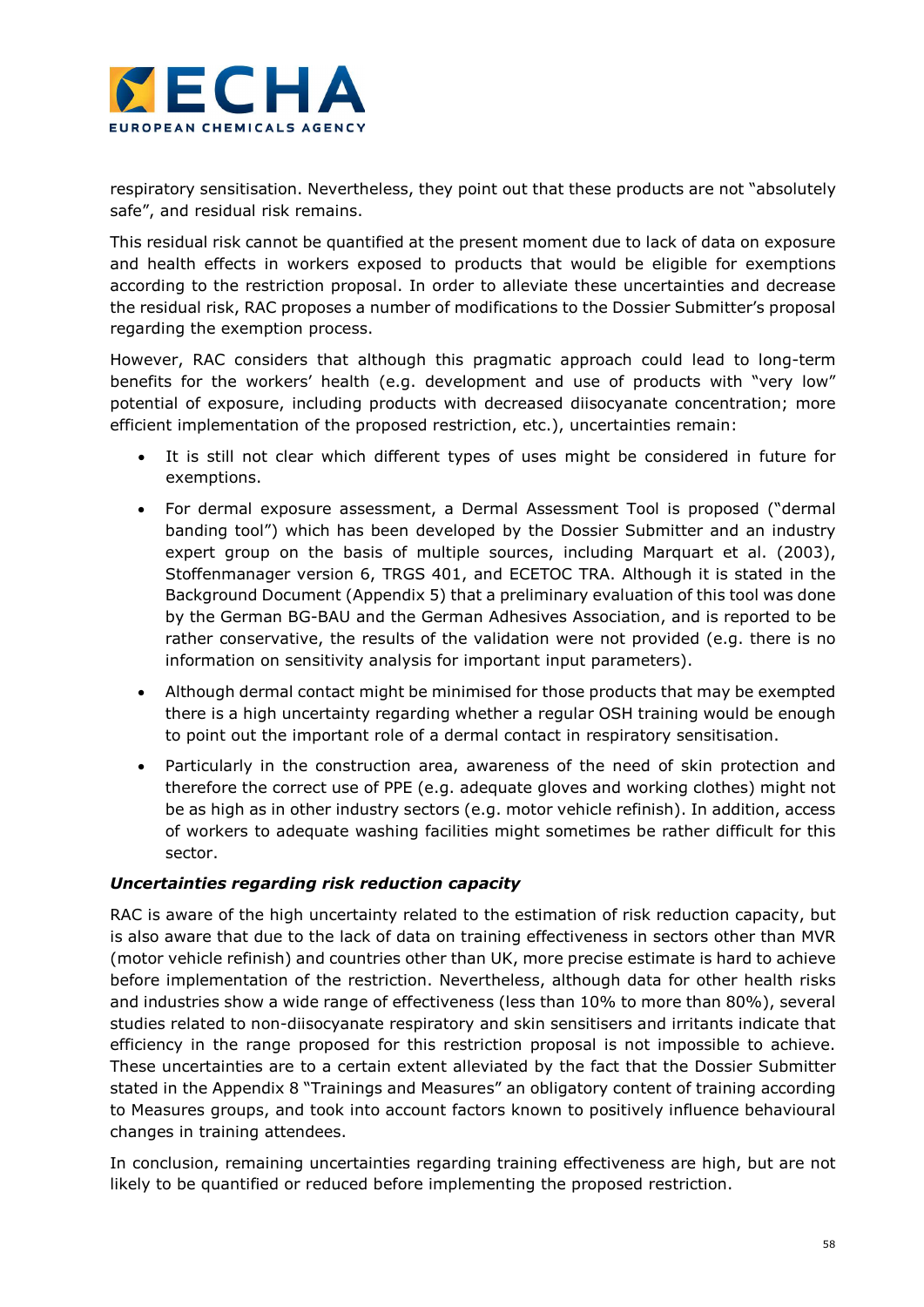respiratory sensitisation. Nevertheless, they point out that these products are not "absolutely safe", and residual risk remains.

This residual risk cannot be quantified at the present moment due to lack of data on exposure and health effects in workers exposed to products that would be eligible for exemptions according to the restriction proposal. In order to alleviate these uncertainties and decrease the residual risk, RAC proposes a number of modifications to the Dossier Submitter's proposal regarding the exemption process.

However, RAC considers that although this pragmatic approach could lead to long-term benefits for the workers' health (e.g. development and use of products with "very low" potential of exposure, including products with decreased diisocyanate concentration; more efficient implementation of the proposed restriction, etc.), uncertainties remain:

- It is still not clear which different types of uses might be considered in future for exemptions.
- For dermal exposure assessment, a Dermal Assessment Tool is proposed ("dermal banding tool") which has been developed by the Dossier Submitter and an industry expert group on the basis of multiple sources, including Marquart et al. (2003), Stoffenmanager version 6, TRGS 401, and ECETOC TRA. Although it is stated in the Background Document (Appendix 5) that a preliminary evaluation of this tool was done by the German BG-BAU and the German Adhesives Association, and is reported to be rather conservative, the results of the validation were not provided (e.g. there is no information on sensitivity analysis for important input parameters).
- Although dermal contact might be minimised for those products that may be exempted there is a high uncertainty regarding whether a regular OSH training would be enough to point out the important role of a dermal contact in respiratory sensitisation.
- Particularly in the construction area, awareness of the need of skin protection and therefore the correct use of PPE (e.g. adequate gloves and working clothes) might not be as high as in other industry sectors (e.g. motor vehicle refinish). In addition, access of workers to adequate washing facilities might sometimes be rather difficult for this sector.

***Uncertainties regarding risk reduction capacity***

RAC is aware of the high uncertainty related to the estimation of risk reduction capacity, but is also aware that due to the lack of data on training effectiveness in sectors other than MVR (motor vehicle refinish) and countries other than UK, more precise estimate is hard to achieve before implementation of the restriction. Nevertheless, although data for other health risks and industries show a wide range of effectiveness (less than 10% to more than 80%), several studies related to non-diisocyanate respiratory and skin sensitisers and irritants indicate that efficiency in the range proposed for this restriction proposal is not impossible to achieve. These uncertainties are to a certain extent alleviated by the fact that the Dossier Submitter stated in the Appendix 8 "Trainings and Measures" an obligatory content of training according to Measures groups, and took into account factors known to positively influence behavioural changes in training attendees.

In conclusion, remaining uncertainties regarding training effectiveness are high, but are not likely to be quantified or reduced before implementing the proposed restriction.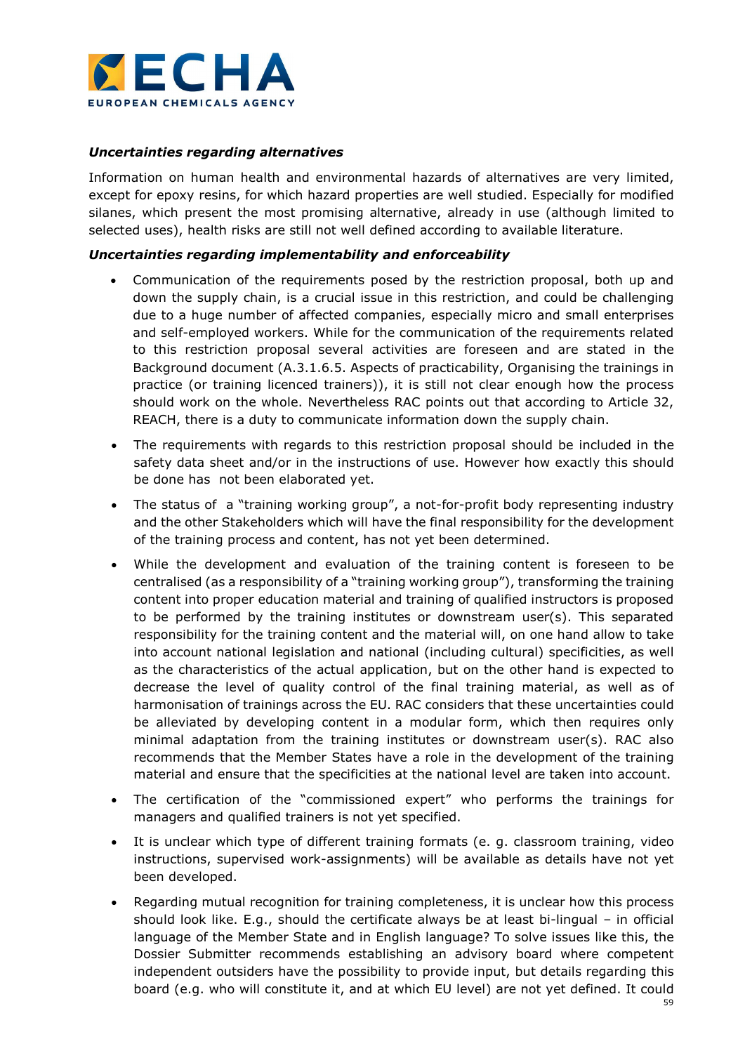***Uncertainties regarding alternatives***

Information on human health and environmental hazards of alternatives are very limited, except for epoxy resins, for which hazard properties are well studied. Especially for modified silanes, which present the most promising alternative, already in use (although limited to selected uses), health risks are still not well defined according to available literature.

***Uncertainties regarding implementability and enforceability***

- Communication of the requirements posed by the restriction proposal, both up and down the supply chain, is a crucial issue in this restriction, and could be challenging due to a huge number of affected companies, especially micro and small enterprises and self-employed workers. While for the communication of the requirements related to this restriction proposal several activities are foreseen and are stated in the Background document (A.3.1.6.5. Aspects of practicability, Organising the trainings in practice (or training licenced trainers)), it is still not clear enough how the process should work on the whole. Nevertheless RAC points out that according to Article 32, REACH, there is a duty to communicate information down the supply chain.
- The requirements with regards to this restriction proposal should be included in the safety data sheet and/or in the instructions of use. However how exactly this should be done has not been elaborated yet.
- The status of a "training working group", a not-for-profit body representing industry and the other Stakeholders which will have the final responsibility for the development of the training process and content, has not yet been determined.
- While the development and evaluation of the training content is foreseen to be centralised (as a responsibility of a "training working group"), transforming the training content into proper education material and training of qualified instructors is proposed to be performed by the training institutes or downstream user(s). This separated responsibility for the training content and the material will, on one hand allow to take into account national legislation and national (including cultural) specificities, as well as the characteristics of the actual application, but on the other hand is expected to decrease the level of quality control of the final training material, as well as of harmonisation of trainings across the EU. RAC considers that these uncertainties could be alleviated by developing content in a modular form, which then requires only minimal adaptation from the training institutes or downstream user(s). RAC also recommends that the Member States have a role in the development of the training material and ensure that the specificities at the national level are taken into account.
- The certification of the "commissioned expert" who performs the trainings for managers and qualified trainers is not yet specified.
- It is unclear which type of different training formats (e. g. classroom training, video instructions, supervised work-assignments) will be available as details have not yet been developed.
- Regarding mutual recognition for training completeness, it is unclear how this process should look like. E.g., should the certificate always be at least bi-lingual – in official language of the Member State and in English language? To solve issues like this, the Dossier Submitter recommends establishing an advisory board where competent independent outsiders have the possibility to provide input, but details regarding this board (e.g. who will constitute it, and at which EU level) are not yet defined. It could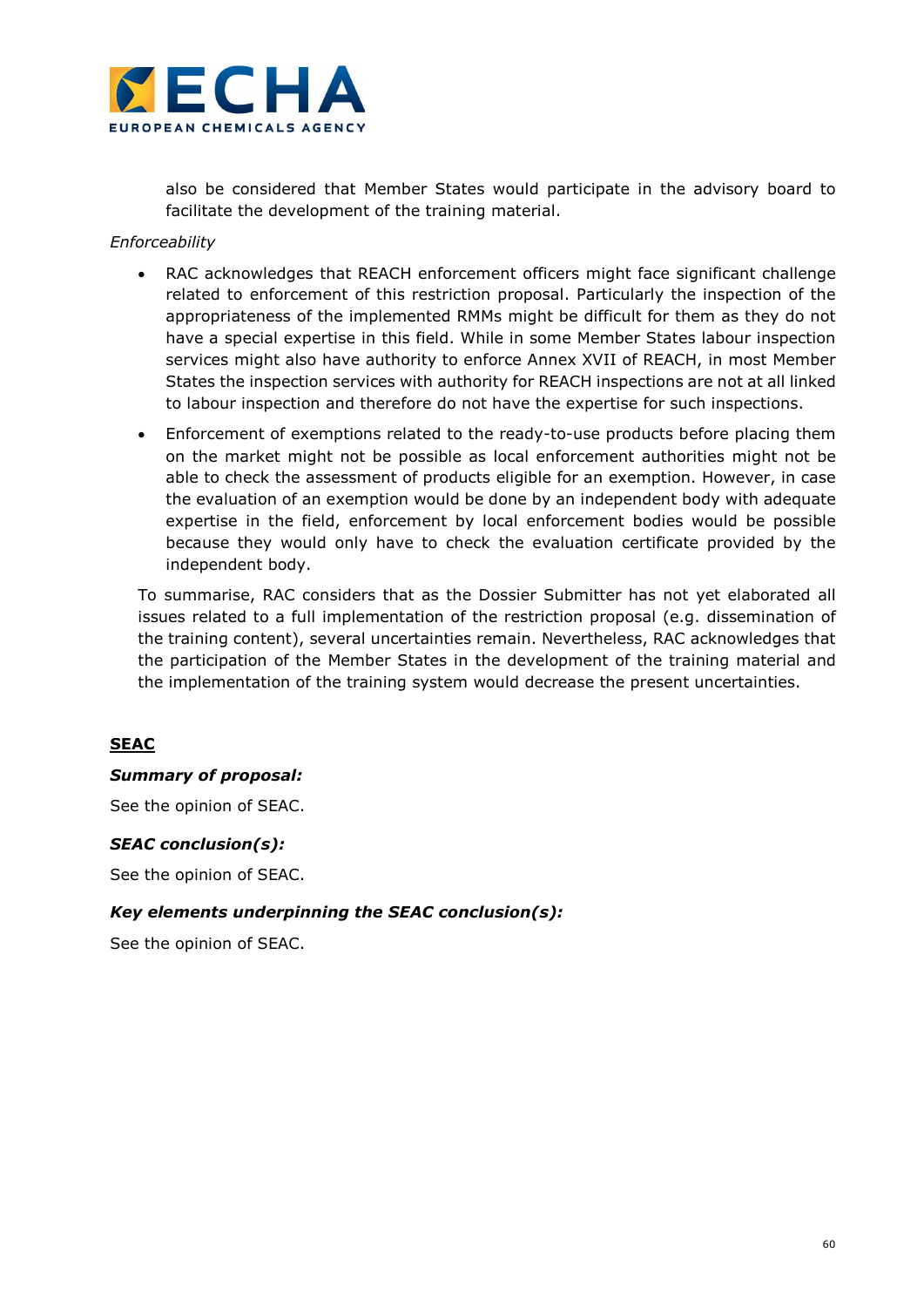also be considered that Member States would participate in the advisory board to facilitate the development of the training material.

*Enforceability*

- RAC acknowledges that REACH enforcement officers might face significant challenge related to enforcement of this restriction proposal. Particularly the inspection of the appropriateness of the implemented RMMs might be difficult for them as they do not have a special expertise in this field. While in some Member States labour inspection services might also have authority to enforce Annex XVII of REACH, in most Member States the inspection services with authority for REACH inspections are not at all linked to labour inspection and therefore do not have the expertise for such inspections.
- Enforcement of exemptions related to the ready-to-use products before placing them on the market might not be possible as local enforcement authorities might not be able to check the assessment of products eligible for an exemption. However, in case the evaluation of an exemption would be done by an independent body with adequate expertise in the field, enforcement by local enforcement bodies would be possible because they would only have to check the evaluation certificate provided by the independent body.

To summarise, RAC considers that as the Dossier Submitter has not yet elaborated all issues related to a full implementation of the restriction proposal (e.g. dissemination of the training content), several uncertainties remain. Nevertheless, RAC acknowledges that the participation of the Member States in the development of the training material and the implementation of the training system would decrease the present uncertainties.

## <u>SEAC</u>

***Summary of proposal:***

See the opinion of SEAC.

***SEAC conclusion(s):***

See the opinion of SEAC.

***Key elements underpinning the SEAC conclusion(s):***

See the opinion of SEAC.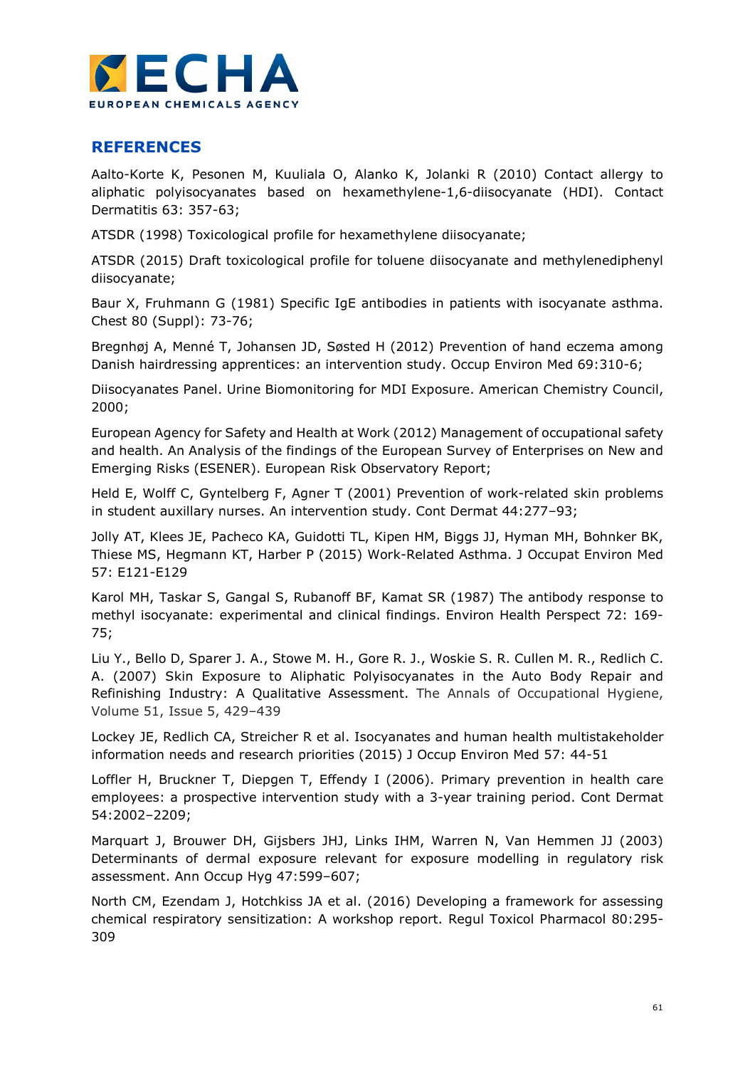## REFERENCES

Aalto-Korte K, Pesonen M, Kuuliala O, Alanko K, Jolanki R (2010) Contact allergy to aliphatic polyisocyanates based on hexamethylene-1,6-diisocyanate (HDI). Contact Dermatitis 63: 357-63;

ATSDR (1998) Toxicological profile for hexamethylene diisocyanate;

ATSDR (2015) Draft toxicological profile for toluene diisocyanate and methylenediphenyl diisocyanate;

Baur X, Fruhmann G (1981) Specific IgE antibodies in patients with isocyanate asthma. Chest 80 (Suppl): 73-76;

Bregnhøj A, Menné T, Johansen JD, Søsted H (2012) Prevention of hand eczema among Danish hairdressing apprentices: an intervention study. Occup Environ Med 69:310-6;

Diisocyanates Panel. Urine Biomonitoring for MDI Exposure. American Chemistry Council, 2000;

European Agency for Safety and Health at Work (2012) Management of occupational safety and health. An Analysis of the findings of the European Survey of Enterprises on New and Emerging Risks (ESENER). European Risk Observatory Report;

Held E, Wolff C, Gyntelberg F, Agner T (2001) Prevention of work-related skin problems in student auxillary nurses. An intervention study. Cont Dermat 44:277–93;

Jolly AT, Klees JE, Pacheco KA, Guidotti TL, Kipen HM, Biggs JJ, Hyman MH, Bohnker BK, Thiese MS, Hegmann KT, Harber P (2015) Work-Related Asthma. J Occupat Environ Med 57: E121-E129

Karol MH, Taskar S, Gangal S, Rubanoff BF, Kamat SR (1987) The antibody response to methyl isocyanate: experimental and clinical findings. Environ Health Perspect 72: 169-75;

Liu Y., Bello D, Sparer J. A., Stowe M. H., Gore R. J., Woskie S. R. Cullen M. R., Redlich C. A. (2007) Skin Exposure to Aliphatic Polyisocyanates in the Auto Body Repair and Refinishing Industry: A Qualitative Assessment. The Annals of Occupational Hygiene, Volume 51, Issue 5, 429–439

Lockey JE, Redlich CA, Streicher R et al. Isocyanates and human health multistakeholder information needs and research priorities (2015) J Occup Environ Med 57: 44-51

Loffler H, Bruckner T, Diepgen T, Effendy I (2006). Primary prevention in health care employees: a prospective intervention study with a 3-year training period. Cont Dermat 54:2002–2209;

Marquart J, Brouwer DH, Gijsbers JHJ, Links IHM, Warren N, Van Hemmen JJ (2003) Determinants of dermal exposure relevant for exposure modelling in regulatory risk assessment. Ann Occup Hyg 47:599–607;

North CM, Ezendam J, Hotchkiss JA et al. (2016) Developing a framework for assessing chemical respiratory sensitization: A workshop report. Regul Toxicol Pharmacol 80:295-309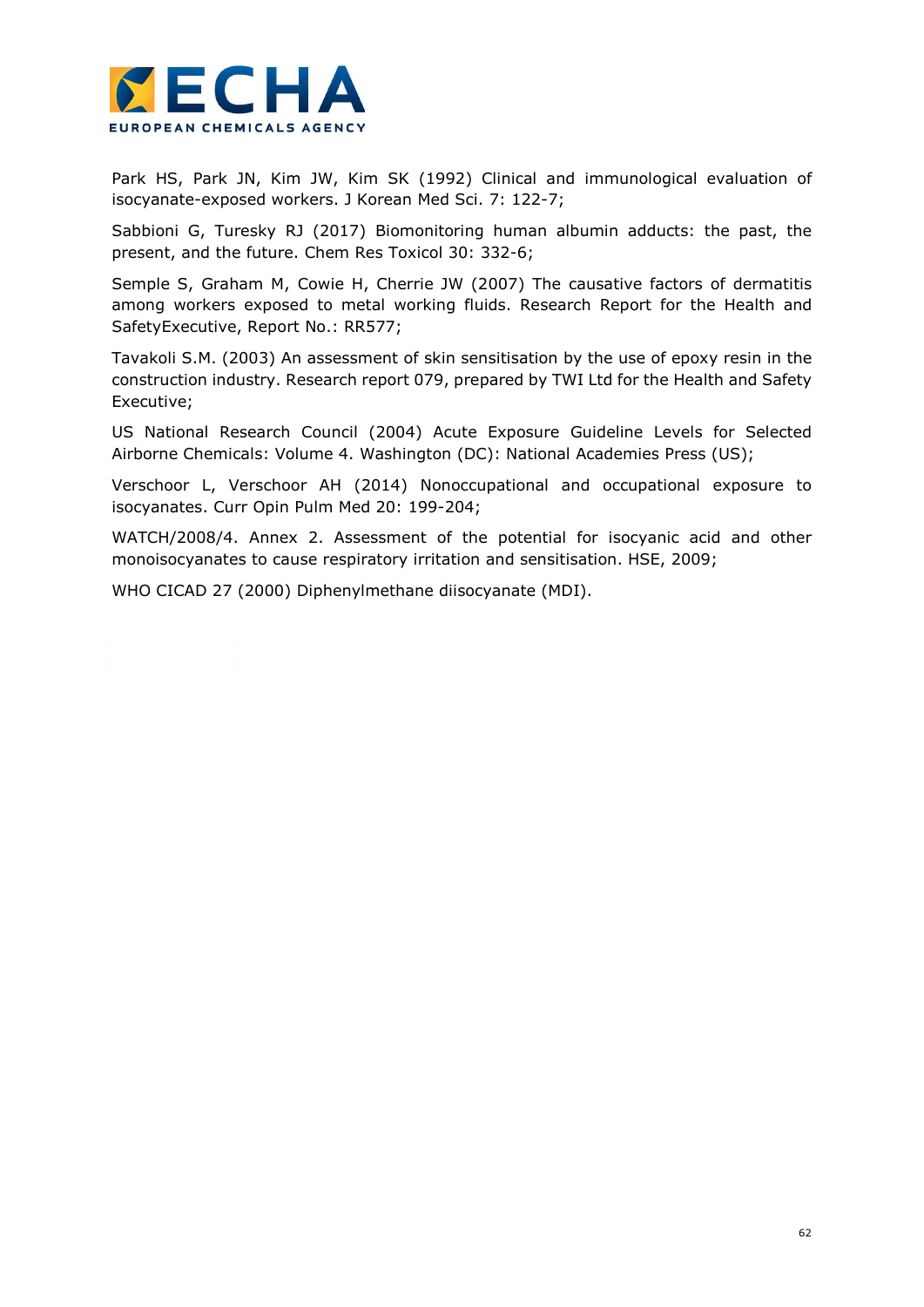Park HS, Park JN, Kim JW, Kim SK (1992) Clinical and immunological evaluation of isocyanate-exposed workers. J Korean Med Sci. 7: 122-7;

Sabbioni G, Turesky RJ (2017) Biomonitoring human albumin adducts: the past, the present, and the future. Chem Res Toxicol 30: 332-6;

Semple S, Graham M, Cowie H, Cherrie JW (2007) The causative factors of dermatitis among workers exposed to metal working fluids. Research Report for the Health and SafetyExecutive, Report No.: RR577;

Tavakoli S.M. (2003) An assessment of skin sensitisation by the use of epoxy resin in the construction industry. Research report 079, prepared by TWI Ltd for the Health and Safety Executive;

US National Research Council (2004) Acute Exposure Guideline Levels for Selected Airborne Chemicals: Volume 4. Washington (DC): National Academies Press (US);

Verschoor L, Verschoor AH (2014) Nonoccupational and occupational exposure to isocyanates. Curr Opin Pulm Med 20: 199-204;

WATCH/2008/4. Annex 2. Assessment of the potential for isocyanic acid and other monoisocyanates to cause respiratory irritation and sensitisation. HSE, 2009;

WHO CICAD 27 (2000) Diphenylmethane diisocyanate (MDI).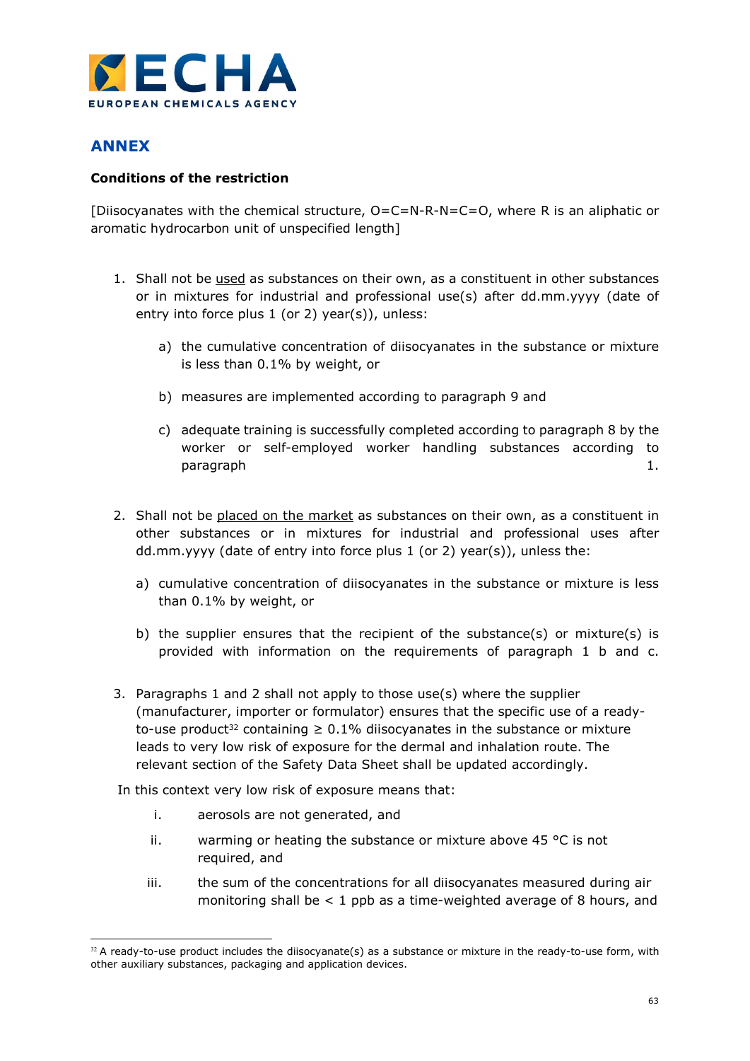## ANNEX

**Conditions of the restriction**

[Diisocyanates with the chemical structure, O=C=N-R-N=C=O, where R is an aliphatic or aromatic hydrocarbon unit of unspecified length]

1. Shall not be <u>used</u> as substances on their own, as a constituent in other substances or in mixtures for industrial and professional use(s) after dd.mm.yyyy (date of entry into force plus 1 (or 2) year(s)), unless:

   a) the cumulative concentration of diisocyanates in the substance or mixture is less than 0.1% by weight, or

   b) measures are implemented according to paragraph 9 and

   c) adequate training is successfully completed according to paragraph 8 by the worker or self-employed worker handling substances according to paragraph 1.

2. Shall not be <u>placed on the market</u> as substances on their own, as a constituent in other substances or in mixtures for industrial and professional uses after dd.mm.yyyy (date of entry into force plus 1 (or 2) year(s)), unless the:

   a) cumulative concentration of diisocyanates in the substance or mixture is less than 0.1% by weight, or

   b) the supplier ensures that the recipient of the substance(s) or mixture(s) is provided with information on the requirements of paragraph 1 b and c.

3. Paragraphs 1 and 2 shall not apply to those use(s) where the supplier (manufacturer, importer or formulator) ensures that the specific use of a ready-to-use product[32] containing ≥ 0.1% diisocyanates in the substance or mixture leads to very low risk of exposure for the dermal and inhalation route. The relevant section of the Safety Data Sheet shall be updated accordingly.

In this context very low risk of exposure means that:

   i. aerosols are not generated, and

   ii. warming or heating the substance or mixture above 45 °C is not required, and

   iii. the sum of the concentrations for all diisocyanates measured during air monitoring shall be < 1 ppb as a time-weighted average of 8 hours, and

---

[32] A ready-to-use product includes the diisocyanate(s) as a substance or mixture in the ready-to-use form, with other auxiliary substances, packaging and application devices.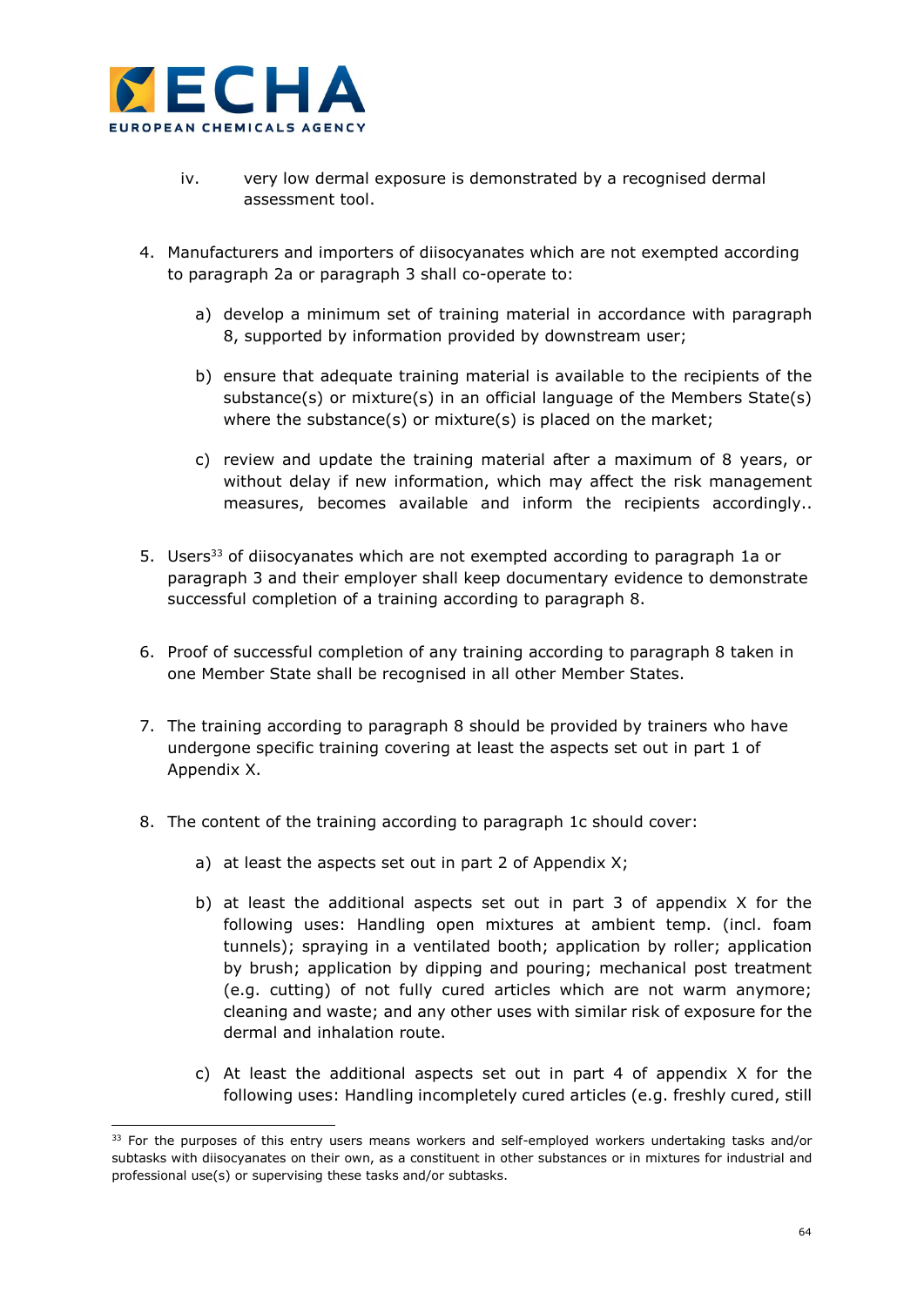iv. very low dermal exposure is demonstrated by a recognised dermal assessment tool.

4. Manufacturers and importers of diisocyanates which are not exempted according to paragraph 2a or paragraph 3 shall co-operate to:

   a) develop a minimum set of training material in accordance with paragraph 8, supported by information provided by downstream user;

   b) ensure that adequate training material is available to the recipients of the substance(s) or mixture(s) in an official language of the Members State(s) where the substance(s) or mixture(s) is placed on the market;

   c) review and update the training material after a maximum of 8 years, or without delay if new information, which may affect the risk management measures, becomes available and inform the recipients accordingly..

5. Users[33] of diisocyanates which are not exempted according to paragraph 1a or paragraph 3 and their employer shall keep documentary evidence to demonstrate successful completion of a training according to paragraph 8.

6. Proof of successful completion of any training according to paragraph 8 taken in one Member State shall be recognised in all other Member States.

7. The training according to paragraph 8 should be provided by trainers who have undergone specific training covering at least the aspects set out in part 1 of Appendix X.

8. The content of the training according to paragraph 1c should cover:

   a) at least the aspects set out in part 2 of Appendix X;

   b) at least the additional aspects set out in part 3 of appendix X for the following uses: Handling open mixtures at ambient temp. (incl. foam tunnels); spraying in a ventilated booth; application by roller; application by brush; application by dipping and pouring; mechanical post treatment (e.g. cutting) of not fully cured articles which are not warm anymore; cleaning and waste; and any other uses with similar risk of exposure for the dermal and inhalation route.

   c) At least the additional aspects set out in part 4 of appendix X for the following uses: Handling incompletely cured articles (e.g. freshly cured, still

[33] For the purposes of this entry users means workers and self-employed workers undertaking tasks and/or subtasks with diisocyanates on their own, as a constituent in other substances or in mixtures for industrial and professional use(s) or supervising these tasks and/or subtasks.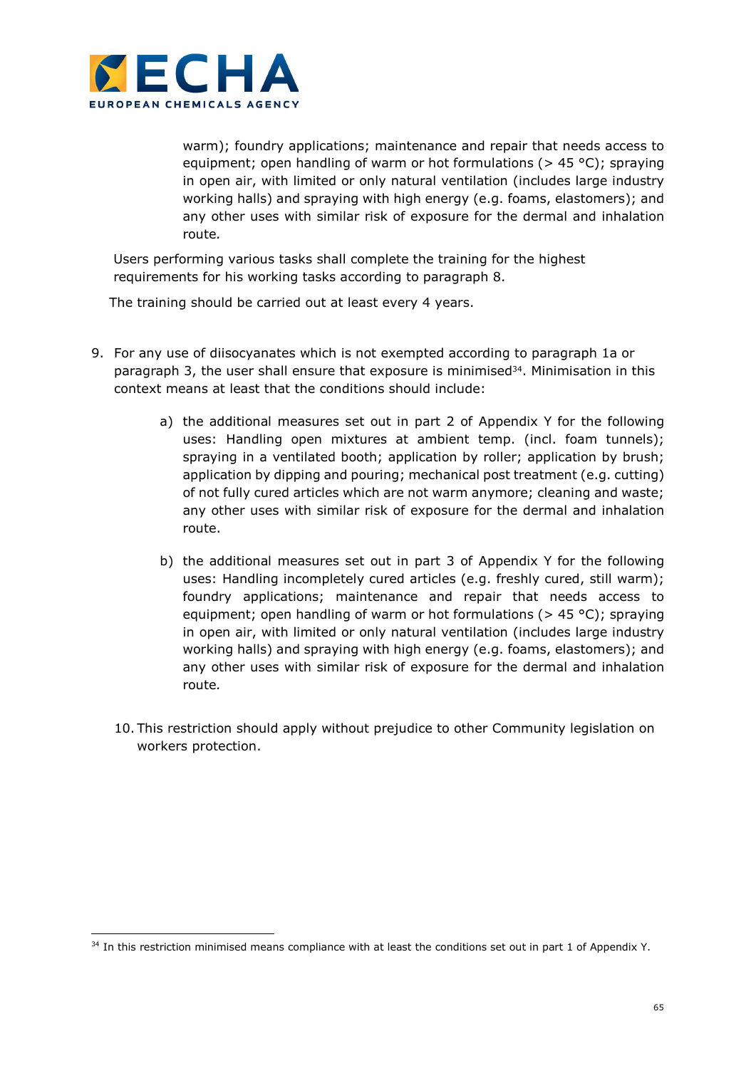warm); foundry applications; maintenance and repair that needs access to equipment; open handling of warm or hot formulations (> 45 °C); spraying in open air, with limited or only natural ventilation (includes large industry working halls) and spraying with high energy (e.g. foams, elastomers); and any other uses with similar risk of exposure for the dermal and inhalation route.

Users performing various tasks shall complete the training for the highest requirements for his working tasks according to paragraph 8.

The training should be carried out at least every 4 years.

9. For any use of diisocyanates which is not exempted according to paragraph 1a or paragraph 3, the user shall ensure that exposure is minimised[34]. Minimisation in this context means at least that the conditions should include:

   a) the additional measures set out in part 2 of Appendix Y for the following uses: Handling open mixtures at ambient temp. (incl. foam tunnels); spraying in a ventilated booth; application by roller; application by brush; application by dipping and pouring; mechanical post treatment (e.g. cutting) of not fully cured articles which are not warm anymore; cleaning and waste; any other uses with similar risk of exposure for the dermal and inhalation route.

   b) the additional measures set out in part 3 of Appendix Y for the following uses: Handling incompletely cured articles (e.g. freshly cured, still warm); foundry applications; maintenance and repair that needs access to equipment; open handling of warm or hot formulations (> 45 °C); spraying in open air, with limited or only natural ventilation (includes large industry working halls) and spraying with high energy (e.g. foams, elastomers); and any other uses with similar risk of exposure for the dermal and inhalation route.

10. This restriction should apply without prejudice to other Community legislation on workers protection.

[34] In this restriction minimised means compliance with at least the conditions set out in part 1 of Appendix Y.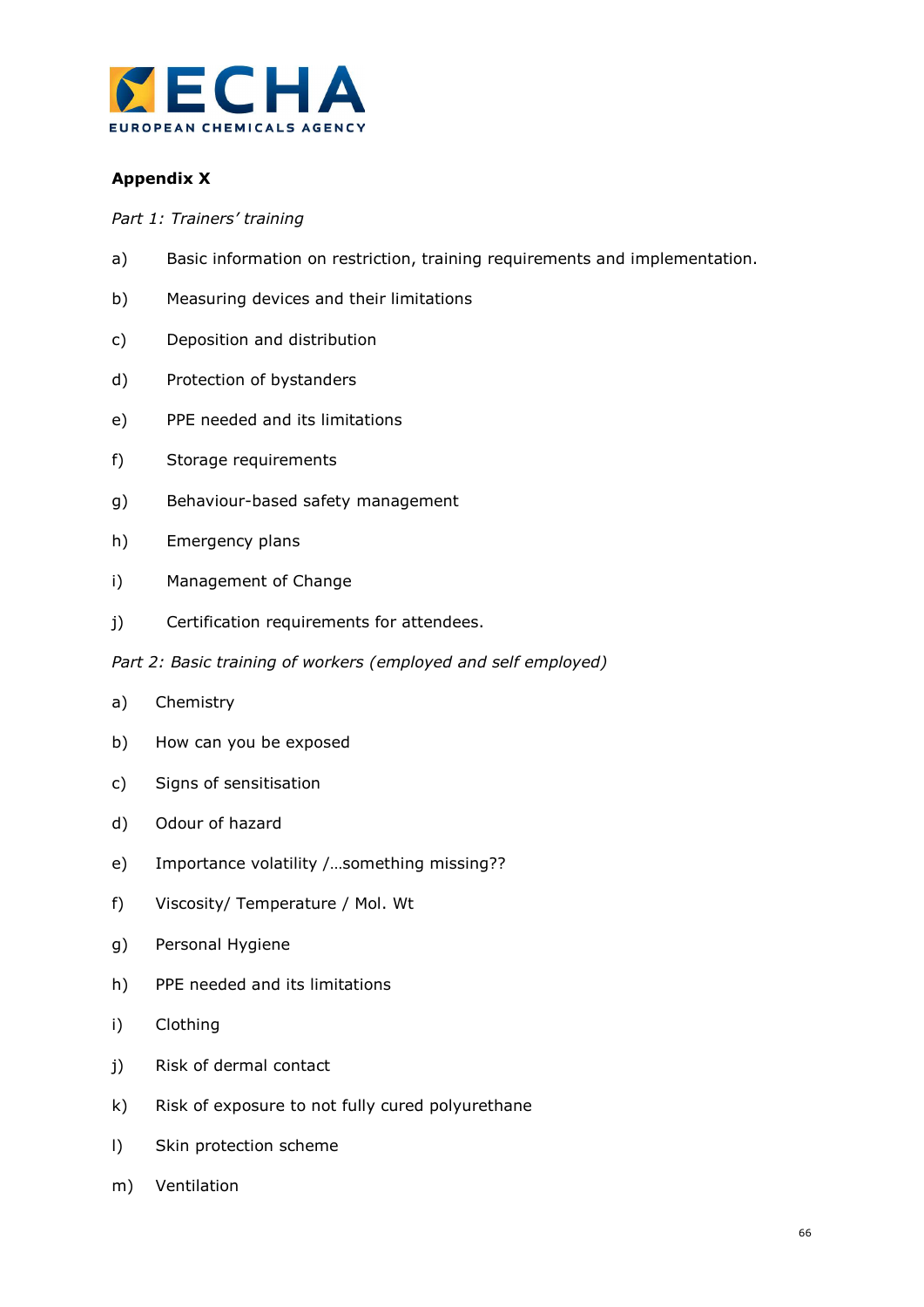**Appendix X**

*Part 1: Trainers' training*

a) Basic information on restriction, training requirements and implementation.

b) Measuring devices and their limitations

c) Deposition and distribution

d) Protection of bystanders

e) PPE needed and its limitations

f) Storage requirements

g) Behaviour-based safety management

h) Emergency plans

i) Management of Change

j) Certification requirements for attendees.

*Part 2: Basic training of workers (employed and self employed)*

a) Chemistry

b) How can you be exposed

c) Signs of sensitisation

d) Odour of hazard

e) Importance volatility /…something missing??

f) Viscosity/ Temperature / Mol. Wt

g) Personal Hygiene

h) PPE needed and its limitations

i) Clothing

j) Risk of dermal contact

k) Risk of exposure to not fully cured polyurethane

l) Skin protection scheme

m) Ventilation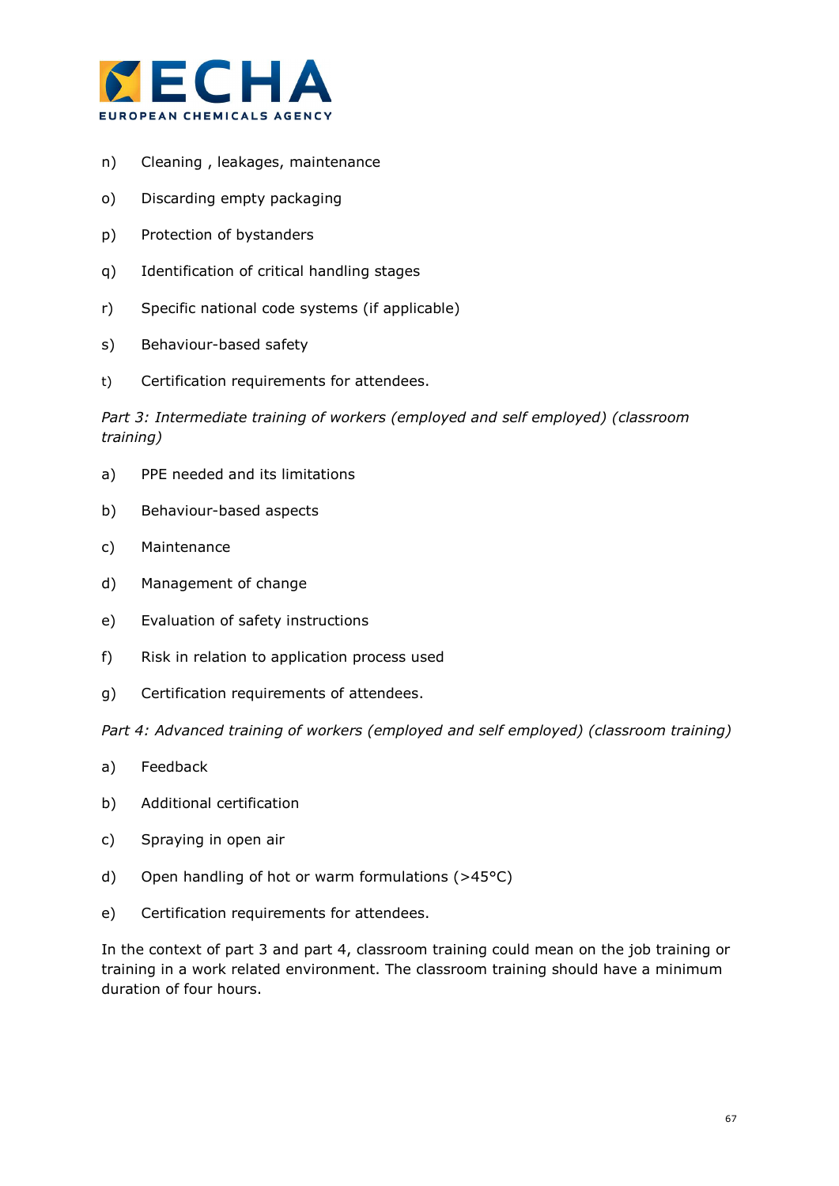n) Cleaning , leakages, maintenance

o) Discarding empty packaging

p) Protection of bystanders

q) Identification of critical handling stages

r) Specific national code systems (if applicable)

s) Behaviour-based safety

t) Certification requirements for attendees.

*Part 3: Intermediate training of workers (employed and self employed) (classroom training)*

a) PPE needed and its limitations

b) Behaviour-based aspects

c) Maintenance

d) Management of change

e) Evaluation of safety instructions

f) Risk in relation to application process used

g) Certification requirements of attendees.

*Part 4: Advanced training of workers (employed and self employed) (classroom training)*

a) Feedback

b) Additional certification

c) Spraying in open air

d) Open handling of hot or warm formulations (>45°C)

e) Certification requirements for attendees.

In the context of part 3 and part 4, classroom training could mean on the job training or training in a work related environment. The classroom training should have a minimum duration of four hours.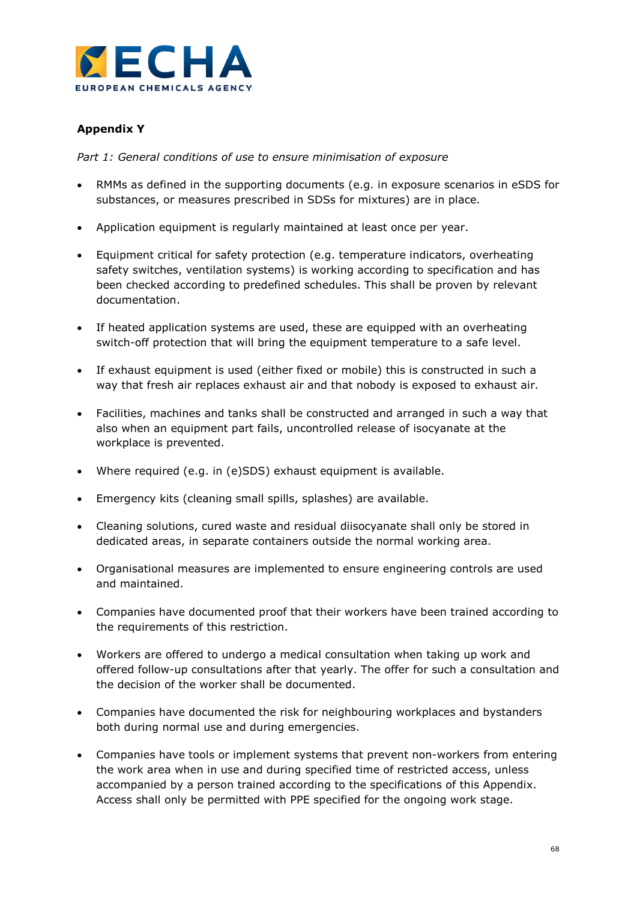**Appendix Y**

*Part 1: General conditions of use to ensure minimisation of exposure*

- RMMs as defined in the supporting documents (e.g. in exposure scenarios in eSDS for substances, or measures prescribed in SDSs for mixtures) are in place.
- Application equipment is regularly maintained at least once per year.
- Equipment critical for safety protection (e.g. temperature indicators, overheating safety switches, ventilation systems) is working according to specification and has been checked according to predefined schedules. This shall be proven by relevant documentation.
- If heated application systems are used, these are equipped with an overheating switch-off protection that will bring the equipment temperature to a safe level.
- If exhaust equipment is used (either fixed or mobile) this is constructed in such a way that fresh air replaces exhaust air and that nobody is exposed to exhaust air.
- Facilities, machines and tanks shall be constructed and arranged in such a way that also when an equipment part fails, uncontrolled release of isocyanate at the workplace is prevented.
- Where required (e.g. in (e)SDS) exhaust equipment is available.
- Emergency kits (cleaning small spills, splashes) are available.
- Cleaning solutions, cured waste and residual diisocyanate shall only be stored in dedicated areas, in separate containers outside the normal working area.
- Organisational measures are implemented to ensure engineering controls are used and maintained.
- Companies have documented proof that their workers have been trained according to the requirements of this restriction.
- Workers are offered to undergo a medical consultation when taking up work and offered follow-up consultations after that yearly. The offer for such a consultation and the decision of the worker shall be documented.
- Companies have documented the risk for neighbouring workplaces and bystanders both during normal use and during emergencies.
- Companies have tools or implement systems that prevent non-workers from entering the work area when in use and during specified time of restricted access, unless accompanied by a person trained according to the specifications of this Appendix. Access shall only be permitted with PPE specified for the ongoing work stage.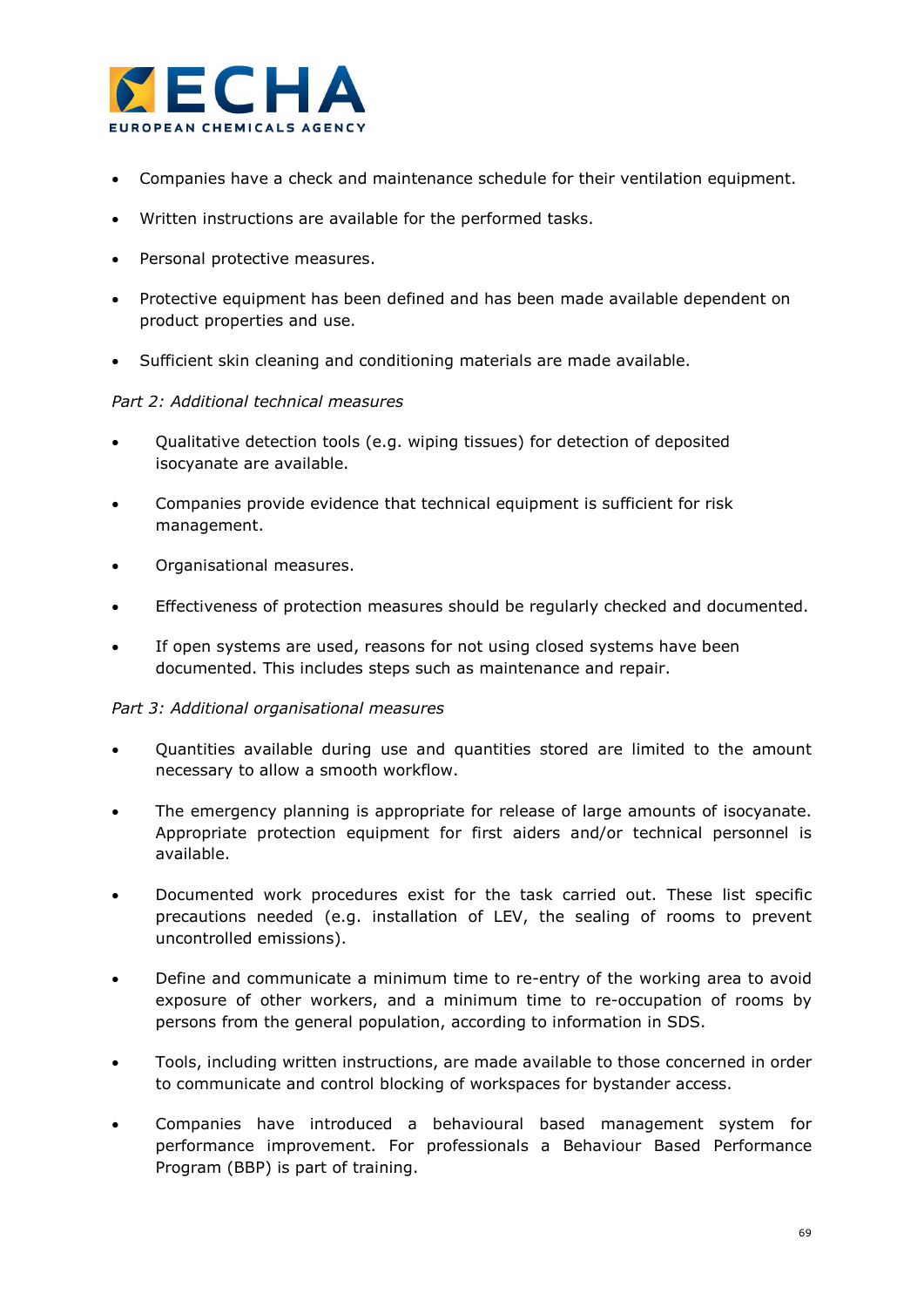- Companies have a check and maintenance schedule for their ventilation equipment.
- Written instructions are available for the performed tasks.
- Personal protective measures.
- Protective equipment has been defined and has been made available dependent on product properties and use.
- Sufficient skin cleaning and conditioning materials are made available.

*Part 2: Additional technical measures*

- Qualitative detection tools (e.g. wiping tissues) for detection of deposited isocyanate are available.
- Companies provide evidence that technical equipment is sufficient for risk management.
- Organisational measures.
- Effectiveness of protection measures should be regularly checked and documented.
- If open systems are used, reasons for not using closed systems have been documented. This includes steps such as maintenance and repair.

*Part 3: Additional organisational measures*

- Quantities available during use and quantities stored are limited to the amount necessary to allow a smooth workflow.
- The emergency planning is appropriate for release of large amounts of isocyanate. Appropriate protection equipment for first aiders and/or technical personnel is available.
- Documented work procedures exist for the task carried out. These list specific precautions needed (e.g. installation of LEV, the sealing of rooms to prevent uncontrolled emissions).
- Define and communicate a minimum time to re-entry of the working area to avoid exposure of other workers, and a minimum time to re-occupation of rooms by persons from the general population, according to information in SDS.
- Tools, including written instructions, are made available to those concerned in order to communicate and control blocking of workspaces for bystander access.
- Companies have introduced a behavioural based management system for performance improvement. For professionals a Behaviour Based Performance Program (BBP) is part of training.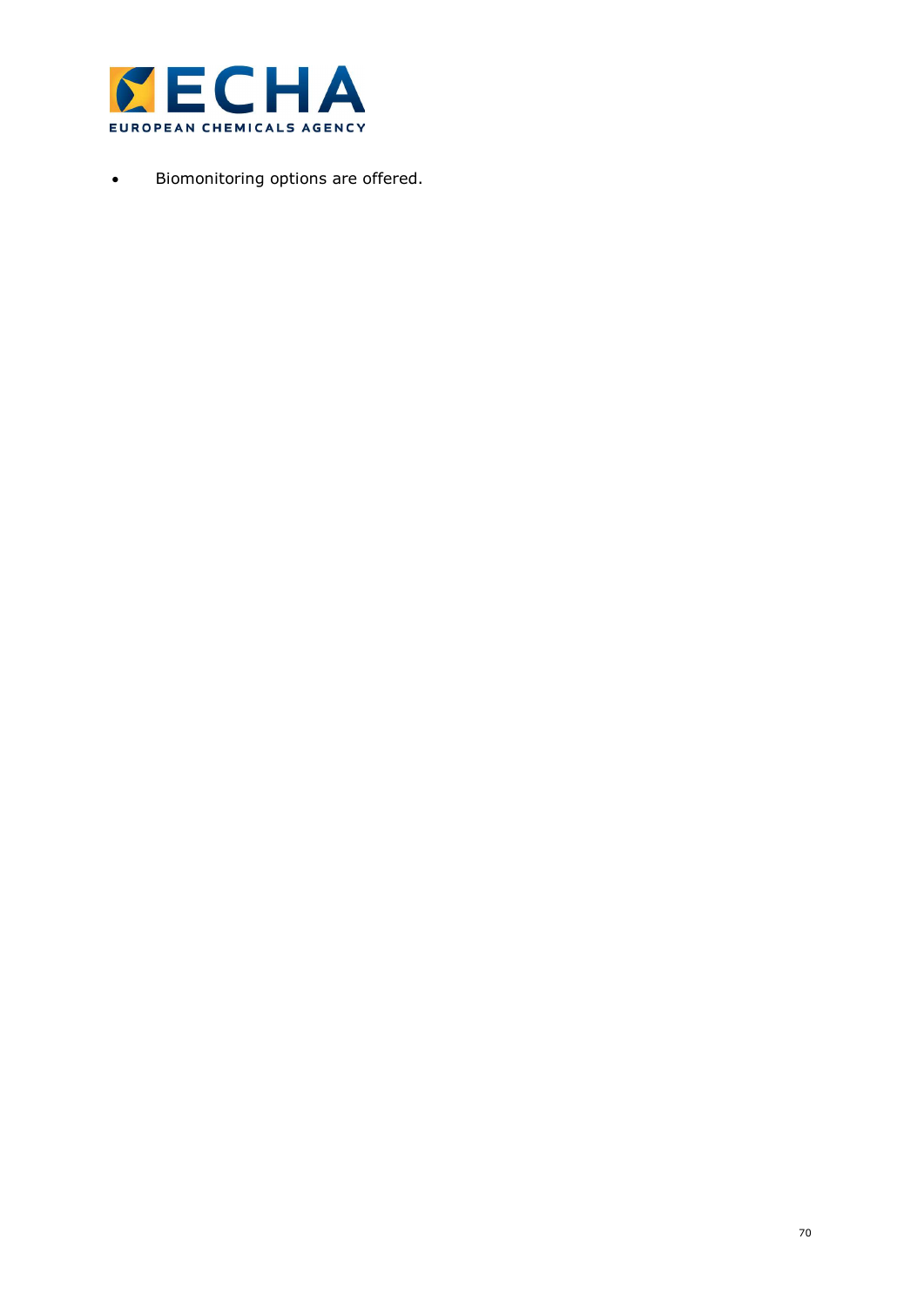- Biomonitoring options are offered.